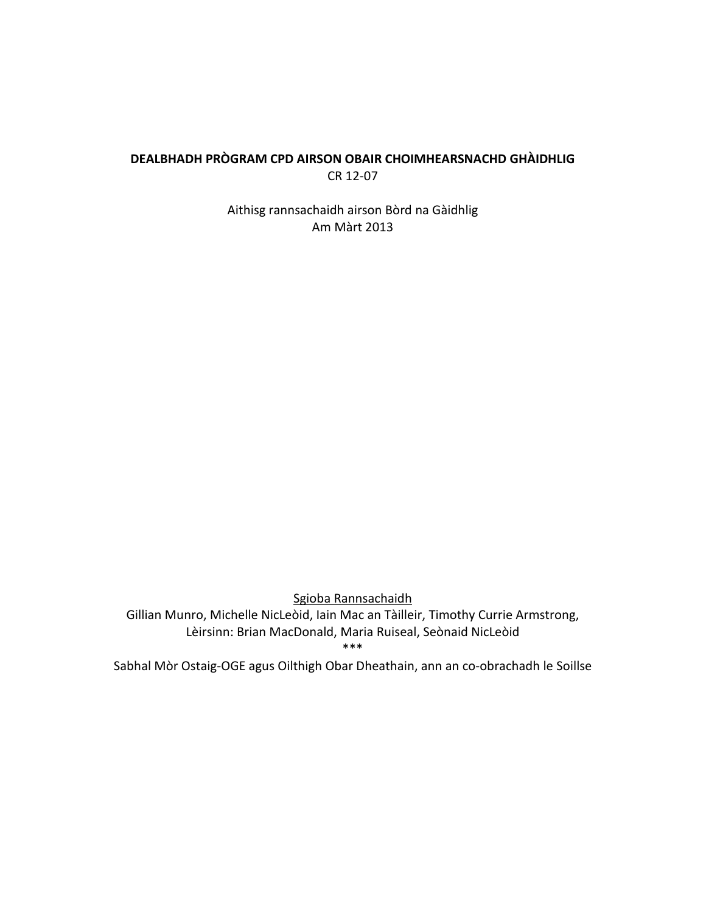# DEALBHADH PRÒGRAM CPD AIRSON OBAIR CHOIMHEARSNACHD GHÀIDHLIG

CR 12-07

Aithisg rannsachaidh airson Bòrd na Gàidhlig

Am Màrt 2013

<u>Sgioba Rannsachaidh</u>

Gillian Munro, Michelle NicLeòid, Iain Mac an Tàilleir, Timothy Currie Armstrong,

Lèirsinn: Brian MacDonald, Maria Ruiseal, Seònaid NicLeòid

***

Sabhal Mòr Ostaig-OGE agus Oilthigh Obar Dheathain, ann an co-obrachadh le Soillse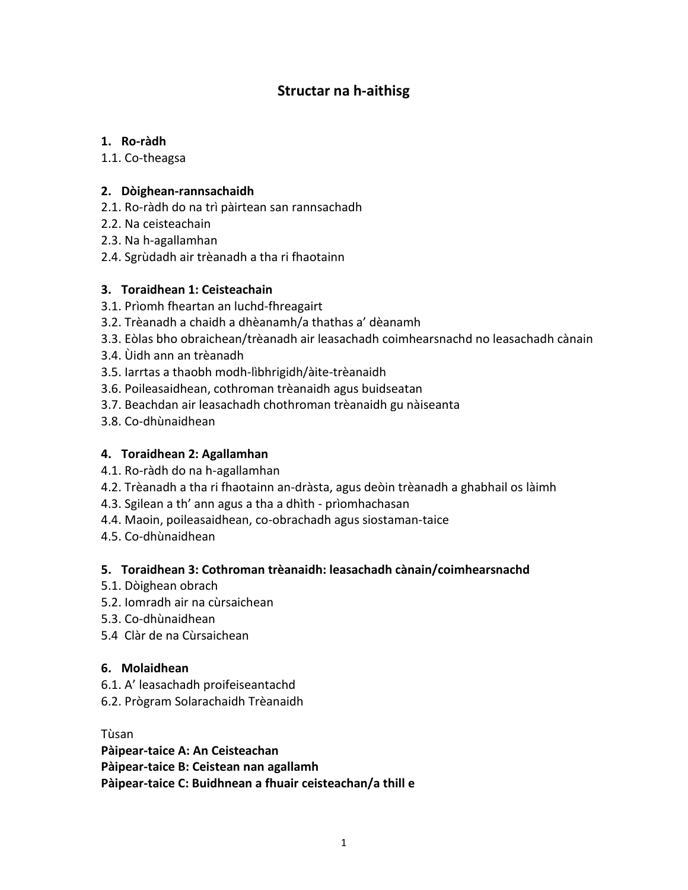# Structuar na h-aithisg

**1. Ro-ràdh**

1.1. Co-theagsa

**2. Dòighean-rannsachaidh**

2.1. Ro-ràdh do na trì pàirtean san rannsachadh
2.2. Na ceisteachain
2.3. Na h-agallamhan
2.4. Sgrùdadh air trèanadh a tha ri fhaotainn

**3. Toraidhean 1: Ceisteachain**

3.1. Prìomh fheartan an luchd-fhreagairt
3.2. Trèanadh a chaidh a dhèanamh/a thathas a' dèanamh
3.3. Eòlas bho obraichean/trèanadh air leasachadh coimhearsnachd no leasachadh cànain
3.4. Ùidh ann an trèanadh
3.5. Iarrtas a thaobh modh-lìbhrigidh/àite-trèanaidh
3.6. Poileasaidhean, cothroman trèanaidh agus buidseatan
3.7. Beachdan air leasachadh chothroman trèanaidh gu nàiseanta
3.8. Co-dhùnaidhean

**4. Toraidhean 2: Agallamhan**

4.1. Ro-ràdh do na h-agallamhan
4.2. Trèanadh a tha ri fhaotainn an-dràsta, agus deòin trèanadh a ghabhail os làimh
4.3. Sgilean a th' ann agus a tha a dhìth - prìomhachasan
4.4. Maoin, poileasaidhean, co-obrachadh agus siostaman-taice
4.5. Co-dhùnaidhean

**5. Toraidhean 3: Cothroman trèanaidh: leasachadh cànain/coimhearsnachd**

5.1. Dòighean obrach
5.2. Iomradh air na cùrsaichean
5.3. Co-dhùnaidhean
5.4 Clàr de na Cùrsaichean

**6. Molaidhean**

6.1. A' leasachadh proifeiseantachd
6.2. Prògram Solarachaidh Trèanaidh

Tùsan

**Pàipear-taice A: An Ceisteachan**

**Pàipear-taice B: Ceistean nan agallamh**

**Pàipear-taice C: Buidhnean a fhuair ceisteachan/a thill e**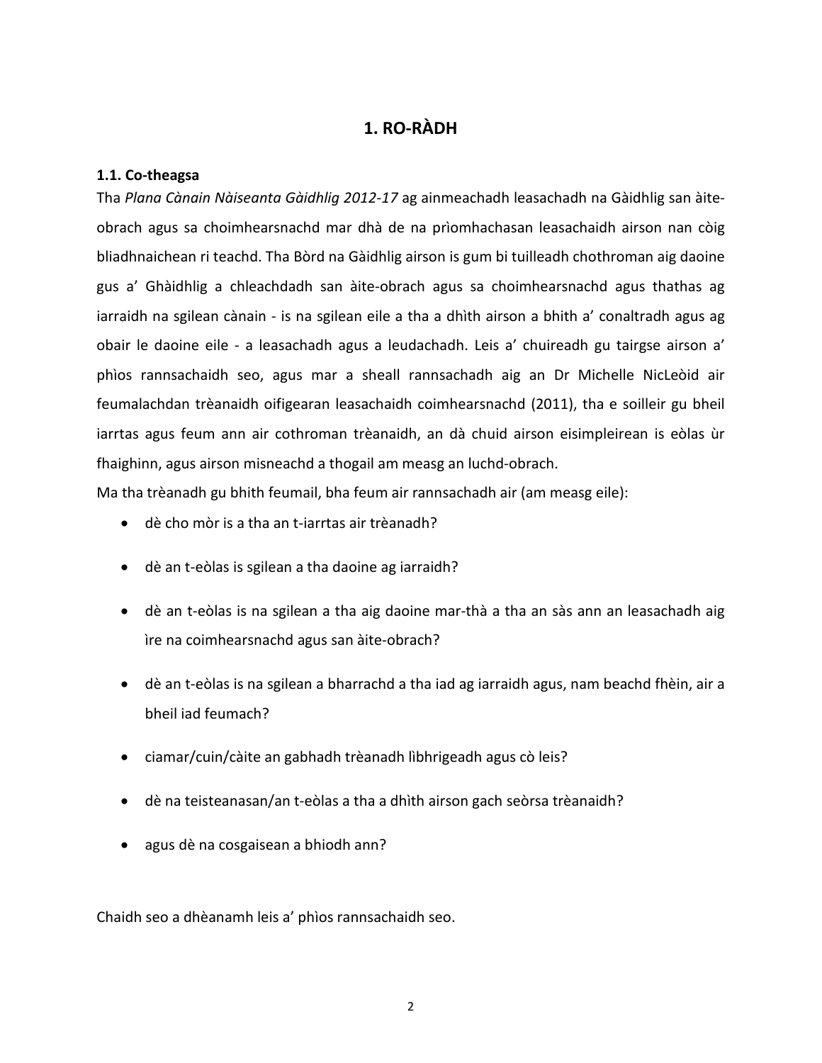# 1. RO-RÀDH

### 1.1. Co-theagsa

Tha *Plana Cànain Nàiseanta Gàidhlig 2012-17* ag ainmeachadh leasachadh na Gàidhlig san àite-obrach agus sa choimhearsnachd mar dhà de na prìomhachasan leasachaidh airson nan còig bliadhnaichean ri teachd. Tha Bòrd na Gàidhlig airson is gum bi tuilleadh chothroman aig daoine gus a' Ghàidhlig a chleachdadh san àite-obrach agus sa choimhearsnachd agus thathas ag iarraidh na sgilean cànain - is na sgilean eile a tha a dhìth airson a bhith a' conaltradh agus ag obair le daoine eile - a leasachadh agus a leudachadh. Leis a' chuireadh gu tairgse airson a' phìos rannsachaidh seo, agus mar a sheall rannsachadh aig an Dr Michelle NicLeòid air feumalachdan trèanaidh oifigearan leasachaidh coimhearsnachd (2011), tha e soilleir gu bheil iarrtas agus feum ann air cothroman trèanaidh, an dà chuid airson eisimpleirean is eòlas ùr fhaighinn, agus airson misneachd a thogail am measg an luchd-obrach.

Ma tha trèanadh gu bhith feumail, bha feum air rannsachadh air (am measg eile):

- dè cho mòr is a tha an t-iarrtas air trèanadh?
- dè an t-eòlas is sgilean a tha daoine ag iarraidh?
- dè an t-eòlas is na sgilean a tha aig daoine mar-thà a tha an sàs ann an leasachadh aig ìre na coimhearsnachd agus san àite-obrach?
- dè an t-eòlas is na sgilean a bharrachd a tha iad ag iarraidh agus, nam beachd fhèin, air a bheil iad feumach?
- ciamar/cuin/càite an gabhadh trèanadh lìbhrigeadh agus cò leis?
- dè na teisteanasan/an t-eòlas a tha a dhìth airson gach seòrsa trèanaidh?
- agus dè na cosgaisean a bhiodh ann?

Chaidh seo a dhèanamh leis a' phìos rannsachaidh seo.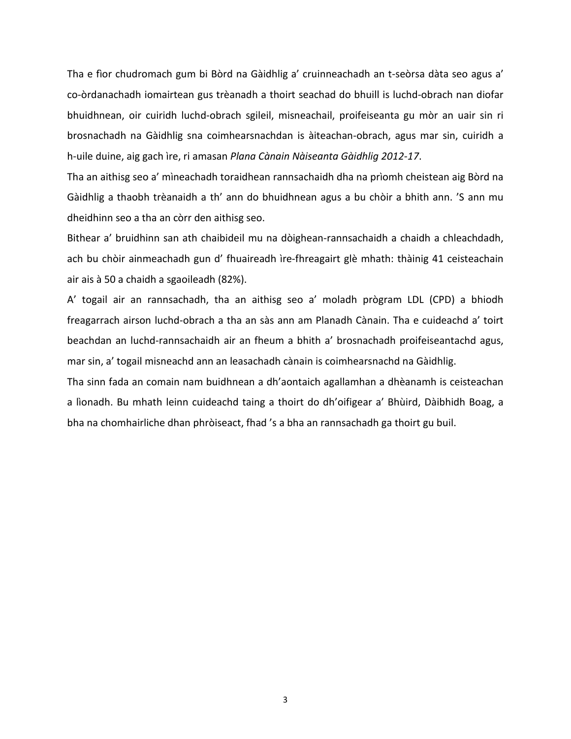Tha e fìor chudromach gum bi Bòrd na Gàidhlig a' cruinneachadh an t-seòrsa dàta seo agus a' co-òrdanachadh iomairtean gus trèanadh a thoirt seachad do bhuill is luchd-obrach nan diofar bhuidhnean, oir cuiridh luchd-obrach sgileil, misneachail, proifeiseanta gu mòr an uair sin ri brosnachadh na Gàidhlig sna coimhearsnachdan is àiteachan-obrach, agus mar sin, cuiridh a h-uile duine, aig gach ìre, ri amasan *Plana Cànain Nàiseanta Gàidhlig 2012-17*.

Tha an aithisg seo a' mìneachadh toraidhean rannsachaidh dha na prìomh cheistean aig Bòrd na Gàidhlig a thaobh trèanaidh a th' ann do bhuidhnean agus a bu chòir a bhith ann. 'S ann mu dheidhinn seo a tha an còrr den aithisg seo.

Bithear a' bruidhinn san ath chaibideil mu na dòighean-rannsachaidh a chaidh a chleachdadh, ach bu chòir ainmeachadh gun d' fhuaireadh ìre-fhreagairt glè mhath: thàinig 41 ceisteachain air ais à 50 a chaidh a sgaoileadh (82%).

A' togail air an rannsachadh, tha an aithisg seo a' moladh prògram LDL (CPD) a bhiodh freagarrach airson luchd-obrach a tha an sàs ann am Planadh Cànain. Tha e cuideachd a' toirt beachdan an luchd-rannsachaidh air an fheum a bhith a' brosnachadh proifeiseantachd agus, mar sin, a' togail misneachd ann an leasachadh cànain is coimhearsnachd na Gàidhlig.

Tha sinn fada an comain nam buidhnean a dh'aontaich agallamhan a dhèanamh is ceisteachan a lìonadh. Bu mhath leinn cuideachd taing a thoirt do dh'oifigear a' Bhùird, Dàibhidh Boag, a bha na chomhairliche dhan phròiseact, fhad 's a bha an rannsachadh ga thoirt gu buil.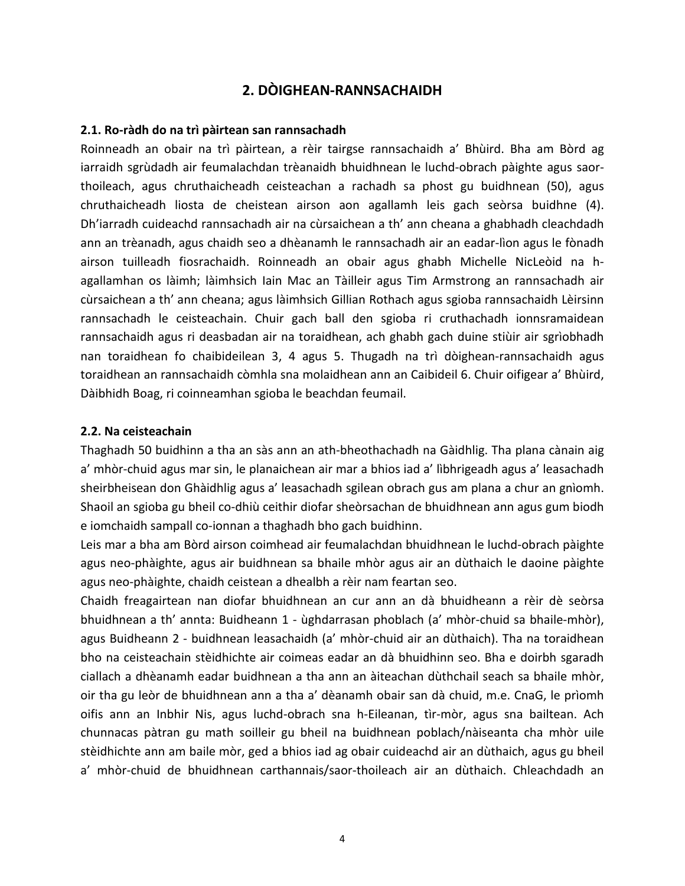## 2. DÒIGHEAN-RANNSACHAIDH

### 2.1. Ro-ràdh do na trì pàirtean san rannsachadh

Roinneadh an obair na trì pàirtean, a rèir tairgse rannsachaidh a' Bhùird. Bha am Bòrd ag iarraidh sgrùdadh air feumalachdan trèanaidh bhuidhnean le luchd-obrach pàighte agus saor-thoileach, agus chruthaicheadh ceisteachan a rachadh sa phost gu buidhnean (50), agus chruthaicheadh liosta de cheistean airson aon agallamh leis gach seòrsa buidhne (4). Dh'iarradh cuideachd rannsachadh air na cùrsaichean a th' ann cheana a ghabhadh cleachdadh ann an trèanadh, agus chaidh seo a dhèanamh le rannsachadh air an eadar-lìon agus le fònadh airson tuilleadh fiosrachaidh. Roinneadh an obair agus ghabh Michelle NicLeòid na h-agallamhan os làimh; làimhsich Iain Mac an Tàilleir agus Tim Armstrong an rannsachadh air cùrsaichean a th' ann cheana; agus làimhsich Gillian Rothach agus sgioba rannsachaidh Lèirsinn rannsachadh le ceisteachain. Chuir gach ball den sgioba ri cruthachadh ionnsramaidean rannsachaidh agus ri deasbadan air na toraidhean, ach ghabh gach duine stiùir air sgrìobhadh nan toraidhean fo chaibideilean 3, 4 agus 5. Thugadh na trì dòighean-rannsachaidh agus toraidhean an rannsachaidh còmhla sna molaidhean ann an Caibideil 6. Chuir oifigear a' Bhùird, Dàibhidh Boag, ri coinneamhan sgioba le beachdan feumail.

### 2.2. Na ceisteachain

Thaghadh 50 buidhinn a tha an sàs ann an ath-bheothachadh na Gàidhlig. Tha plana cànain aig a' mhòr-chuid agus mar sin, le planaichean air mar a bhios iad a' lìbhrigeadh agus a' leasachadh sheirbheisean don Ghàidhlig agus a' leasachadh sgilean obrach gus am plana a chur an gnìomh. Shaoil an sgioba gu bheil co-dhiù ceithir diofar sheòrsachan de bhuidhnean ann agus gum biodh e iomchaidh sampall co-ionnan a thaghadh bho gach buidhinn.

Leis mar a bha am Bòrd airson coimhead air feumalachdan bhuidhnean le luchd-obrach pàighte agus neo-phàighte, agus air buidhnean sa bhaile mhòr agus air an dùthaich le daoine pàighte agus neo-phàighte, chaidh ceistean a dhealbh a rèir nam feartan seo.

Chaidh freagairtean nan diofar bhuidhnean an cur ann an dà bhuidheann a rèir dè seòrsa bhuidhnean a th' annta: Buidheann 1 - ùghdarrasan phoblach (a' mhòr-chuid sa bhaile-mhòr), agus Buidheann 2 - buidhnean leasachaidh (a' mhòr-chuid air an dùthaich). Tha na toraidhean bho na ceisteachain stèidhichte air coimeas eadar an dà bhuidhinn seo. Bha e doirbh sgaradh ciallach a dhèanamh eadar buidhnean a tha ann an àiteachan dùthchail seach sa bhaile mhòr, oir tha gu leòr de bhuidhnean ann a tha a' dèanamh obair san dà chuid, m.e. CnaG, le prìomh oifis ann an Inbhir Nis, agus luchd-obrach sna h-Eileanan, tìr-mòr, agus sna bailtean. Ach chunnacas pàtran gu math soilleir gu bheil na buidhnean poblach/nàiseanta cha mhòr uile stèidhichte ann am baile mòr, ged a bhios iad ag obair cuideachd air an dùthaich, agus gu bheil a' mhòr-chuid de bhuidhnean carthannais/saor-thoileach air an dùthaich. Chleachdadh an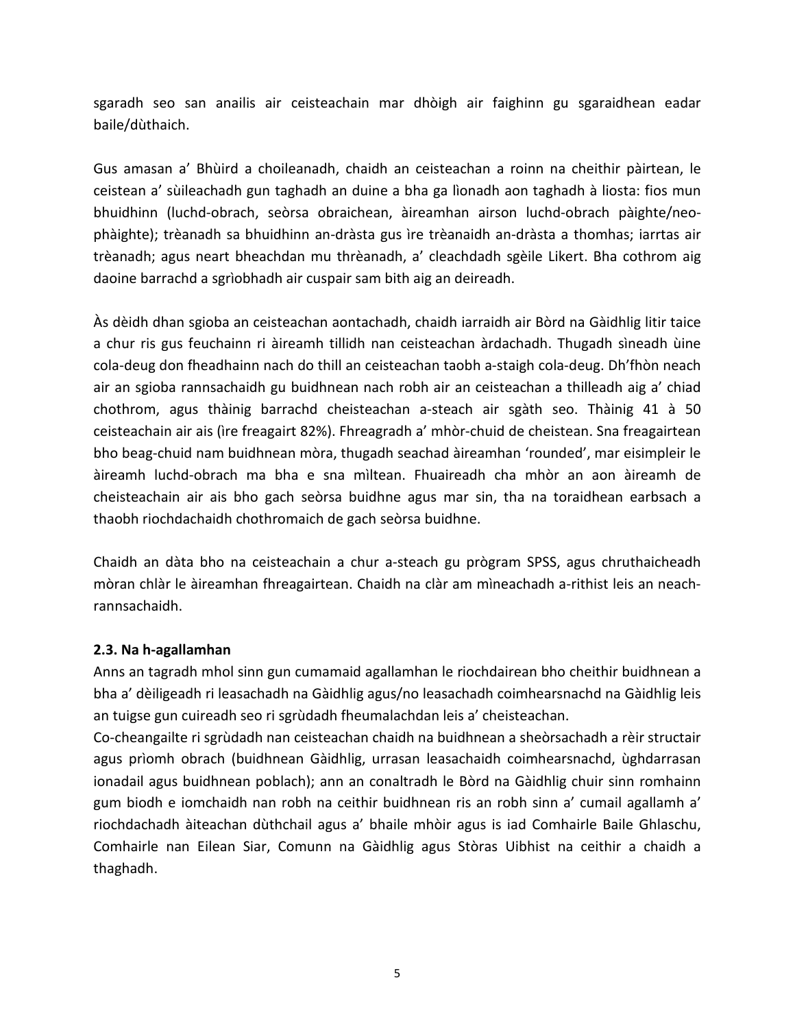sgaradh seo san anailis air ceisteachain mar dhòigh air faighinn gu sgaraidhean eadar baile/dùthaich.

Gus amasan a' Bhùird a choileanadh, chaidh an ceisteachan a roinn na cheithir pàirtean, le ceistean a' sùileachadh gun taghadh an duine a bha ga lìonadh aon taghadh à liosta: fios mun bhuidhinn (luchd-obrach, seòrsa obraichean, àireamhan airson luchd-obrach pàighte/neo-phàighte); trèanadh sa bhuidhinn an-dràsta gus ìre trèanaidh an-dràsta a thomhas; iarrtas air trèanadh; agus neart bheachdan mu thrèanadh, a' cleachdadh sgèile Likert. Bha cothrom aig daoine barrachd a sgrìobhadh air cuspair sam bith aig an deireadh.

Às dèidh dhan sgioba an ceisteachan aontachadh, chaidh iarraidh air Bòrd na Gàidhlig litir taice a chur ris gus feuchainn ri àireamh tillidh nan ceisteachan àrdachadh. Thugadh sìneadh ùine cola-deug don fheadhainn nach do thill an ceisteachan taobh a-staigh cola-deug. Dh'fhòn neach air an sgioba rannsachaidh gu buidhnean nach robh air an ceisteachan a thilleadh aig a' chiad chothrom, agus thàinig barrachd cheisteachan a-steach air sgàth seo. Thàinig 41 à 50 ceisteachain air ais (ìre freagairt 82%). Fhreagradh a' mhòr-chuid de cheistean. Sna freagairtean bho beag-chuid nam buidhnean mòra, thugadh seachad àireamhan 'rounded', mar eisimpleir le àireamh luchd-obrach ma bha e sna mìltean. Fhuaireadh cha mhòr an aon àireamh de cheisteachain air ais bho gach seòrsa buidhne agus mar sin, tha na toraidhean earbsach a thaobh riochdachaidh chothromaich de gach seòrsa buidhne.

Chaidh an dàta bho na ceisteachain a chur a-steach gu prògram SPSS, agus chruthaicheadh mòran chlàr le àireamhan fhreagairtean. Chaidh na clàr am mìneachadh a-rithist leis an neach-rannsachaidh.

### 2.3. Na h-agallamhan

Anns an tagradh mhol sinn gun cumamaid agallamhan le riochdairean bho cheithir buidhnean a bha a' dèiligeadh ri leasachadh na Gàidhlig agus/no leasachadh coimhearsnachd na Gàidhlig leis an tuigse gun cuireadh seo ri sgrùdadh fheumalachdan leis a' cheisteachan.

Co-cheangailte ri sgrùdadh nan ceisteachan chaidh na buidhnean a sheòrsachadh a rèir structair agus prìomh obrach (buidhnean Gàidhlig, urrasan leasachaidh coimhearsnachd, ùghdarrasan ionadail agus buidhnean poblach); ann an conaltradh le Bòrd na Gàidhlig chuir sinn romhainn gum biodh e iomchaidh nan robh na ceithir buidhnean ris an robh sinn a' cumail agallamh a' riochdachadh àiteachan dùthchail agus a' bhaile mhòir agus is iad Comhairle Baile Ghlaschu, Comhairle nan Eilean Siar, Comunn na Gàidhlig agus Stòras Uibhist na ceithir a chaidh a thaghadh.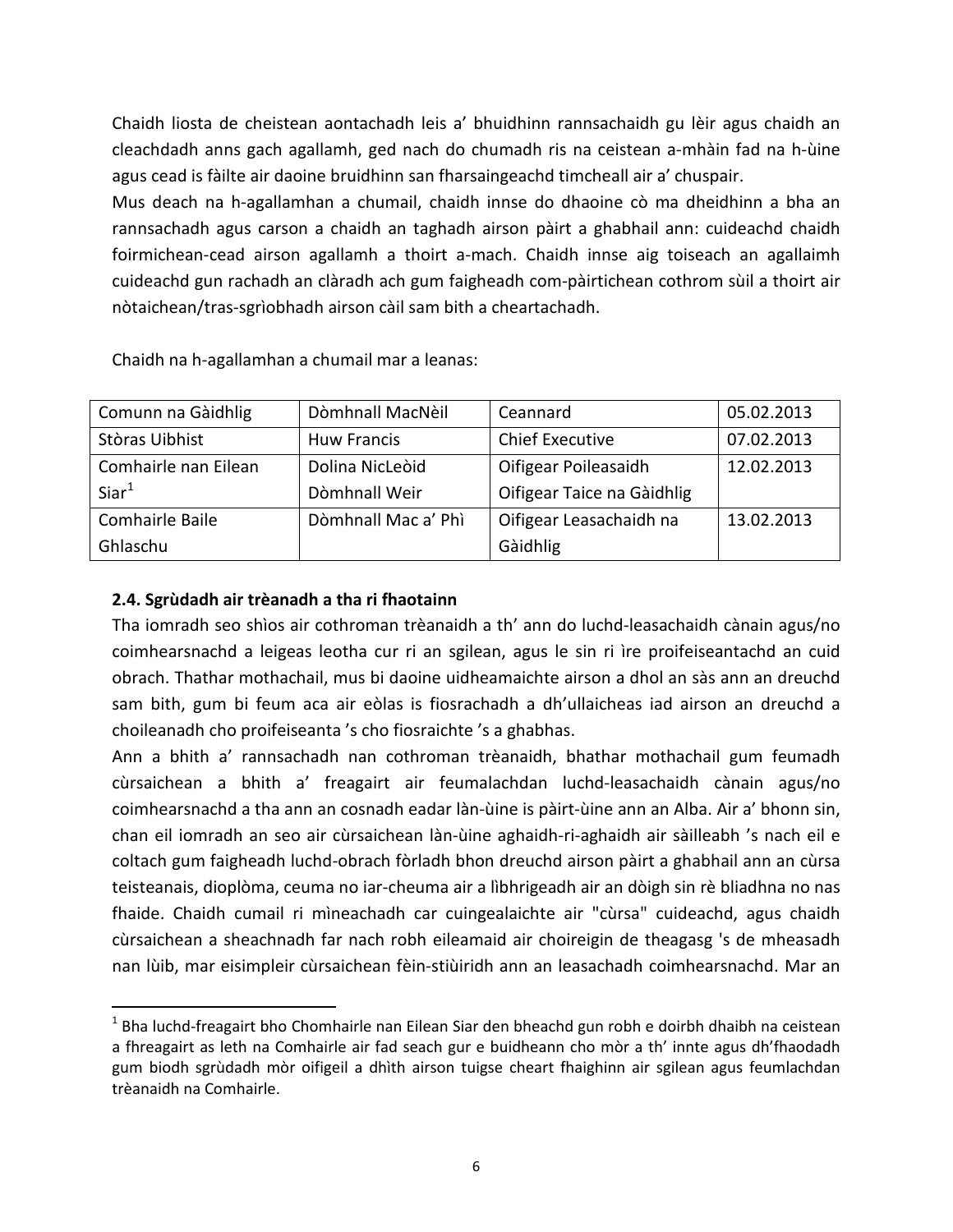Chaidh liosta de cheistean aontachadh leis a' bhuidhinn rannsachaidh gu lèir agus chaidh an cleachdadh anns gach agallamh, ged nach do chumadh ris na ceistean a-mhàin fad na h-ùine agus cead is fàilte air daoine bruidhinn san fharsaingeachd timcheall air a' chuspair.

Mus deach na h-agallamhan a chumail, chaidh innse do dhaoine cò ma dheidhinn a bha an rannsachadh agus carson a chaidh an taghadh airson pàirt a ghabhail ann: cuideachd chaidh foirmichean-cead airson agallamh a thoirt a-mach. Chaidh innse aig toiseach an agallaimh cuideachd gun rachadh an clàradh ach gum faigheadh com-pàirtichean cothrom sùil a thoirt air nòtaichean/tras-sgrìobhadh airson càil sam bith a cheartachadh.

Chaidh na h-agallamhan a chumail mar a leanas:

| | | | |
|---|---|---|---|
| Comunn na Gàidhlig | Dòmhnall MacNèil | Ceannard | 05.02.2013 |
| Stòras Uibhist | Huw Francis | Chief Executive | 07.02.2013 |
| Comhairle nan Eilean Siar[1] | Dolina NicLeòid<br>Dòmhnall Weir | Oifigear Poileasaidh<br>Oifigear Taice na Gàidhlig | 12.02.2013 |
| Comhairle Baile Ghlaschu | Dòmhnall Mac a' Phì | Oifigear Leasachaidh na Gàidhlig | 13.02.2013 |

**2.4. Sgrùdadh air trèanadh a tha ri fhaotainn**

Tha iomradh seo shìos air cothroman trèanaidh a th' ann do luchd-leasachaidh cànain agus/no coimhearsnachd a leigeas leotha cur ri an sgilean, agus le sin ri ìre proifeiseantachd an cuid obrach. Thathar mothachail, mus bi daoine uidheamaichte airson a dhol an sàs ann an dreuchd sam bith, gum bi feum aca air eòlas is fiosrachadh a dh'ullaicheas iad airson an dreuchd a choileanadh cho proifeiseanta 's cho fiosraichte 's a ghabhas.

Ann a bhith a' rannsachadh nan cothroman trèanaidh, bhathar mothachail gum feumadh cùrsaichean a bhith a' freagairt air feumalachdan luchd-leasachaidh cànain agus/no coimhearsnachd a tha ann an cosnadh eadar làn-ùine is pàirt-ùine ann an Alba. Air a' bhonn sin, chan eil iomradh an seo air cùrsaichean làn-ùine aghaidh-ri-aghaidh air sàilleabh 's nach eil e coltach gum faigheadh luchd-obrach fòrladh bhon dreuchd airson pàirt a ghabhail ann an cùrsa teisteanais, dioplòma, ceuma no iar-cheuma air a lìbhrigeadh air an dòigh sin rè bliadhna no nas fhaide. Chaidh cumail ri mìneachadh car cuingealaichte air "cùrsa" cuideachd, agus chaidh cùrsaichean a sheachnadh far nach robh eileamaid air choireigin de theagasg 's de mheasadh nan lùib, mar eisimpleir cùrsaichean fèin-stiùiridh ann an leasachadh coimhearsnachd. Mar an

[1] Bha luchd-freagairt bho Chomhairle nan Eilean Siar den bheachd gun robh e doirbh dhaibh na ceistean a fhreagairt as leth na Comhairle air fad seach gur e buidheann cho mòr a th' innte agus dh'fhaodadh gum biodh sgrùdadh mòr oifigeil a dhìth airson tuigse cheart fhaighinn air sgilean agus feumlachdan trèanaidh na Comhairle.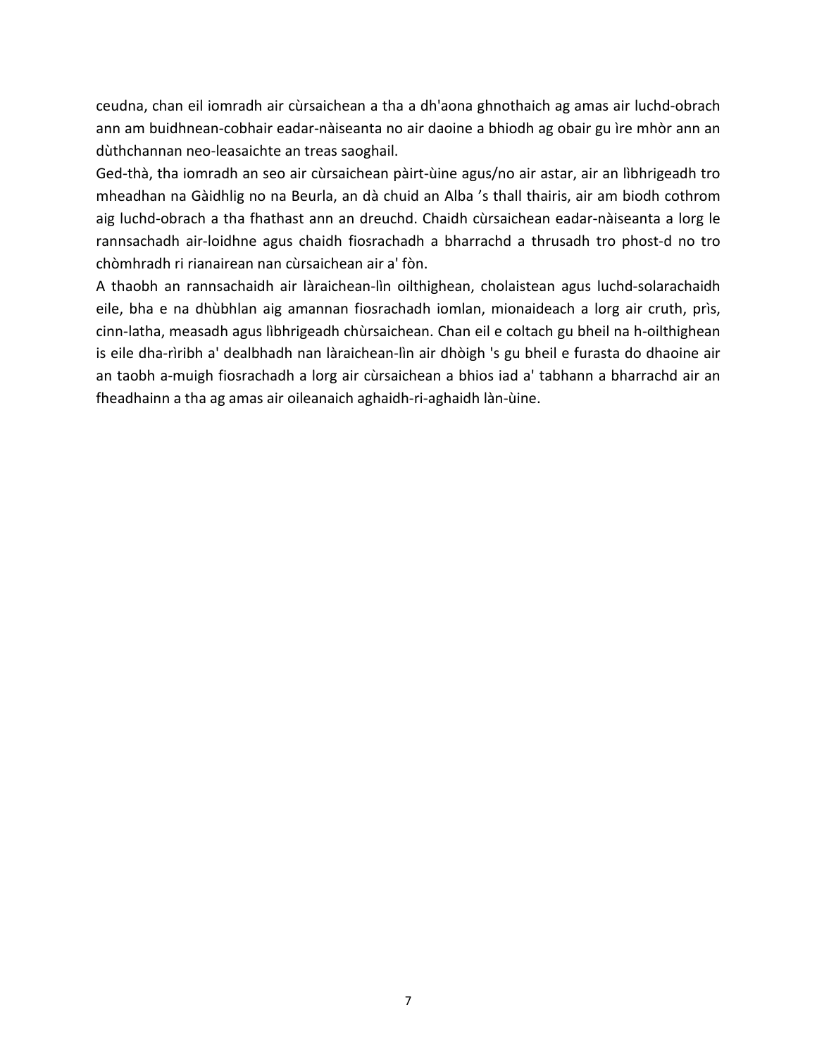ceudna, chan eil iomradh air cùrsaichean a tha a dh'aona ghnothaich ag amas air luchd-obrach ann am buidhnean-cobhair eadar-nàiseanta no air daoine a bhiodh ag obair gu ìre mhòr ann an dùthchannan neo-leasaichte an treas saoghail.

Ged-thà, tha iomradh an seo air cùrsaichean pàirt-ùine agus/no air astar, air an lìbhrigeadh tro mheadhan na Gàidhlig no na Beurla, an dà chuid an Alba 's thall thairis, air am biodh cothrom aig luchd-obrach a tha fhathast ann an dreuchd. Chaidh cùrsaichean eadar-nàiseanta a lorg le rannsachadh air-loidhne agus chaidh fiosrachadh a bharrachd a thrusadh tro phost-d no tro chòmhradh ri rianairean nan cùrsaichean air a' fòn.

A thaobh an rannsachaidh air làraichean-lìn oilthighean, cholaistean agus luchd-solarachaidh eile, bha e na dhùbhlan aig amannan fiosrachadh iomlan, mionaideach a lorg air cruth, prìs, cinn-latha, measadh agus lìbhrigeadh chùrsaichean. Chan eil e coltach gu bheil na h-oilthighean is eile dha-rìribh a' dealbhadh nan làraichean-lìn air dhòigh 's gu bheil e furasta do dhaoine air an taobh a-muigh fiosrachadh a lorg air cùrsaichean a bhios iad a' tabhann a bharrachd air an fheadhainn a tha ag amas air oileanaich aghaidh-ri-aghaidh làn-ùine.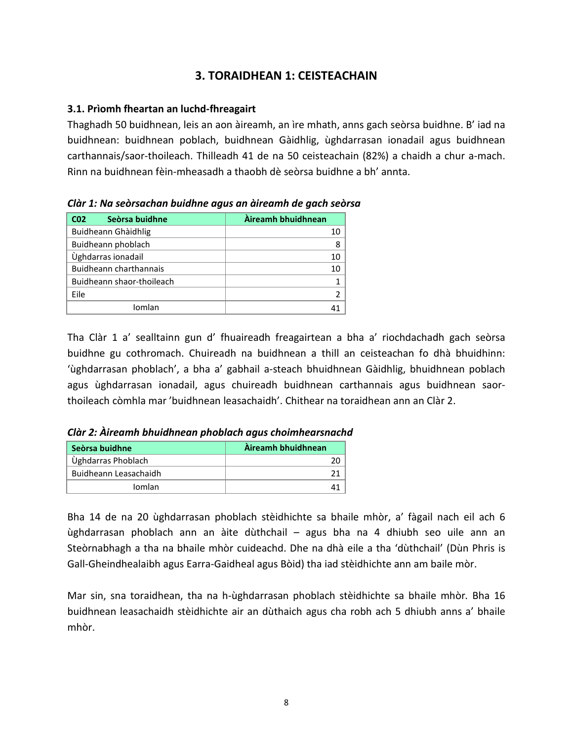## 3. TORAIDHEAN 1: CEISTEACHAIN

### 3.1. Prìomh fheartan an luchd-fhreagairt

Thaghadh 50 buidhnean, leis an aon àireamh, an ìre mhath, anns gach seòrsa buidhne. B' iad na buidhnean: buidhnean poblach, buidhnean Gàidhlig, ùghdarrasan ionadail agus buidhnean carthannais/saor-thoileach. Thilleadh 41 de na 50 ceisteachain (82%) a chaidh a chur a-mach. Rinn na buidhnean fèin-mheasadh a thaobh dè seòrsa buidhne a bh' annta.

***Clàr 1: Na seòrsachan buidhne agus an àireamh de gach seòrsa***

| C02 Seòrsa buidhne | Àireamh bhuidhnean |
|---|---:|
| Buidheann Ghàidhlig | 10 |
| Buidheann phoblach | 8 |
| Ùghdarras ionadail | 10 |
| Buidheann charthannais | 10 |
| Buidheann shaor-thoileach | 1 |
| Eile | 2 |
| Iomlan | 41 |

Tha Clàr 1 a' sealltainn gun d' fhuaireadh freagairtean a bha a' riochdachadh gach seòrsa buidhne gu cothromach. Chuireadh na buidhnean a thill an ceisteachan fo dhà bhuidhinn: 'ùghdarrasan phoblach', a bha a' gabhail a-steach bhuidhnean Gàidhlig, bhuidhnean poblach agus ùghdarrasan ionadail, agus chuireadh buidhnean carthannais agus buidhnean saor-thoileach còmhla mar 'buidhnean leasachaidh'. Chithear na toraidhean ann an Clàr 2.

***Clàr 2: Àireamh bhuidhnean phoblach agus choimhearsnachd***

| Seòrsa buidhne | Àireamh bhuidhnean |
|---|---:|
| Ùghdarras Phoblach | 20 |
| Buidheann Leasachaidh | 21 |
| Iomlan | 41 |

Bha 14 de na 20 ùghdarrasan phoblach stèidhichte sa bhaile mhòr, a' fàgail nach eil ach 6 ùghdarrasan phoblach ann an àite dùthchail – agus bha na 4 dhiubh seo uile ann an Steòrnabhagh a tha na bhaile mhòr cuideachd. Dhe na dhà eile a tha 'dùthchail' (Dùn Phris is Gall-Gheindhealaibh agus Earra-Gaidheal agus Bòid) tha iad stèidhichte ann am baile mòr.

Mar sin, sna toraidhean, tha na h-ùghdarrasan phoblach stèidhichte sa bhaile mhòr. Bha 16 buidhnean leasachaidh stèidhichte air an dùthaich agus cha robh ach 5 dhiubh anns a' bhaile mhòr.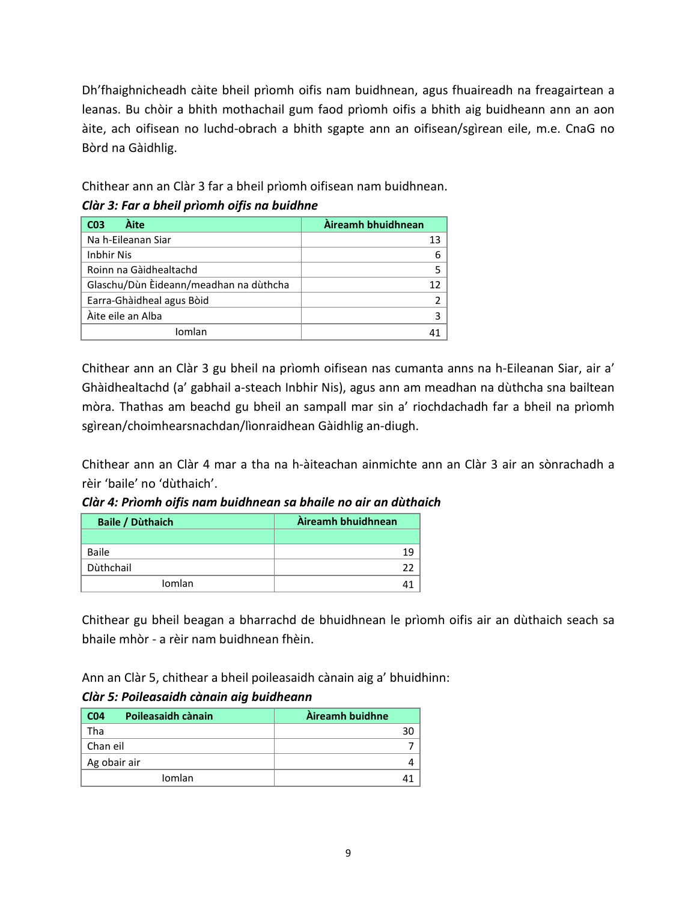Dh'fhaighnicheadh càite bheil prìomh oifis nam buidhnean, agus fhuaireadh na freagairtean a leanas. Bu chòir a bhith mothachail gum faod prìomh oifis a bhith aig buidheann ann an aon àite, ach oifisean no luchd-obrach a bhith sgapte ann an oifisean/sgìrean eile, m.e. CnaG no Bòrd na Gàidhlig.

Chithear ann an Clàr 3 far a bheil prìomh oifisean nam buidhnean.

***Clàr 3: Far a bheil prìomh oifis na buidhne***

| C03 Àite | Àireamh bhuidhnean |
|---|---|
| Na h-Eileanan Siar | 13 |
| Inbhir Nis | 6 |
| Roinn na Gàidhealtachd | 5 |
| Glaschu/Dùn Èideann/meadhan na dùthcha | 12 |
| Earra-Ghàidheal agus Bòid | 2 |
| Àite eile an Alba | 3 |
| Iomlan | 41 |

Chithear ann an Clàr 3 gu bheil na prìomh oifisean nas cumanta anns na h-Eileanan Siar, air a' Ghàidhealtachd (a' gabhail a-steach Inbhir Nis), agus ann am meadhan na dùthcha sna bailtean mòra. Thathas am beachd gu bheil an sampall mar sin a' riochdachadh far a bheil na prìomh sgìrean/choimhearsnachdan/lìonraidhean Gàidhlig an-diugh.

Chithear ann an Clàr 4 mar a tha na h-àiteachan ainmichte ann an Clàr 3 air an sònrachadh a rèir 'baile' no 'dùthaich'.

***Clàr 4: Prìomh oifis nam buidhnean sa bhaile no air an dùthaich***

| Baile / Dùthaich | Àireamh bhuidhnean |
|---|---|
| Baile | 19 |
| Dùthchail | 22 |
| Iomlan | 41 |

Chithear gu bheil beagan a bharrachd de bhuidhnean le prìomh oifis air an dùthaich seach sa bhaile mhòr - a rèir nam buidhnean fhèin.

Ann an Clàr 5, chithear a bheil poileasaidh cànain aig a' bhuidhinn:

***Clàr 5: Poileasaidh cànain aig buidheann***

| C04 Poileasaidh cànain | Àireamh buidhne |
|---|---|
| Tha | 30 |
| Chan eil | 7 |
| Ag obair air | 4 |
| Iomlan | 41 |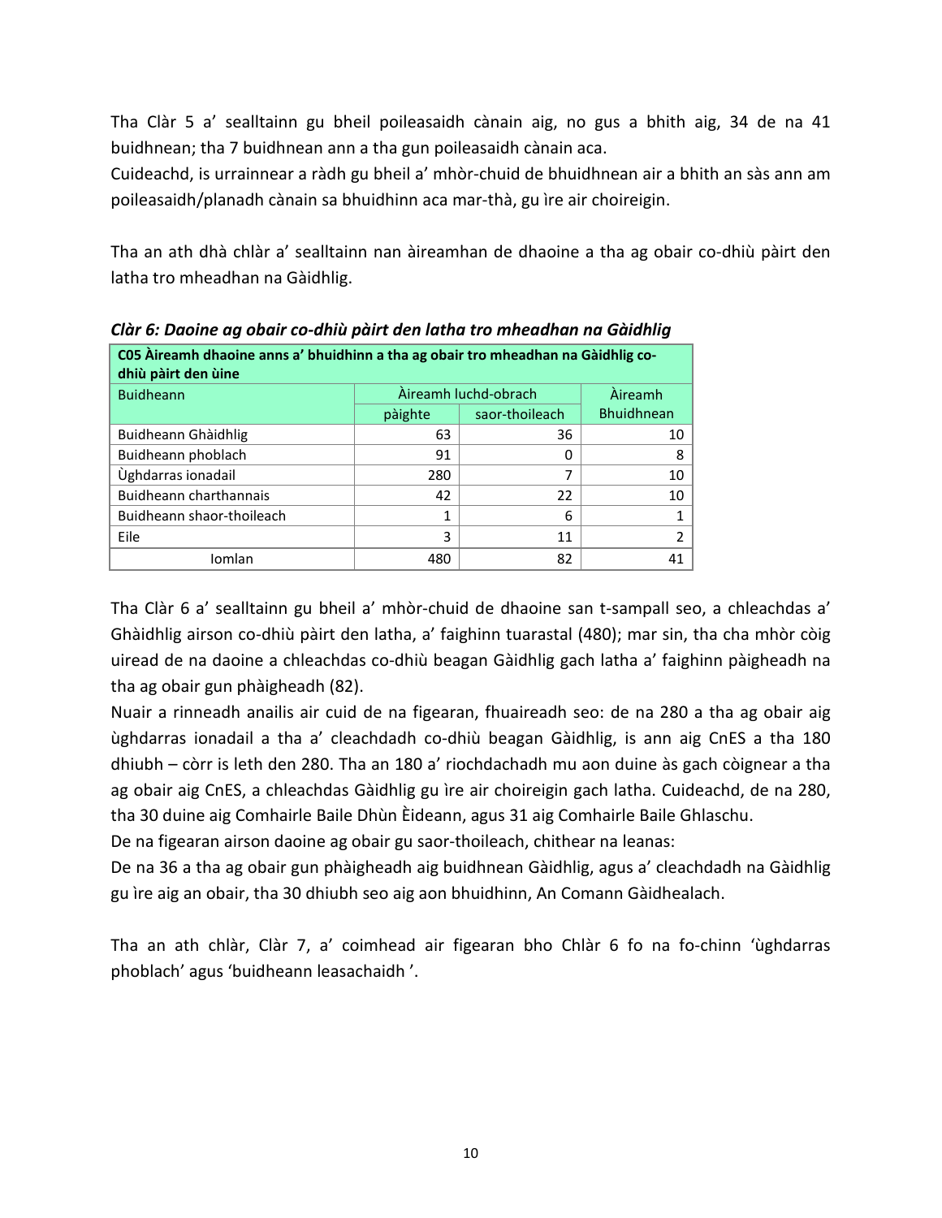Tha Clàr 5 a' sealltainn gu bheil poileasaidh cànain aig, no gus a bhith aig, 34 de na 41 buidhnean; tha 7 buidhnean ann a tha gun poileasaidh cànain aca.
Cuideachd, is urrainnear a ràdh gu bheil a' mhòr-chuid de bhuidhnean air a bhith an sàs ann am poileasaidh/planadh cànain sa bhuidhinn aca mar-thà, gu ìre air choireigin.

Tha an ath dhà chlàr a' sealltainn nan àireamhan de dhaoine a tha ag obair co-dhiù pàirt den latha tro mheadhan na Gàidhlig.

***Clàr 6: Daoine ag obair co-dhiù pàirt den latha tro mheadhan na Gàidhlig***

| C05 Àireamh dhaoine anns a' bhuidhinn a tha ag obair tro mheadhan na Gàidhlig co-dhiù pàirt den ùine | | | |
|---|---|---|---|
| Buidheann | Àireamh luchd-obrach | | Àireamh Bhuidhnean |
| | pàighte | saor-thoileach | |
| Buidheann Ghàidhlig | 63 | 36 | 10 |
| Buidheann phoblach | 91 | 0 | 8 |
| Ùghdarras ionadail | 280 | 7 | 10 |
| Buidheann charthannais | 42 | 22 | 10 |
| Buidheann shaor-thoileach | 1 | 6 | 1 |
| Eile | 3 | 11 | 2 |
| Iomlan | 480 | 82 | 41 |

Tha Clàr 6 a' sealltainn gu bheil a' mhòr-chuid de dhaoine san t-sampall seo, a chleachdas a' Ghàidhlig airson co-dhiù pàirt den latha, a' faighinn tuarastal (480); mar sin, tha cha mhòr còig uiread de na daoine a chleachdas co-dhiù beagan Gàidhlig gach latha a' faighinn pàigheadh na tha ag obair gun phàigheadh (82).
Nuair a rinneadh anailis air cuid de na figearan, fhuaireadh seo: de na 280 a tha ag obair aig ùghdarras ionadail a tha a' cleachdadh co-dhiù beagan Gàidhlig, is ann aig CnES a tha 180 dhiubh – còrr is leth den 280. Tha an 180 a' riochdachadh mu aon duine às gach còignear a tha ag obair aig CnES, a chleachdas Gàidhlig gu ìre air choireigin gach latha. Cuideachd, de na 280, tha 30 duine aig Comhairle Baile Dhùn Èideann, agus 31 aig Comhairle Baile Ghlaschu.
De na figearan airson daoine ag obair gu saor-thoileach, chithear na leanas:
De na 36 a tha ag obair gun phàigheadh aig buidhnean Gàidhlig, agus a' cleachdadh na Gàidhlig gu ìre aig an obair, tha 30 dhiubh seo aig aon bhuidhinn, An Comann Gàidhealach.

Tha an ath chlàr, Clàr 7, a' coimhead air figearan bho Chlàr 6 fo na fo-chinn 'ùghdarras phoblach' agus 'buidheann leasachaidh '.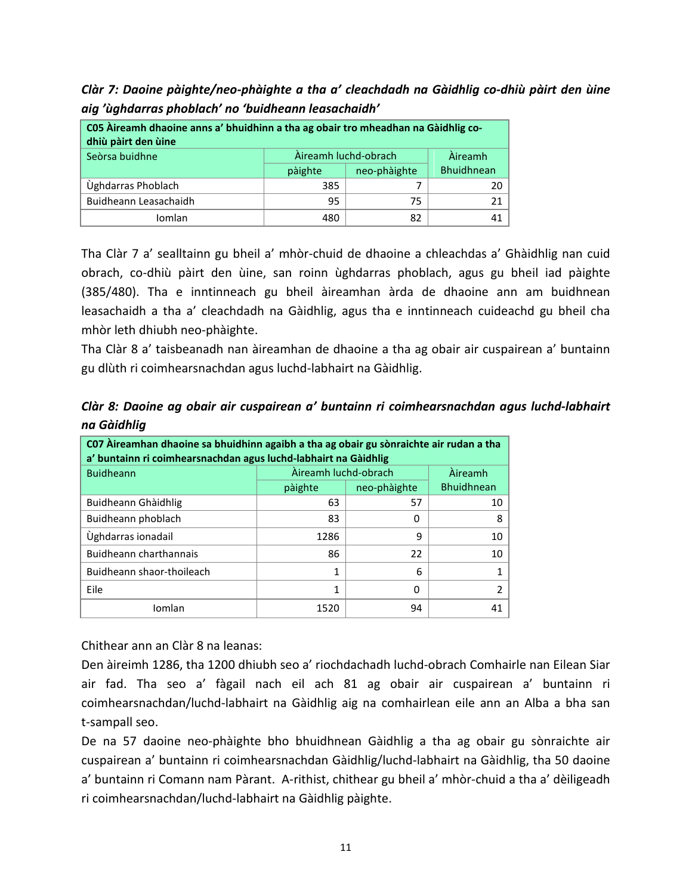*Clàr 7: Daoine pàighte/neo-phàighte a tha a' cleachdadh na Gàidhlig co-dhiù pàirt den ùine aig 'ùghdarras phoblach' no 'buidheann leasachaidh'*

| **C05 Àireamh dhaoine anns a' bhuidhinn a tha ag obair tro mheadhan na Gàidhlig co-dhiù pàirt den ùine** | | | |
|---|---|---|---|
| Seòrsa buidhne | Àireamh luchd-obrach | | Àireamh Bhuidhnean |
| | pàighte | neo-phàighte | |
| Ùghdarras Phoblach | 385 | 7 | 20 |
| Buidheann Leasachaidh | 95 | 75 | 21 |
| Iomlan | 480 | 82 | 41 |

Tha Clàr 7 a' sealltainn gu bheil a' mhòr-chuid de dhaoine a chleachdas a' Ghàidhlig nan cuid obrach, co-dhiù pàirt den ùine, san roinn ùghdarras phoblach, agus gu bheil iad pàighte (385/480). Tha e inntinneach gu bheil àireamhan àrda de dhaoine ann am buidhnean leasachaidh a tha a' cleachdadh na Gàidhlig, agus tha e inntinneach cuideachd gu bheil cha mhòr leth dhiubh neo-phàighte.

Tha Clàr 8 a' taisbeanadh nan àireamhan de dhaoine a tha ag obair air cuspairean a' buntainn gu dlùth ri coimhearsnachdan agus luchd-labhairt na Gàidhlig.

*Clàr 8: Daoine ag obair air cuspairean a' buntainn ri coimhearsnachdan agus luchd-labhairt na Gàidhlig*

| **C07 Àireamhan dhaoine sa bhuidhinn agaibh a tha ag obair gu sònraichte air rudan a tha a' buntainn ri coimhearsnachdan agus luchd-labhairt na Gàidhlig** | | | |
|---|---|---|---|
| Buidheann | Àireamh luchd-obrach | | Àireamh Bhuidhnean |
| | pàighte | neo-phàighte | |
| Buidheann Ghàidhlig | 63 | 57 | 10 |
| Buidheann phoblach | 83 | 0 | 8 |
| Ùghdarras ionadail | 1286 | 9 | 10 |
| Buidheann charthannais | 86 | 22 | 10 |
| Buidheann shaor-thoileach | 1 | 6 | 1 |
| Eile | 1 | 0 | 2 |
| Iomlan | 1520 | 94 | 41 |

Chithear ann an Clàr 8 na leanas:

Den àireimh 1286, tha 1200 dhiubh seo a' riochdachadh luchd-obrach Comhairle nan Eilean Siar air fad. Tha seo a' fàgail nach eil ach 81 ag obair air cuspairean a' buntainn ri coimhearsnachdan/luchd-labhairt na Gàidhlig aig na comhairlean eile ann an Alba a bha san t-sampall seo.

De na 57 daoine neo-phàighte bho bhuidhnean Gàidhlig a tha ag obair gu sònraichte air cuspairean a' buntainn ri coimhearsnachdan Gàidhlig/luchd-labhairt na Gàidhlig, tha 50 daoine a' buntainn ri Comann nam Pàrant. A-rithist, chithear gu bheil a' mhòr-chuid a tha a' dèiligeadh ri coimhearsnachdan/luchd-labhairt na Gàidhlig pàighte.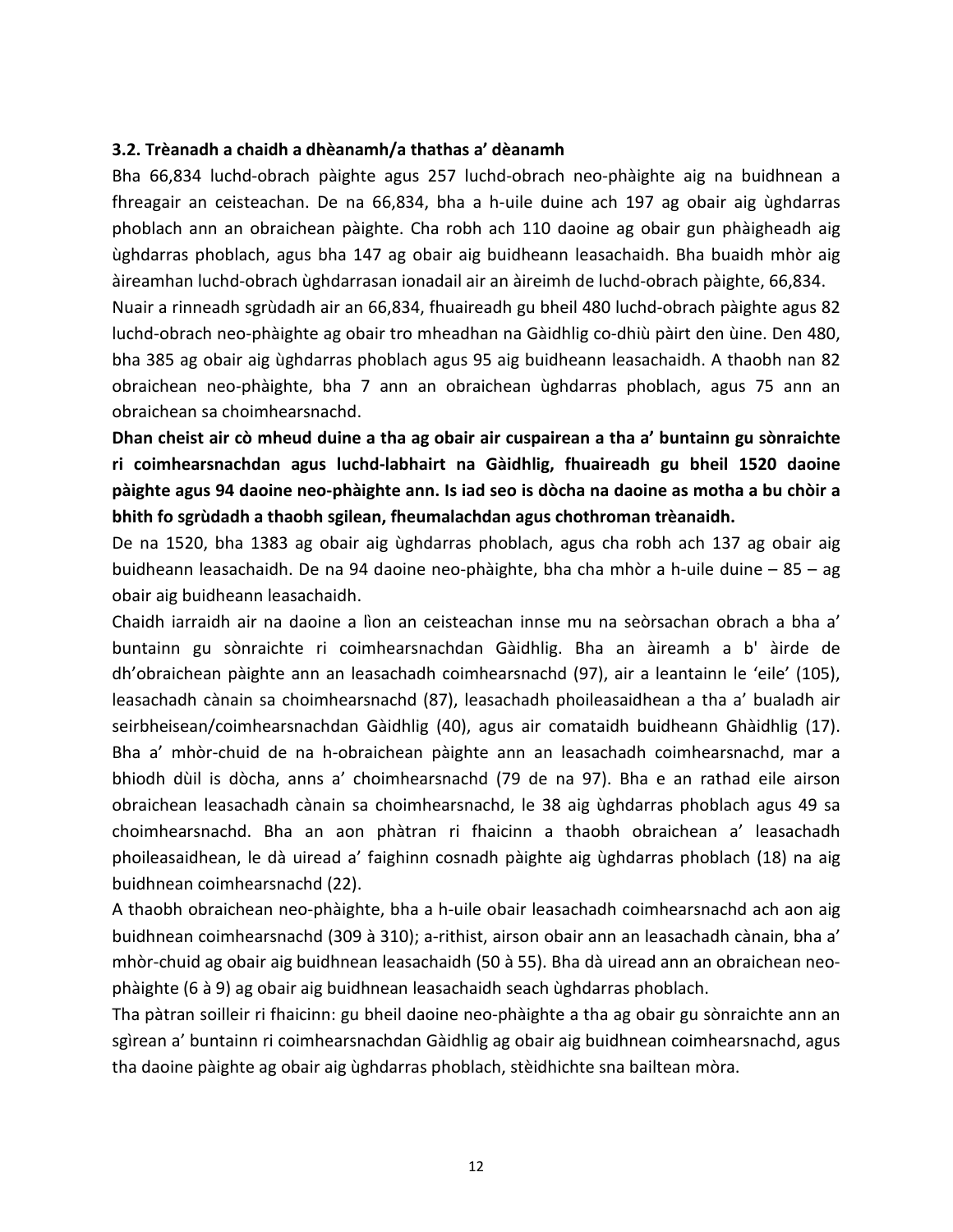### 3.2. Trèanadh a chaidh a dhèanamh/a thathas a' dèanamh

Bha 66,834 luchd-obrach pàighte agus 257 luchd-obrach neo-phàighte aig na buidhnean a fhreagair an ceisteachan. De na 66,834, bha a h-uile duine ach 197 ag obair aig ùghdarras phoblach ann an obraichean pàighte. Cha robh ach 110 daoine ag obair gun phàigheadh aig ùghdarras phoblach, agus bha 147 ag obair aig buidheann leasachaidh. Bha buaidh mhòr aig àireamhan luchd-obrach ùghdarrasan ionadail air an àireimh de luchd-obrach pàighte, 66,834.

Nuair a rinneadh sgrùdadh air an 66,834, fhuaireadh gu bheil 480 luchd-obrach pàighte agus 82 luchd-obrach neo-phàighte ag obair tro mheadhan na Gàidhlig co-dhiù pàirt den ùine. Den 480, bha 385 ag obair aig ùghdarras phoblach agus 95 aig buidheann leasachaidh. A thaobh nan 82 obraichean neo-phàighte, bha 7 ann an obraichean ùghdarras phoblach, agus 75 ann an obraichean sa choimhearsnachd.

**Dhan cheist air cò mheud duine a tha ag obair air cuspairean a tha a' buntainn gu sònraichte ri coimhearsnachdan agus luchd-labhairt na Gàidhlig, fhuaireadh gu bheil 1520 daoine pàighte agus 94 daoine neo-phàighte ann. Is iad seo is dòcha na daoine as motha a bu chòir a bhith fo sgrùdadh a thaobh sgilean, fheumalachdan agus chothroman trèanaidh.**

De na 1520, bha 1383 ag obair aig ùghdarras phoblach, agus cha robh ach 137 ag obair aig buidheann leasachaidh. De na 94 daoine neo-phàighte, bha cha mhòr a h-uile duine – 85 – ag obair aig buidheann leasachaidh.

Chaidh iarraidh air na daoine a lìon an ceisteachan innse mu na seòrsachan obrach a bha a' buntainn gu sònraichte ri coimhearsnachdan Gàidhlig. Bha an àireamh a b' àirde de dh'obraichean pàighte ann an leasachadh coimhearsnachd (97), air a leantainn le 'eile' (105), leasachadh cànain sa choimhearsnachd (87), leasachadh phoileasaidhean a tha a' bualadh air seirbheisean/coimhearsnachdan Gàidhlig (40), agus air comataidh buidheann Ghàidhlig (17). Bha a' mhòr-chuid de na h-obraichean pàighte ann an leasachadh coimhearsnachd, mar a bhiodh dùil is dòcha, anns a' choimhearsnachd (79 de na 97). Bha e an rathad eile airson obraichean leasachadh cànain sa choimhearsnachd, le 38 aig ùghdarras phoblach agus 49 sa choimhearsnachd. Bha an aon phàtran ri fhaicinn a thaobh obraichean a' leasachadh phoileasaidhean, le dà uiread a' faighinn cosnadh pàighte aig ùghdarras phoblach (18) na aig buidhnean coimhearsnachd (22).

A thaobh obraichean neo-phàighte, bha a h-uile obair leasachadh coimhearsnachd ach aon aig buidhnean coimhearsnachd (309 à 310); a-rithist, airson obair ann an leasachadh cànain, bha a' mhòr-chuid ag obair aig buidhnean leasachaidh (50 à 55). Bha dà uiread ann an obraichean neo-phàighte (6 à 9) ag obair aig buidhnean leasachaidh seach ùghdarras phoblach.

Tha pàtran soilleir ri fhaicinn: gu bheil daoine neo-phàighte a tha ag obair gu sònraichte ann an sgìrean a' buntainn ri coimhearsnachdan Gàidhlig ag obair aig buidhnean coimhearsnachd, agus tha daoine pàighte ag obair aig ùghdarras phoblach, stèidhichte sna bailtean mòra.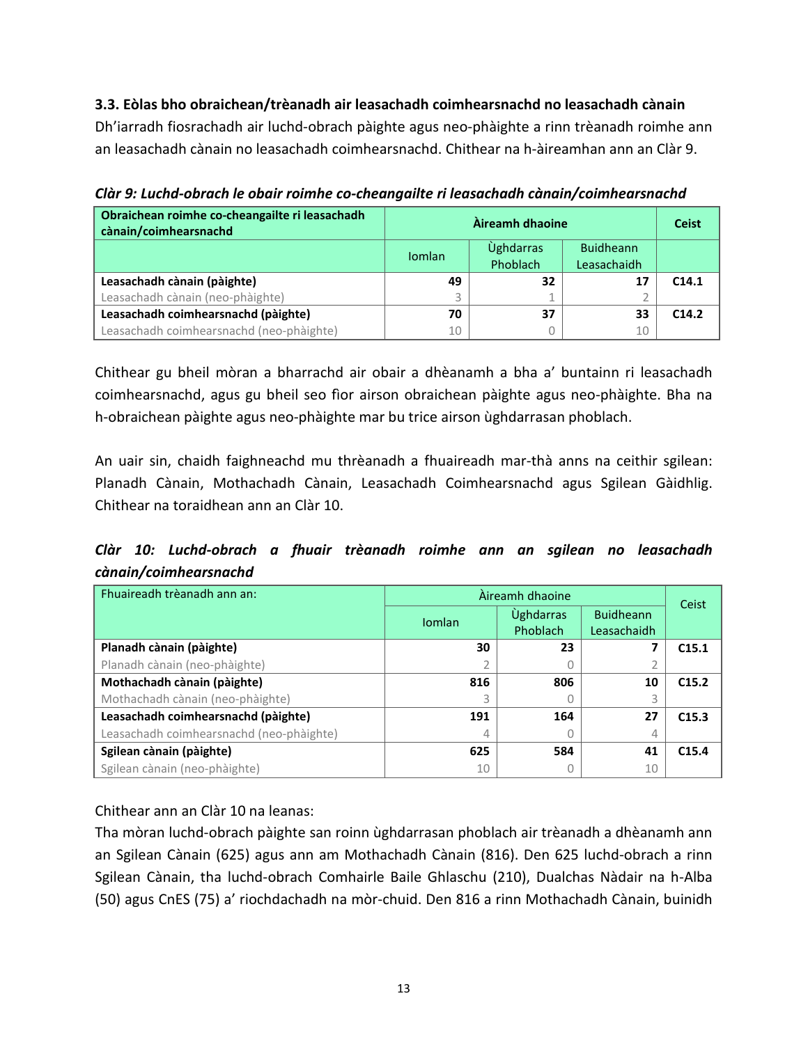**3.3. Eòlas bho obraichean/trèanadh air leasachadh coimhearsnachd no leasachadh cànain**

Dh'iarradh fiosrachadh air luchd-obrach pàighte agus neo-phàighte a rinn trèanadh roimhe ann an leasachadh cànain no leasachadh coimhearsnachd. Chithear na h-àireamhan ann an Clàr 9.

***Clàr 9: Luchd-obrach le obair roimhe co-cheangailte ri leasachadh cànain/coimhearsnachd***

| Obraichean roimhe co-cheangailte ri leasachadh cànain/coimhearsnachd | Àireamh dhaoine | | | Ceist |
|---|---|---|---|---|
| | Iomlan | Ùghdarras Phoblach | Buidheann Leasachaidh | |
| **Leasachadh cànain (pàighte)** | **49** | **32** | **17** | **C14.1** |
| Leasachadh cànain (neo-phàighte) | 3 | 1 | 2 | |
| **Leasachadh coimhearsnachd (pàighte)** | **70** | **37** | **33** | **C14.2** |
| Leasachadh coimhearsnachd (neo-phàighte) | 10 | 0 | 10 | |

Chithear gu bheil mòran a bharrachd air obair a dhèanamh a bha a' buntainn ri leasachadh coimhearsnachd, agus gu bheil seo fìor airson obraichean pàighte agus neo-phàighte. Bha na h-obraichean pàighte agus neo-phàighte mar bu trice airson ùghdarrasan phoblach.

An uair sin, chaidh faighneachd mu thrèanadh a fhuaireadh mar-thà anns na ceithir sgilean: Planadh Cànain, Mothachadh Cànain, Leasachadh Coimhearsnachd agus Sgilean Gàidhlig. Chithear na toraidhean ann an Clàr 10.

***Clàr 10: Luchd-obrach a fhuair trèanadh roimhe ann an sgilean no leasachadh cànain/coimhearsnachd***

| Fhuaireadh trèanadh ann an: | Àireamh dhaoine | | | Ceist |
|---|---|---|---|---|
| | Iomlan | Ùghdarras Phoblach | Buidheann Leasachaidh | |
| **Planadh cànain (pàighte)** | **30** | **23** | **7** | **C15.1** |
| Planadh cànain (neo-phàighte) | 2 | 0 | 2 | |
| **Mothachadh cànain (pàighte)** | **816** | **806** | **10** | **C15.2** |
| Mothachadh cànain (neo-phàighte) | 3 | 0 | 3 | |
| **Leasachadh coimhearsnachd (pàighte)** | **191** | **164** | **27** | **C15.3** |
| Leasachadh coimhearsnachd (neo-phàighte) | 4 | 0 | 4 | |
| **Sgilean cànain (pàighte)** | **625** | **584** | **41** | **C15.4** |
| Sgilean cànain (neo-phàighte) | 10 | 0 | 10 | |

Chithear ann an Clàr 10 na leanas:

Tha mòran luchd-obrach pàighte san roinn ùghdarrasan phoblach air trèanadh a dhèanamh ann an Sgilean Cànain (625) agus ann am Mothachadh Cànain (816). Den 625 luchd-obrach a rinn Sgilean Cànain, tha luchd-obrach Comhairle Baile Ghlaschu (210), Dualchas Nàdair na h-Alba (50) agus CnES (75) a' riochdachadh na mòr-chuid. Den 816 a rinn Mothachadh Cànain, buinidh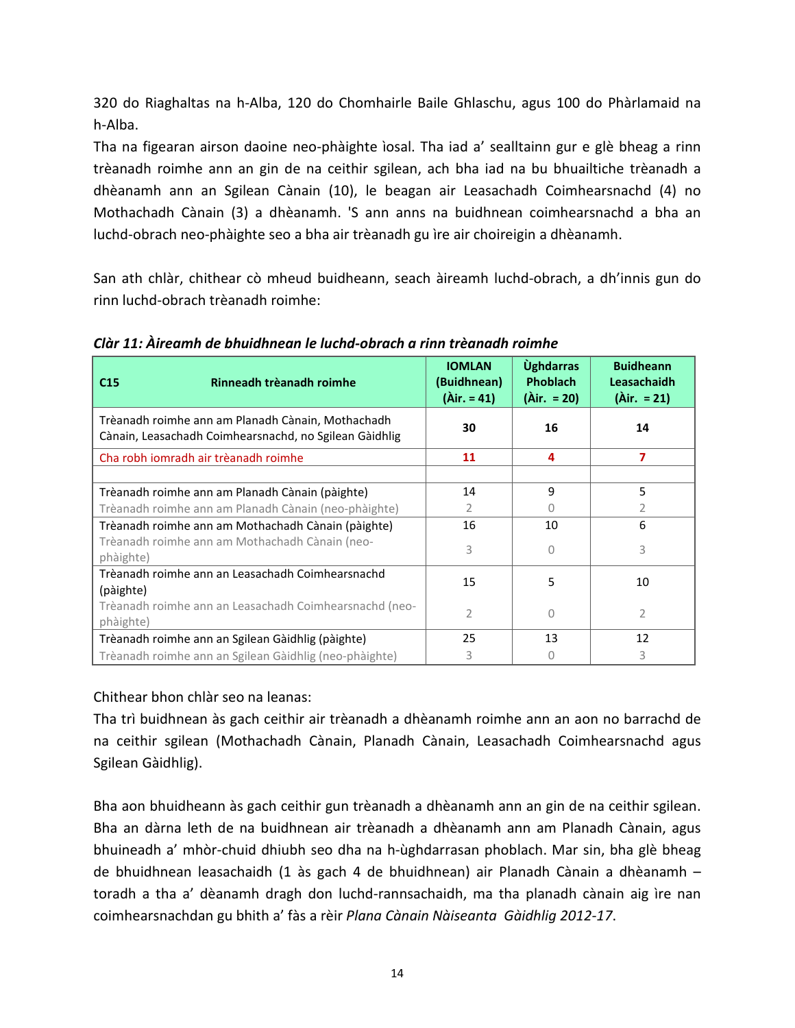320 do Riaghaltas na h-Alba, 120 do Chomhairle Baile Ghlaschu, agus 100 do Phàrlamaid na h-Alba.

Tha na figearan airson daoine neo-phàighte ìosal. Tha iad a' sealltainn gur e glè bheag a rinn trèanadh roimhe ann an gin de na ceithir sgilean, ach bha iad na bu bhuailtiche trèanadh a dhèanamh ann an Sgilean Cànain (10), le beagan air Leasachadh Coimhearsnachd (4) no Mothachadh Cànain (3) a dhèanamh. 'S ann anns na buidhnean coimhearsnachd a bha an luchd-obrach neo-phàighte seo a bha air trèanadh gu ìre air choireigin a dhèanamh.

San ath chlàr, chithear cò mheud buidheann, seach àireamh luchd-obrach, a dh'innis gun do rinn luchd-obrach trèanadh roimhe:

***Clàr 11: Àireamh de bhuidhnean le luchd-obrach a rinn trèanadh roimhe***

| C15 Rinneadh trèanadh roimhe | IOMLAN (Buidhnean) (Àir. = 41) | Ùghdarras Phoblach (Àir. = 20) | Buidheann Leasachaidh (Àir. = 21) |
|---|---|---|---|
| Trèanadh roimhe ann am Planadh Cànain, Mothachadh Cànain, Leasachadh Coimhearsnachd, no Sgilean Gàidhlig | **30** | **16** | **14** |
| Cha robh iomradh air trèanadh roimhe | **11** | **4** | **7** |
| | | | |
| Trèanadh roimhe ann am Planadh Cànain (pàighte) | 14 | 9 | 5 |
| Trèanadh roimhe ann am Planadh Cànain (neo-phàighte) | 2 | 0 | 2 |
| Trèanadh roimhe ann am Mothachadh Cànain (pàighte) | 16 | 10 | 6 |
| Trèanadh roimhe ann am Mothachadh Cànain (neo-phàighte) | 3 | 0 | 3 |
| Trèanadh roimhe ann an Leasachadh Coimhearsnachd (pàighte) | 15 | 5 | 10 |
| Trèanadh roimhe ann an Leasachadh Coimhearsnachd (neo-phàighte) | 2 | 0 | 2 |
| Trèanadh roimhe ann an Sgilean Gàidhlig (pàighte) | 25 | 13 | 12 |
| Trèanadh roimhe ann an Sgilean Gàidhlig (neo-phàighte) | 3 | 0 | 3 |

Chithear bhon chlàr seo na leanas:

Tha trì buidhnean às gach ceithir air trèanadh a dhèanamh roimhe ann an aon no barrachd de na ceithir sgilean (Mothachadh Cànain, Planadh Cànain, Leasachadh Coimhearsnachd agus Sgilean Gàidhlig).

Bha aon bhuidheann às gach ceithir gun trèanadh a dhèanamh ann an gin de na ceithir sgilean. Bha an dàrna leth de na buidhnean air trèanadh a dhèanamh ann am Planadh Cànain, agus bhuineadh a' mhòr-chuid dhiubh seo dha na h-ùghdarrasan phoblach. Mar sin, bha glè bheag de bhuidhnean leasachaidh (1 às gach 4 de bhuidhnean) air Planadh Cànain a dhèanamh – toradh a tha a' dèanamh dragh don luchd-rannsachaidh, ma tha planadh cànain aig ìre nan coimhearsnachdan gu bhith a' fàs a rèir *Plana Cànain Nàiseanta Gàidhlig 2012-17*.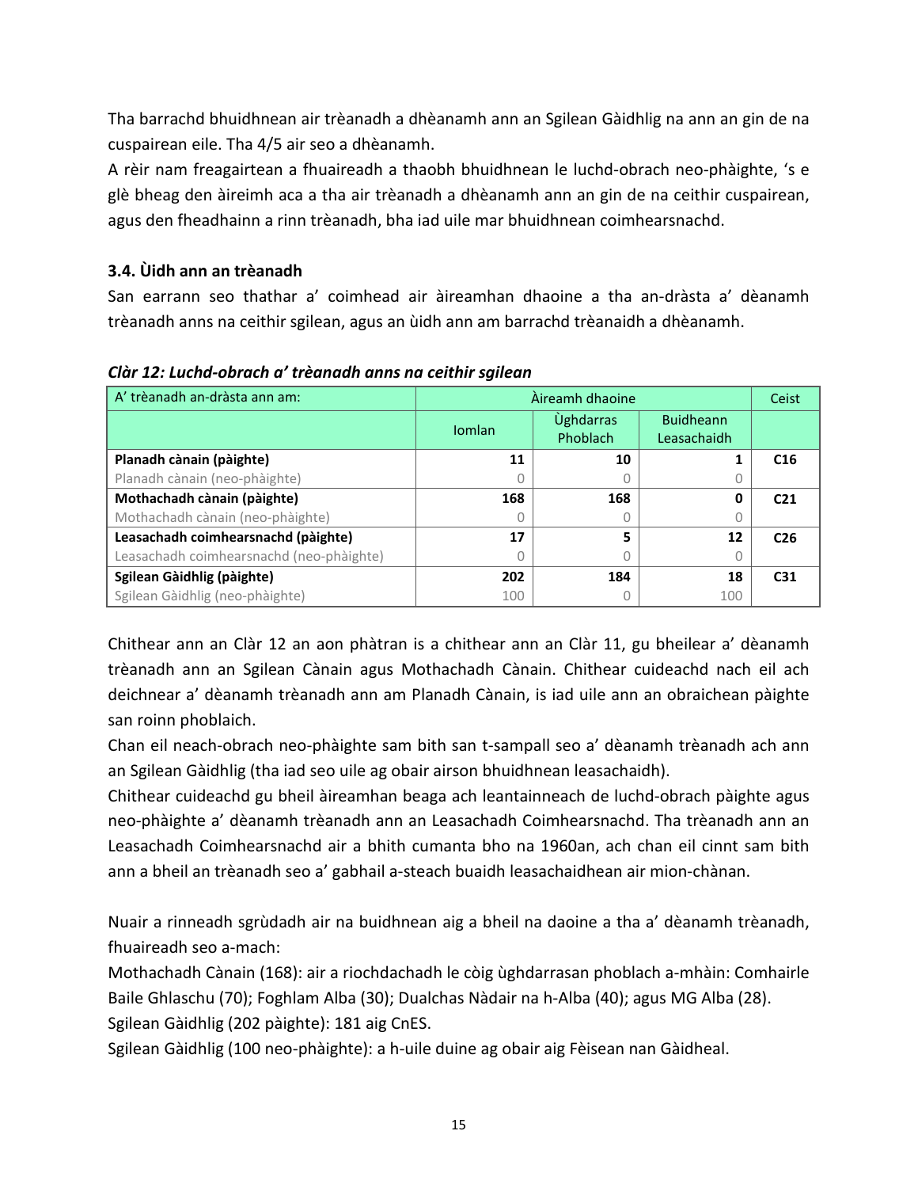Tha barrachd bhuidhnean air trèanadh a dhèanamh ann an Sgilean Gàidhlig na ann an gin de na cuspairean eile. Tha 4/5 air seo a dhèanamh.

A rèir nam freagairtean a fhuaireadh a thaobh bhuidhnean le luchd-obrach neo-phàighte, 's e glè bheag den àireimh aca a tha air trèanadh a dhèanamh ann an gin de na ceithir cuspairean, agus den fheadhainn a rinn trèanadh, bha iad uile mar bhuidhnean coimhearsnachd.

### 3.4. Ùidh ann an trèanadh

San earrann seo thathar a' coimhead air àireamhan dhaoine a tha an-dràsta a' dèanamh trèanadh anns na ceithir sgilean, agus an ùidh ann am barrachd trèanaidh a dhèanamh.

***Clàr 12: Luchd-obrach a' trèanadh anns na ceithir sgilean***

| A' trèanadh an-dràsta ann am: | Àireamh dhaoine | | | Ceist |
|---|---|---|---|---|
| | Iomlan | Ùghdarras Phoblach | Buidheann Leasachaidh | |
| **Planadh cànain (pàighte)** | **11** | **10** | **1** | **C16** |
| Planadh cànain (neo-phàighte) | 0 | 0 | 0 | |
| **Mothachadh cànain (pàighte)** | **168** | **168** | **0** | **C21** |
| Mothachadh cànain (neo-phàighte) | 0 | 0 | 0 | |
| **Leasachadh coimhearsnachd (pàighte)** | **17** | **5** | **12** | **C26** |
| Leasachadh coimhearsnachd (neo-phàighte) | 0 | 0 | 0 | |
| **Sgilean Gàidhlig (pàighte)** | **202** | **184** | **18** | **C31** |
| Sgilean Gàidhlig (neo-phàighte) | 100 | 0 | 100 | |

Chithear ann an Clàr 12 an aon phàtran is a chithear ann an Clàr 11, gu bheilear a' dèanamh trèanadh ann an Sgilean Cànain agus Mothachadh Cànain. Chithear cuideachd nach eil ach deichnear a' dèanamh trèanadh ann am Planadh Cànain, is iad uile ann an obraichean pàighte san roinn phoblaich.

Chan eil neach-obrach neo-phàighte sam bith san t-sampall seo a' dèanamh trèanadh ach ann an Sgilean Gàidhlig (tha iad seo uile ag obair airson bhuidhnean leasachaidh).

Chithear cuideachd gu bheil àireamhan beaga ach leantainneach de luchd-obrach pàighte agus neo-phàighte a' dèanamh trèanadh ann an Leasachadh Coimhearsnachd. Tha trèanadh ann an Leasachadh Coimhearsnachd air a bhith cumanta bho na 1960an, ach chan eil cinnt sam bith ann a bheil an trèanadh seo a' gabhail a-steach buaidh leasachaidhean air mion-chànan.

Nuair a rinneadh sgrùdadh air na buidhnean aig a bheil na daoine a tha a' dèanamh trèanadh, fhuaireadh seo a-mach:

Mothachadh Cànain (168): air a riochdachadh le còig ùghdarrasan phoblach a-mhàin: Comhairle Baile Ghlaschu (70); Foghlam Alba (30); Dualchas Nàdair na h-Alba (40); agus MG Alba (28).

Sgilean Gàidhlig (202 pàighte): 181 aig CnES.

Sgilean Gàidhlig (100 neo-phàighte): a h-uile duine ag obair aig Fèisean nan Gàidheal.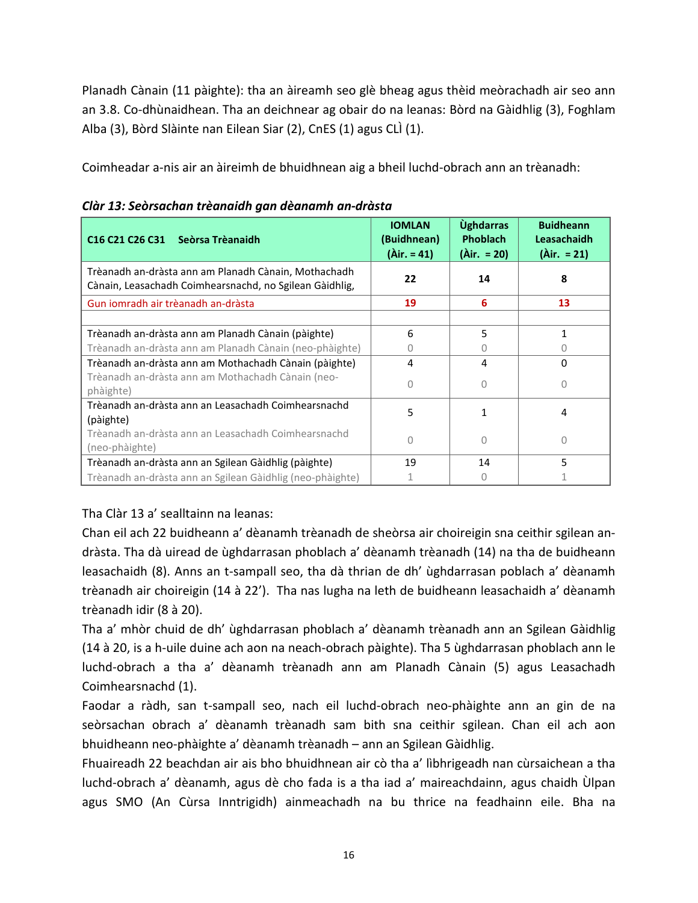Planadh Cànain (11 pàighte): tha an àireamh seo glè bheag agus thèid meòrachadh air seo ann an 3.8. Co-dhùnaidhean. Tha an deichnear ag obair do na leanas: Bòrd na Gàidhlig (3), Foghlam Alba (3), Bòrd Slàinte nan Eilean Siar (2), CnES (1) agus CLÌ (1).

Coimheadar a-nis air an àireimh de bhuidhnean aig a bheil luchd-obrach ann an trèanadh:

***Clàr 13: Seòrsachan trèanaidh gan dèanamh an-dràsta***

| C16 C21 C26 C31 Seòrsa Trèanaidh | IOMLAN (Buidhnean) (Àir. = 41) | Ùghdarras Phoblach (Àir. = 20) | Buidheann Leasachaidh (Àir. = 21) |
|---|---|---|---|
| Trèanadh an-dràsta ann am Planadh Cànain, Mothachadh Cànain, Leasachadh Coimhearsnachd, no Sgilean Gàidhlig, | **22** | **14** | **8** |
| Gun iomradh air trèanadh an-dràsta | **19** | **6** | **13** |
| | | | |
| Trèanadh an-dràsta ann am Planadh Cànain (pàighte) | 6 | 5 | 1 |
| Trèanadh an-dràsta ann am Planadh Cànain (neo-phàighte) | 0 | 0 | 0 |
| Trèanadh an-dràsta ann am Mothachadh Cànain (pàighte) | 4 | 4 | 0 |
| Trèanadh an-dràsta ann am Mothachadh Cànain (neo-phàighte) | 0 | 0 | 0 |
| Trèanadh an-dràsta ann an Leasachadh Coimhearsnachd (pàighte) | 5 | 1 | 4 |
| Trèanadh an-dràsta ann an Leasachadh Coimhearsnachd (neo-phàighte) | 0 | 0 | 0 |
| Trèanadh an-dràsta ann an Sgilean Gàidhlig (pàighte) | 19 | 14 | 5 |
| Trèanadh an-dràsta ann an Sgilean Gàidhlig (neo-phàighte) | 1 | 0 | 1 |

Tha Clàr 13 a' sealltainn na leanas:

Chan eil ach 22 buidheann a' dèanamh trèanadh de sheòrsa air choireigin sna ceithir sgilean an-dràsta. Tha dà uiread de ùghdarrasan phoblach a' dèanamh trèanadh (14) na tha de buidheann leasachaidh (8). Anns an t-sampall seo, tha dà thrian de dh' ùghdarrasan poblach a' dèanamh trèanadh air choireigin (14 à 22'). Tha nas lugha na leth de buidheann leasachaidh a' dèanamh trèanadh idir (8 à 20).

Tha a' mhòr chuid de dh' ùghdarrasan phoblach a' dèanamh trèanadh ann an Sgilean Gàidhlig (14 à 20, is a h-uile duine ach aon na neach-obrach pàighte). Tha 5 ùghdarrasan phoblach ann le luchd-obrach a tha a' dèanamh trèanadh ann am Planadh Cànain (5) agus Leasachadh Coimhearsnachd (1).

Faodar a ràdh, san t-sampall seo, nach eil luchd-obrach neo-phàighte ann an gin de na seòrsachan obrach a' dèanamh trèanadh sam bith sna ceithir sgilean. Chan eil ach aon bhuidheann neo-phàighte a' dèanamh trèanadh – ann an Sgilean Gàidhlig.

Fhuaireadh 22 beachdan air ais bho bhuidhnean air cò tha a' lìbhrigeadh nan cùrsaichean a tha luchd-obrach a' dèanamh, agus dè cho fada is a tha iad a' maireachdainn, agus chaidh Ùlpan agus SMO (An Cùrsa Inntrigidh) ainmeachadh na bu thrice na feadhainn eile. Bha na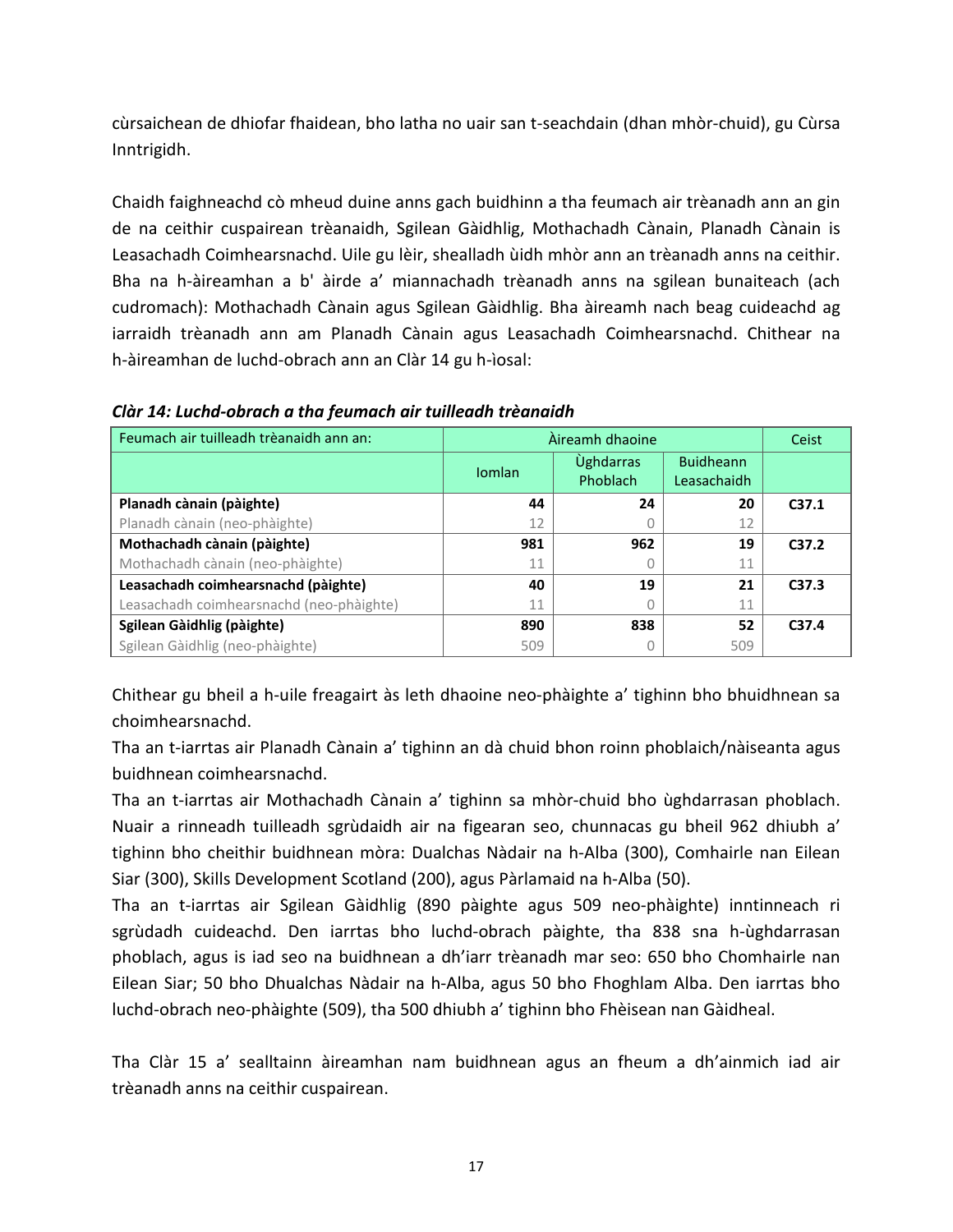cùrsaichean de dhiofar fhaidean, bho latha no uair san t-seachdain (dhan mhòr-chuid), gu Cùrsa Inntrigidh.

Chaidh faighneachd cò mheud duine anns gach buidhinn a tha feumach air trèanadh ann an gin de na ceithir cuspairean trèanaidh, Sgilean Gàidhlig, Mothachadh Cànain, Planadh Cànain is Leasachadh Coimhearsnachd. Uile gu lèir, shealladh ùidh mhòr ann an trèanadh anns na ceithir. Bha na h-àireamhan a b' àirde a' miannachadh trèanadh anns na sgilean bunaiteach (ach cudromach): Mothachadh Cànain agus Sgilean Gàidhlig. Bha àireamh nach beag cuideachd ag iarraidh trèanadh ann am Planadh Cànain agus Leasachadh Coimhearsnachd. Chithear na h-àireamhan de luchd-obrach ann an Clàr 14 gu h-ìosal:

***Clàr 14: Luchd-obrach a tha feumach air tuilleadh trèanaidh***

| Feumach air tuilleadh trèanaidh ann an: | Àireamh dhaoine | | | Ceist |
|---|---|---|---|---|
| | Iomlan | Ùghdarras Phoblach | Buidheann Leasachaidh | |
| **Planadh cànain (pàighte)** | **44** | **24** | **20** | **C37.1** |
| Planadh cànain (neo-phàighte) | 12 | 0 | 12 | |
| **Mothachadh cànain (pàighte)** | **981** | **962** | **19** | **C37.2** |
| Mothachadh cànain (neo-phàighte) | 11 | 0 | 11 | |
| **Leasachadh coimhearsnachd (pàighte)** | **40** | **19** | **21** | **C37.3** |
| Leasachadh coimhearsnachd (neo-phàighte) | 11 | 0 | 11 | |
| **Sgilean Gàidhlig (pàighte)** | **890** | **838** | **52** | **C37.4** |
| Sgilean Gàidhlig (neo-phàighte) | 509 | 0 | 509 | |

Chithear gu bheil a h-uile freagairt às leth dhaoine neo-phàighte a' tighinn bho bhuidhnean sa choimhearsnachd.
Tha an t-iarrtas air Planadh Cànain a' tighinn an dà chuid bhon roinn phoblaich/nàiseanta agus buidhnean coimhearsnachd.
Tha an t-iarrtas air Mothachadh Cànain a' tighinn sa mhòr-chuid bho ùghdarrasan phoblach. Nuair a rinneadh tuilleadh sgrùdaidh air na figearan seo, chunnacas gu bheil 962 dhiubh a' tighinn bho cheithir buidhnean mòra: Dualchas Nàdair na h-Alba (300), Comhairle nan Eilean Siar (300), Skills Development Scotland (200), agus Pàrlamaid na h-Alba (50).
Tha an t-iarrtas air Sgilean Gàidhlig (890 pàighte agus 509 neo-phàighte) inntinneach ri sgrùdadh cuideachd. Den iarrtas bho luchd-obrach pàighte, tha 838 sna h-ùghdarrasan phoblach, agus is iad seo na buidhnean a dh'iarr trèanadh mar seo: 650 bho Chomhairle nan Eilean Siar; 50 bho Dhualchas Nàdair na h-Alba, agus 50 bho Fhoghlam Alba. Den iarrtas bho luchd-obrach neo-phàighte (509), tha 500 dhiubh a' tighinn bho Fhèisean nan Gàidheal.

Tha Clàr 15 a' sealltainn àireamhan nam buidhnean agus an fheum a dh'ainmich iad air trèanadh anns na ceithir cuspairean.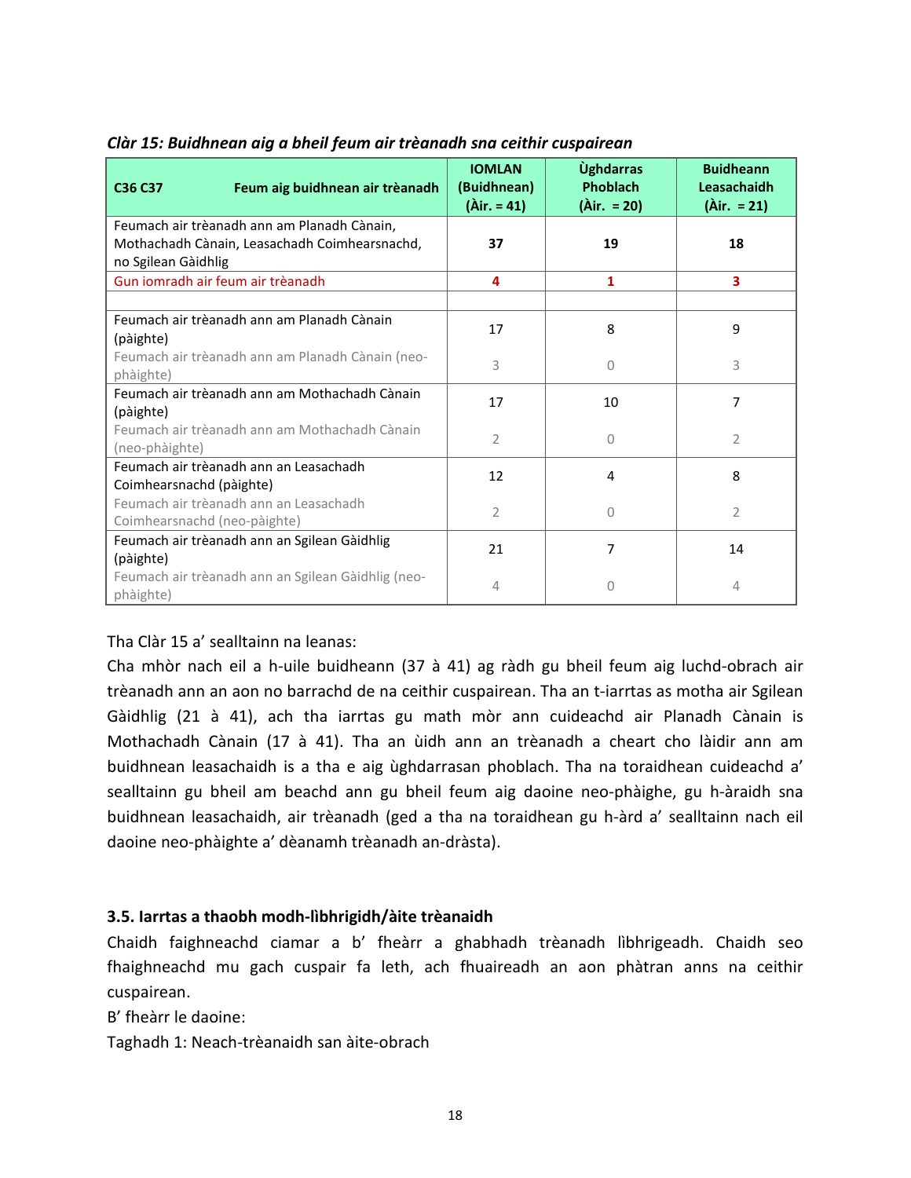*Clàr 15: Buidhnean aig a bheil feum air trèanadh sna ceithir cuspairean*

| C36 C37 Feum aig buidhnean air trèanadh | IOMLAN (Buidhnean) (Àir. = 41) | Ùghdarras Phoblach (Àir. = 20) | Buidheann Leasachaidh (Àir. = 21) |
|---|---|---|---|
| Feumach air trèanadh ann am Planadh Cànain, Mothachadh Cànain, Leasachadh Coimhearsnachd, no Sgilean Gàidhlig | **37** | **19** | **18** |
| Gun iomradh air feum air trèanadh | **4** | **1** | **3** |
| | | | |
| Feumach air trèanadh ann am Planadh Cànain (pàighte) | 17 | 8 | 9 |
| Feumach air trèanadh ann am Planadh Cànain (neo-phàighte) | 3 | 0 | 3 |
| Feumach air trèanadh ann am Mothachadh Cànain (pàighte) | 17 | 10 | 7 |
| Feumach air trèanadh ann am Mothachadh Cànain (neo-phàighte) | 2 | 0 | 2 |
| Feumach air trèanadh ann an Leasachadh Coimhearsnachd (pàighte) | 12 | 4 | 8 |
| Feumach air trèanadh ann an Leasachadh Coimhearsnachd (neo-pàighte) | 2 | 0 | 2 |
| Feumach air trèanadh ann an Sgilean Gàidhlig (pàighte) | 21 | 7 | 14 |
| Feumach air trèanadh ann an Sgilean Gàidhlig (neo-phàighte) | 4 | 0 | 4 |

Tha Clàr 15 a' sealltainn na leanas:

Cha mhòr nach eil a h-uile buidheann (37 à 41) ag ràdh gu bheil feum aig luchd-obrach air trèanadh ann an aon no barrachd de na ceithir cuspairean. Tha an t-iarrtas as motha air Sgilean Gàidhlig (21 à 41), ach tha iarrtas gu math mòr ann cuideachd air Planadh Cànain is Mothachadh Cànain (17 à 41). Tha an ùidh ann an trèanadh a cheart cho làidir ann am buidhnean leasachaidh is a tha e aig ùghdarrasan phoblach. Tha na toraidhean cuideachd a' sealltainn gu bheil am beachd ann gu bheil feum aig daoine neo-phàighe, gu h-àraidh sna buidhnean leasachaidh, air trèanadh (ged a tha na toraidhean gu h-àrd a' sealltainn nach eil daoine neo-phàighte a' dèanamh trèanadh an-dràsta).

### 3.5. Iarrtas a thaobh modh-lìbhrigidh/àite trèanaidh

Chaidh faighneachd ciamar a b' fheàrr a ghabhadh trèanadh lìbhrigeadh. Chaidh seo fhaighneachd mu gach cuspair fa leth, ach fhuaireadh an aon phàtran anns na ceithir cuspairean.

B' fheàrr le daoine:

Taghadh 1: Neach-trèanaidh san àite-obrach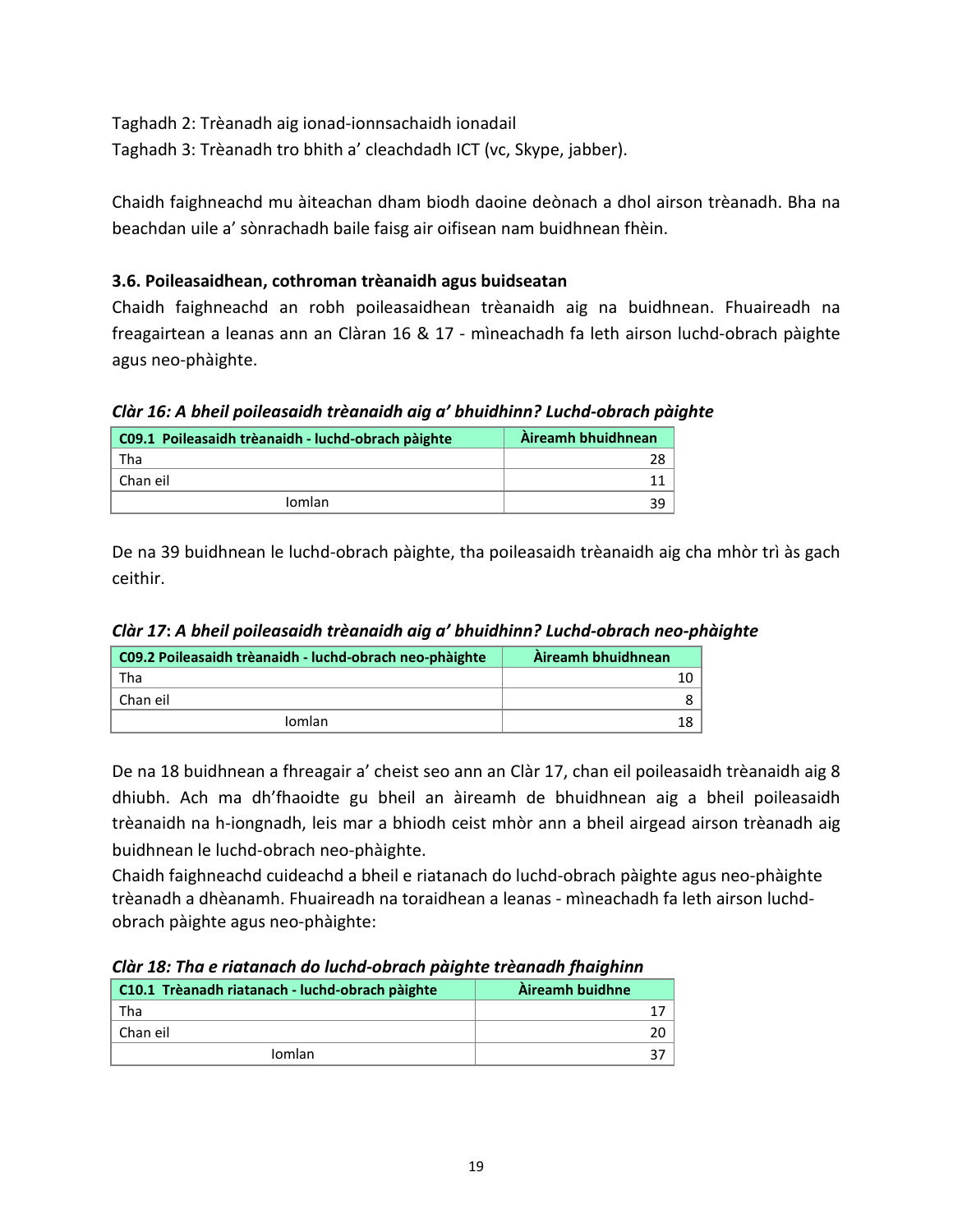Taghadh 2: Trèanadh aig ionad-ionnsachaidh ionadail
Taghadh 3: Trèanadh tro bhith a' cleachdadh ICT (vc, Skype, jabber).

Chaidh faighneachd mu àiteachan dham biodh daoine deònach a dhol airson trèanadh. Bha na beachdan uile a' sònrachadh baile faisg air oifisean nam buidhnean fhèin.

### 3.6. Poileasaidhean, cothroman trèanaidh agus buidseatan

Chaidh faighneachd an robh poileasaidhean trèanaidh aig na buidhnean. Fhuaireadh na freagairtean a leanas ann an Clàran 16 & 17 - mìneachadh fa leth airson luchd-obrach pàighte agus neo-phàighte.

***Clàr 16: A bheil poileasaidh trèanaidh aig a' bhuidhinn? Luchd-obrach pàighte***

| C09.1 Poileasaidh trèanaidh - luchd-obrach pàighte | Àireamh bhuidhnean |
|---|---|
| Tha | 28 |
| Chan eil | 11 |
| Iomlan | 39 |

De na 39 buidhnean le luchd-obrach pàighte, tha poileasaidh trèanaidh aig cha mhòr trì às gach ceithir.

***Clàr 17: A bheil poileasaidh trèanaidh aig a' bhuidhinn? Luchd-obrach neo-phàighte***

| C09.2 Poileasaidh trèanaidh - luchd-obrach neo-phàighte | Àireamh bhuidhnean |
|---|---|
| Tha | 10 |
| Chan eil | 8 |
| Iomlan | 18 |

De na 18 buidhnean a fhreagair a' cheist seo ann an Clàr 17, chan eil poileasaidh trèanaidh aig 8 dhiubh. Ach ma dh'fhaoidte gu bheil an àireamh de bhuidhnean aig a bheil poileasaidh trèanaidh na h-iongnadh, leis mar a bhiodh ceist mhòr ann a bheil airgead airson trèanadh aig buidhnean le luchd-obrach neo-phàighte.

Chaidh faighneachd cuideachd a bheil e riatanach do luchd-obrach pàighte agus neo-phàighte trèanadh a dhèanamh. Fhuaireadh na toraidhean a leanas - mìneachadh fa leth airson luchd-obrach pàighte agus neo-phàighte:

***Clàr 18: Tha e riatanach do luchd-obrach pàighte trèanadh fhaighinn***

| C10.1 Trèanadh riatanach - luchd-obrach pàighte | Àireamh buidhne |
|---|---|
| Tha | 17 |
| Chan eil | 20 |
| Iomlan | 37 |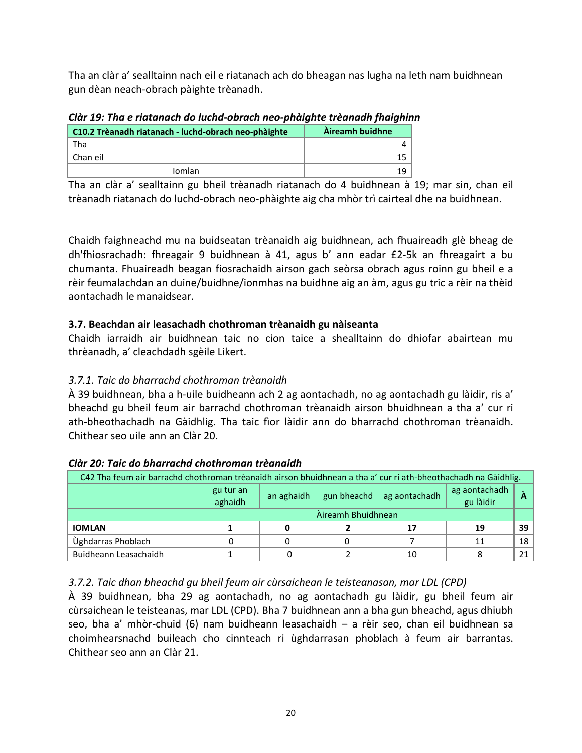Tha an clàr a' sealltainn nach eil e riatanach ach do bheagan nas lugha na leth nam buidhnean gun dèan neach-obrach pàighte trèanadh.

***Clàr 19: Tha e riatanach do luchd-obrach neo-phàighte trèanadh fhaighinn***

| C10.2 Trèanadh riatanach - luchd-obrach neo-phàighte | Àireamh buidhne |
|---|---|
| Tha | 4 |
| Chan eil | 15 |
| Iomlan | 19 |

Tha an clàr a' sealltainn gu bheil trèanadh riatanach do 4 buidhnean à 19; mar sin, chan eil trèanadh riatanach do luchd-obrach neo-phàighte aig cha mhòr trì cairteal dhe na buidhnean.

Chaidh faighneachd mu na buidseatan trèanaidh aig buidhnean, ach fhuaireadh glè bheag de dh'fhiosrachadh: fhreagair 9 buidhnean à 41, agus b' ann eadar £2-5k an fhreagairt a bu chumanta. Fhuaireadh beagan fiosrachaidh airson gach seòrsa obrach agus roinn gu bheil e a rèir feumalachdan an duine/buidhne/ionmhas na buidhne aig an àm, agus gu tric a rèir na thèid aontachadh le manaidsear.

### 3.7. Beachdan air leasachadh chothroman trèanaidh gu nàiseanta

Chaidh iarraidh air buidhnean taic no cion taice a shealltainn do dhiofar abairtean mu thrèanadh, a' cleachdadh sgèile Likert.

#### *3.7.1. Taic do bharrachd chothroman trèanaidh*

À 39 buidhnean, bha a h-uile buidheann ach 2 ag aontachadh, no ag aontachadh gu làidir, ris a' bheachd gu bheil feum air barrachd chothroman trèanaidh airson bhuidhnean a tha a' cur ri ath-bheothachadh na Gàidhlig. Tha taic fìor làidir ann do bharrachd chothroman trèanaidh. Chithear seo uile ann an Clàr 20.

***Clàr 20: Taic do bharrachd chothroman trèanaidh***

| C42 Tha feum air barrachd chothroman trèanaidh airson bhuidhnean a tha a' cur ri ath-bheothachadh na Gàidhlig. | | | | | | |
|---|---|---|---|---|---|---|
| | gu tur an aghaidh | an aghaidh | gun bheachd | ag aontachadh | ag aontachadh gu làidir | À |
| | Àireamh Bhuidhnean | | | | | |
| **IOMLAN** | **1** | **0** | **2** | **17** | **19** | **39** |
| Ùghdarras Phoblach | 0 | 0 | 0 | 7 | 11 | 18 |
| Buidheann Leasachaidh | 1 | 0 | 2 | 10 | 8 | 21 |

#### *3.7.2. Taic dhan bheachd gu bheil feum air cùrsaichean le teisteanasan, mar LDL (CPD)*

À 39 buidhnean, bha 29 ag aontachadh, no ag aontachadh gu làidir, gu bheil feum air cùrsaichean le teisteanas, mar LDL (CPD). Bha 7 buidhnean ann a bha gun bheachd, agus dhiubh seo, bha a' mhòr-chuid (6) nam buidheann leasachaidh – a rèir seo, chan eil buidhnean sa choimhearsnachd buileach cho cinnteach ri ùghdarrasan phoblach à feum air barrantas. Chithear seo ann an Clàr 21.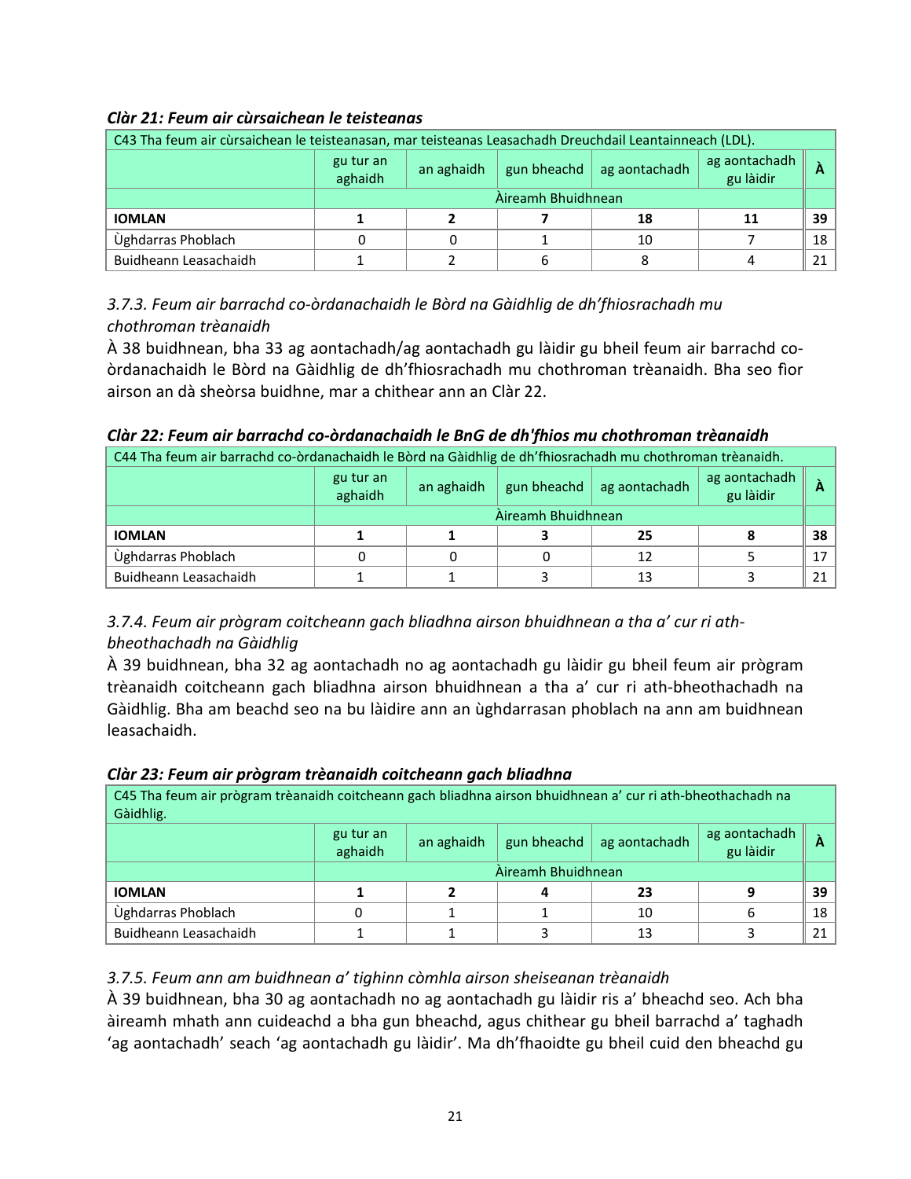***Clàr 21: Feum air cùrsaichean le teisteanas***

| C43 Tha feum air cùrsaichean le teisteanasan, mar teisteanas Leasachadh Dreuchdail Leantainneach (LDL). | | | | | | |
|---|---|---|---|---|---|---|
| | gu tur an aghaidh | an aghaidh | gun bheachd | ag aontachadh | ag aontachadh gu làidir | À |
| | Àireamh Bhuidhnean | | | | | |
| **IOMLAN** | **1** | **2** | **7** | **18** | **11** | **39** |
| Ùghdarras Phoblach | 0 | 0 | 1 | 10 | 7 | 18 |
| Buidheann Leasachaidh | 1 | 2 | 6 | 8 | 4 | 21 |

*3.7.3. Feum air barrachd co-òrdanachaidh le Bòrd na Gàidhlig de dh'fhiosrachadh mu chothroman trèanaidh*

À 38 buidhnean, bha 33 ag aontachadh/ag aontachadh gu làidir gu bheil feum air barrachd co-òrdanachaidh le Bòrd na Gàidhlig de dh'fhiosrachadh mu chothroman trèanaidh. Bha seo fìor airson an dà sheòrsa buidhne, mar a chithear ann an Clàr 22.

***Clàr 22: Feum air barrachd co-òrdanachaidh le BnG de dh'fhios mu chothroman trèanaidh***

| C44 Tha feum air barrachd co-òrdanachaidh le Bòrd na Gàidhlig de dh'fhiosrachadh mu chothroman trèanaidh. | | | | | | |
|---|---|---|---|---|---|---|
| | gu tur an aghaidh | an aghaidh | gun bheachd | ag aontachadh | ag aontachadh gu làidir | À |
| | Àireamh Bhuidhnean | | | | | |
| **IOMLAN** | **1** | **1** | **3** | **25** | **8** | **38** |
| Ùghdarras Phoblach | 0 | 0 | 0 | 12 | 5 | 17 |
| Buidheann Leasachaidh | 1 | 1 | 3 | 13 | 3 | 21 |

*3.7.4. Feum air prògram coitcheann gach bliadhna airson bhuidhnean a tha a' cur ri ath-bheothachadh na Gàidhlig*

À 39 buidhnean, bha 32 ag aontachadh no ag aontachadh gu làidir gu bheil feum air prògram trèanaidh coitcheann gach bliadhna airson bhuidhnean a tha a' cur ri ath-bheothachadh na Gàidhlig. Bha am beachd seo na bu làidire ann an ùghdarrasan phoblach na ann am buidhnean leasachaidh.

***Clàr 23: Feum air prògram trèanaidh coitcheann gach bliadhna***

| C45 Tha feum air prògram trèanaidh coitcheann gach bliadhna airson bhuidhnean a' cur ri ath-bheothachadh na Gàidhlig. | | | | | | |
|---|---|---|---|---|---|---|
| | gu tur an aghaidh | an aghaidh | gun bheachd | ag aontachadh | ag aontachadh gu làidir | À |
| | Àireamh Bhuidhnean | | | | | |
| **IOMLAN** | **1** | **2** | **4** | **23** | **9** | **39** |
| Ùghdarras Phoblach | 0 | 1 | 1 | 10 | 6 | 18 |
| Buidheann Leasachaidh | 1 | 1 | 3 | 13 | 3 | 21 |

*3.7.5. Feum ann am buidhnean a' tighinn còmhla airson sheiseanan trèanaidh*

À 39 buidhnean, bha 30 ag aontachadh no ag aontachadh gu làidir ris a' bheachd seo. Ach bha àireamh mhath ann cuideachd a bha gun bheachd, agus chithear gu bheil barrachd a' taghadh 'ag aontachadh' seach 'ag aontachadh gu làidir'. Ma dh'fhaoidte gu bheil cuid den bheachd gu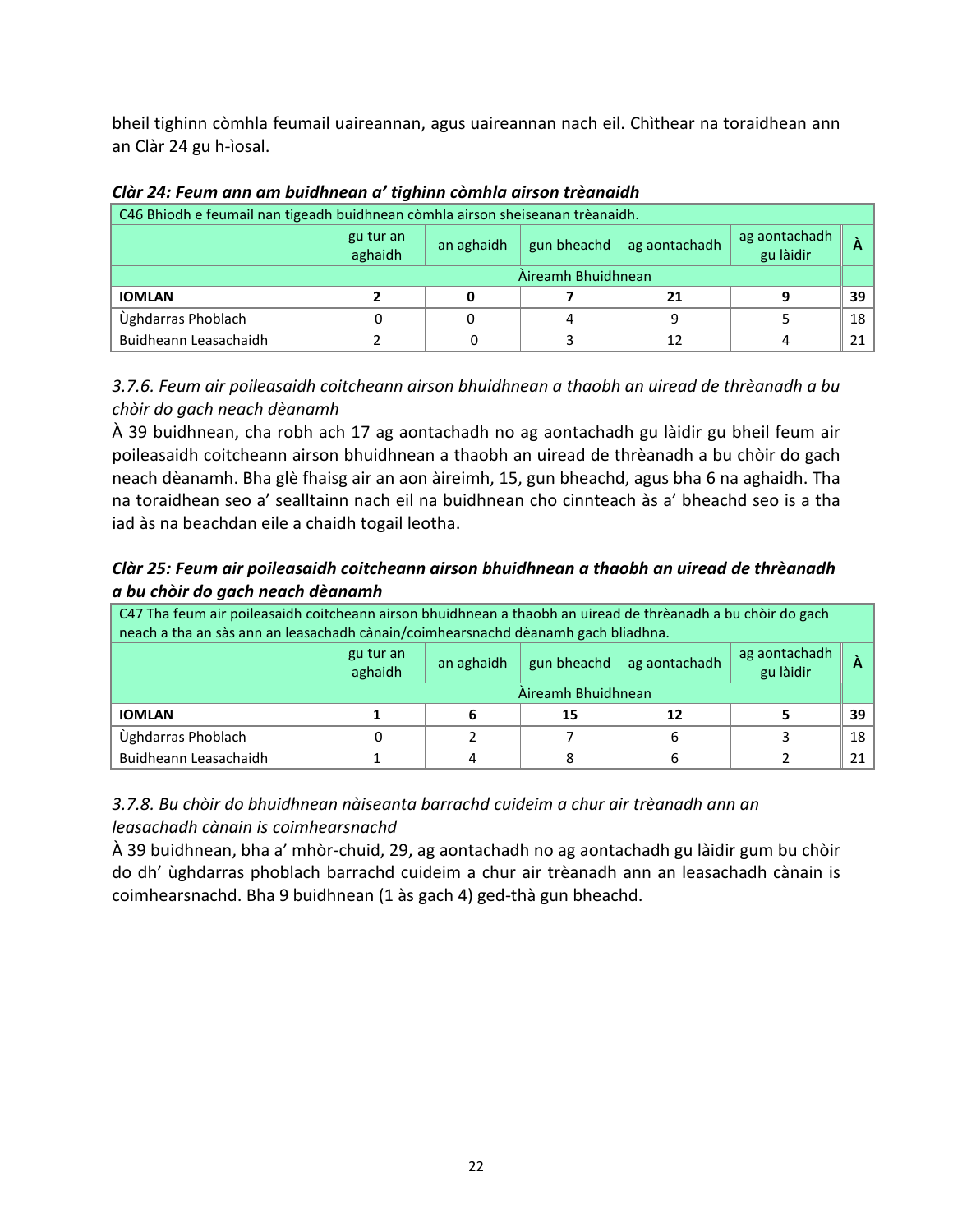bheil tighinn còmhla feumail uaireannan, agus uaireannan nach eil. Chìthear na toraidhean ann an Clàr 24 gu h-ìosal.

***Clàr 24: Feum ann am buidhnean a' tighinn còmhla airson trèanaidh***

| C46 Bhiodh e feumail nan tigeadh buidhnean còmhla airson sheiseanan trèanaidh. | | | | | | |
|---|---|---|---|---|---|---|
| | gu tur an aghaidh | an aghaidh | gun bheachd | ag aontachadh | ag aontachadh gu làidir | À |
| | Àireamh Bhuidhnean | | | | | |
| **IOMLAN** | **2** | **0** | **7** | **21** | **9** | **39** |
| Ùghdarras Phoblach | 0 | 0 | 4 | 9 | 5 | 18 |
| Buidheann Leasachaidh | 2 | 0 | 3 | 12 | 4 | 21 |

*3.7.6. Feum air poileasaidh coitcheann airson bhuidhnean a thaobh an uiread de thrèanadh a bu chòir do gach neach dèanamh*

À 39 buidhnean, cha robh ach 17 ag aontachadh no ag aontachadh gu làidir gu bheil feum air poileasaidh coitcheann airson bhuidhnean a thaobh an uiread de thrèanadh a bu chòir do gach neach dèanamh. Bha glè fhaisg air an aon àireimh, 15, gun bheachd, agus bha 6 na aghaidh. Tha na toraidhean seo a' sealltainn nach eil na buidhnean cho cinnteach às a' bheachd seo is a tha iad às na beachdan eile a chaidh togail leotha.

***Clàr 25: Feum air poileasaidh coitcheann airson bhuidhnean a thaobh an uiread de thrèanadh a bu chòir do gach neach dèanamh***

| C47 Tha feum air poileasaidh coitcheann airson bhuidhnean a thaobh an uiread de thrèanadh a bu chòir do gach neach a tha an sàs ann an leasachadh cànain/coimhearsnachd dèanamh gach bliadhna. | | | | | | |
|---|---|---|---|---|---|---|
| | gu tur an aghaidh | an aghaidh | gun bheachd | ag aontachadh | ag aontachadh gu làidir | À |
| | Àireamh Bhuidhnean | | | | | |
| **IOMLAN** | **1** | **6** | **15** | **12** | **5** | **39** |
| Ùghdarras Phoblach | 0 | 2 | 7 | 6 | 3 | 18 |
| Buidheann Leasachaidh | 1 | 4 | 8 | 6 | 2 | 21 |

*3.7.8. Bu chòir do bhuidhnean nàiseanta barrachd cuideim a chur air trèanadh ann an leasachadh cànain is coimhearsnachd*

À 39 buidhnean, bha a' mhòr-chuid, 29, ag aontachadh no ag aontachadh gu làidir gum bu chòir do dh' ùghdarras phoblach barrachd cuideim a chur air trèanadh ann an leasachadh cànain is coimhearsnachd. Bha 9 buidhnean (1 às gach 4) ged-thà gun bheachd.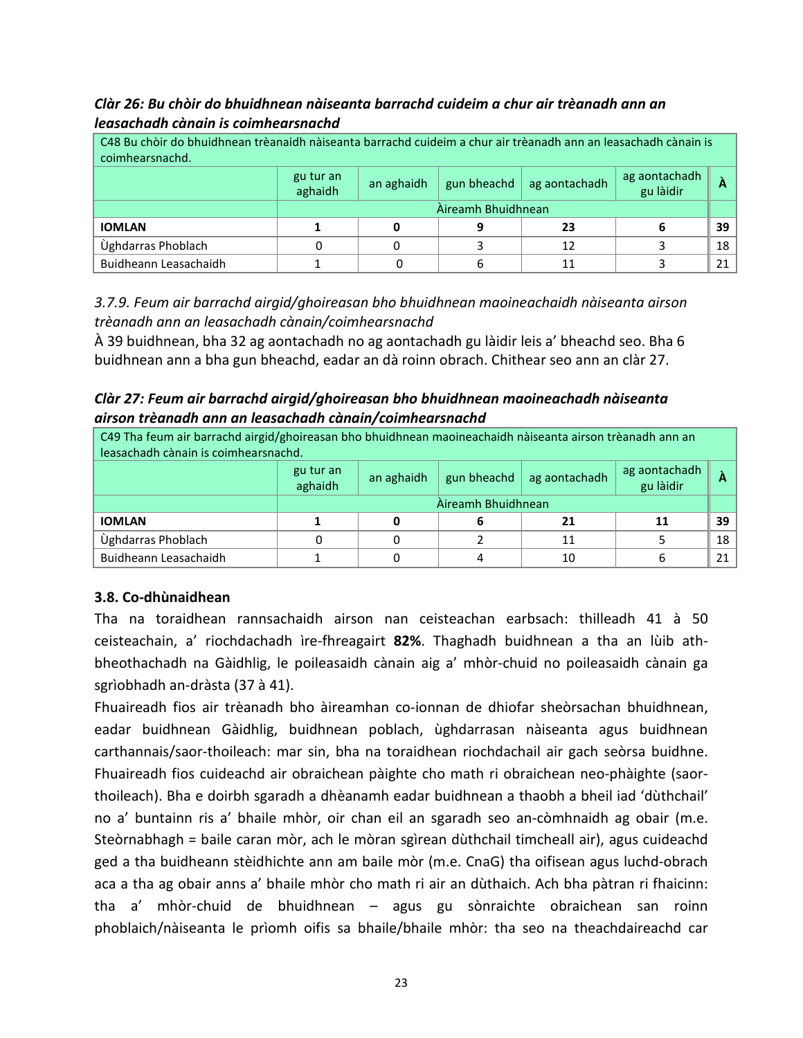*Clàr 26: Bu chòir do bhuidhnean nàiseanta barrachd cuideim a chur air trèanadh ann an leasachadh cànain is coimhearsnachd*

| C48 Bu chòir do bhuidhnean trèanaidh nàiseanta barrachd cuideim a chur air trèanadh ann an leasachadh cànain is coimhearsnachd. | | | | | | |
|---|---|---|---|---|---|---|
| | gu tur an aghaidh | an aghaidh | gun bheachd | ag aontachadh | ag aontachadh gu làidir | À |
| | Àireamh Bhuidhnean | | | | | |
| **IOMLAN** | **1** | **0** | **9** | **23** | **6** | **39** |
| Ùghdarras Phoblach | 0 | 0 | 3 | 12 | 3 | 18 |
| Buidheann Leasachaidh | 1 | 0 | 6 | 11 | 3 | 21 |

*3.7.9. Feum air barrachd airgid/ghoireasan bho bhuidhnean maoineachaidh nàiseanta airson trèanadh ann an leasachadh cànain/coimhearsnachd*

À 39 buidhnean, bha 32 ag aontachadh no ag aontachadh gu làidir leis a' bheachd seo. Bha 6 buidhnean ann a bha gun bheachd, eadar an dà roinn obrach. Chithear seo ann an clàr 27.

*Clàr 27: Feum air barrachd airgid/ghoireasan bho bhuidhnean maoineachadh nàiseanta airson trèanadh ann an leasachadh cànain/coimhearsnachd*

| C49 Tha feum air barrachd airgid/ghoireasan bho bhuidhnean maoineachaidh nàiseanta airson trèanadh ann an leasachadh cànain is coimhearsnachd. | | | | | | |
|---|---|---|---|---|---|---|
| | gu tur an aghaidh | an aghaidh | gun bheachd | ag aontachadh | ag aontachadh gu làidir | À |
| | Àireamh Bhuidhnean | | | | | |
| **IOMLAN** | **1** | **0** | **6** | **21** | **11** | **39** |
| Ùghdarras Phoblach | 0 | 0 | 2 | 11 | 5 | 18 |
| Buidheann Leasachaidh | 1 | 0 | 4 | 10 | 6 | 21 |

### 3.8. Co-dhùnaidhean

Tha na toraidhean rannsachaidh airson nan ceisteachan earbsach: thilleadh 41 à 50 ceisteachain, a' riochdachadh ìre-fhreagairt **82%**. Thaghadh buidhnean a tha an lùib ath-bheothachadh na Gàidhlig, le poileasaidh cànain aig a' mhòr-chuid no poileasaidh cànain ga sgrìobhadh an-dràsta (37 à 41).

Fhuaireadh fios air trèanadh bho àireamhan co-ionnan de dhiofar sheòrsachan bhuidhnean, eadar buidhnean Gàidhlig, buidhnean poblach, ùghdarrasan nàiseanta agus buidhnean carthannais/saor-thoileach: mar sin, bha na toraidhean riochdachail air gach seòrsa buidhne. Fhuaireadh fios cuideachd air obraichean pàighte cho math ri obraichean neo-phàighte (saor-thoileach). Bha e doirbh sgaradh a dhèanamh eadar buidhnean a thaobh a bheil iad 'dùthchail' no a' buntainn ris a' bhaile mhòr, oir chan eil an sgaradh seo an-còmhnaidh ag obair (m.e. Steòrnabhagh = baile caran mòr, ach le mòran sgìrean dùthchail timcheall air), agus cuideachd ged a tha buidheann stèidhichte ann am baile mòr (m.e. CnaG) tha oifisean agus luchd-obrach aca a tha ag obair anns a' bhaile mhòr cho math ri air an dùthaich. Ach bha pàtran ri fhaicinn: tha a' mhòr-chuid de bhuidhnean – agus gu sònraichte obraichean san roinn phoblaich/nàiseanta le prìomh oifis sa bhaile/bhaile mhòr: tha seo na theachdaireachd car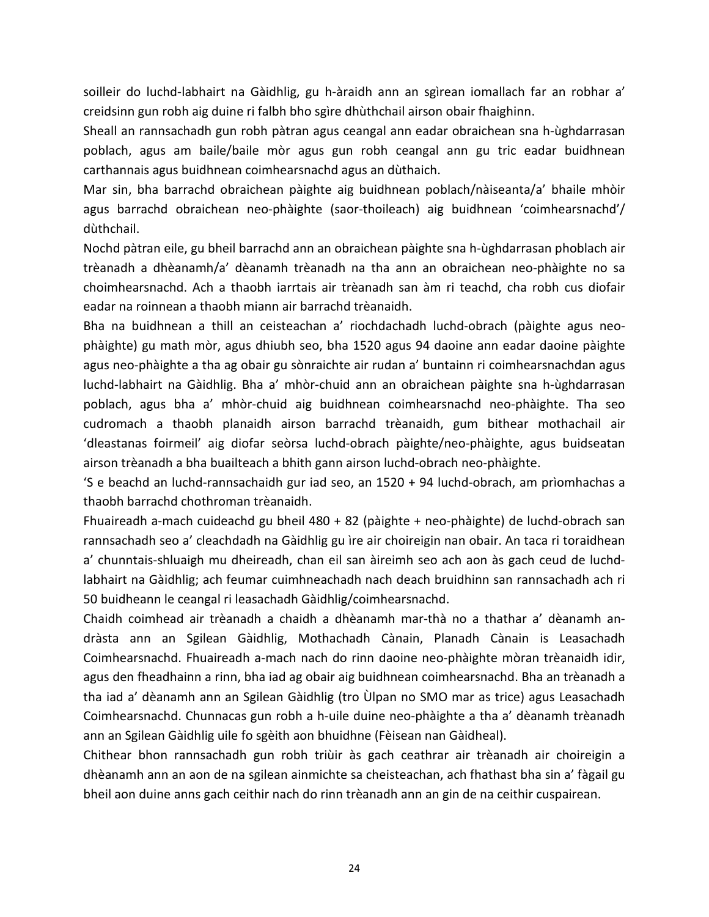soilleir do luchd-labhairt na Gàidhlig, gu h-àraidh ann an sgìrean iomallach far an robhar a' creidsinn gun robh aig duine ri falbh bho sgìre dhùthchail airson obair fhaighinn.

Sheall an rannsachadh gun robh pàtran agus ceangal ann eadar obraichean sna h-ùghdarrasan poblach, agus am baile/baile mòr agus gun robh ceangal ann gu tric eadar buidhnean carthannais agus buidhnean coimhearsnachd agus an dùthaich.

Mar sin, bha barrachd obraichean pàighte aig buidhnean poblach/nàiseanta/a' bhaile mhòir agus barrachd obraichean neo-phàighte (saor-thoileach) aig buidhnean 'coimhearsnachd'/ dùthchail.

Nochd pàtran eile, gu bheil barrachd ann an obraichean pàighte sna h-ùghdarrasan phoblach air trèanadh a dhèanamh/a' dèanamh trèanadh na tha ann an obraichean neo-phàighte no sa choimhearsnachd. Ach a thaobh iarrtais air trèanadh san àm ri teachd, cha robh cus diofair eadar na roinnean a thaobh miann air barrachd trèanaidh.

Bha na buidhnean a thill an ceisteachan a' riochdachadh luchd-obrach (pàighte agus neo-phàighte) gu math mòr, agus dhiubh seo, bha 1520 agus 94 daoine ann eadar daoine pàighte agus neo-phàighte a tha ag obair gu sònraichte air rudan a' buntainn ri coimhearsnachdan agus luchd-labhairt na Gàidhlig. Bha a' mhòr-chuid ann an obraichean pàighte sna h-ùghdarrasan poblach, agus bha a' mhòr-chuid aig buidhnean coimhearsnachd neo-phàighte. Tha seo cudromach a thaobh planaidh airson barrachd trèanaidh, gum bithear mothachail air 'dleastanas foirmeil' aig diofar seòrsa luchd-obrach pàighte/neo-phàighte, agus buidseatan airson trèanadh a bha buailteach a bhith gann airson luchd-obrach neo-phàighte.

'S e beachd an luchd-rannsachaidh gur iad seo, an 1520 + 94 luchd-obrach, am prìomhachas a thaobh barrachd chothroman trèanaidh.

Fhuaireadh a-mach cuideachd gu bheil 480 + 82 (pàighte + neo-phàighte) de luchd-obrach san rannsachadh seo a' cleachdadh na Gàidhlig gu ìre air choireigin nan obair. An taca ri toraidhean a' chunntais-shluaigh mu dheireadh, chan eil san àireimh seo ach aon às gach ceud de luchd-labhairt na Gàidhlig; ach feumar cuimhneachadh nach deach bruidhinn san rannsachadh ach ri 50 buidheann le ceangal ri leasachadh Gàidhlig/coimhearsnachd.

Chaidh coimhead air trèanadh a chaidh a dhèanamh mar-thà no a thathar a' dèanamh an-dràsta ann an Sgilean Gàidhlig, Mothachadh Cànain, Planadh Cànain is Leasachadh Coimhearsnachd. Fhuaireadh a-mach nach do rinn daoine neo-phàighte mòran trèanaidh idir, agus den fheadhainn a rinn, bha iad ag obair aig buidhnean coimhearsnachd. Bha an trèanadh a tha iad a' dèanamh ann an Sgilean Gàidhlig (tro Ùlpan no SMO mar as trice) agus Leasachadh Coimhearsnachd. Chunnacas gun robh a h-uile duine neo-phàighte a tha a' dèanamh trèanadh ann an Sgilean Gàidhlig uile fo sgèith aon bhuidhne (Fèisean nan Gàidheal).

Chithear bhon rannsachadh gun robh triùir às gach ceathrar air trèanadh air choireigin a dhèanamh ann an aon de na sgilean ainmichte sa cheisteachan, ach fhathast bha sin a' fàgail gu bheil aon duine anns gach ceithir nach do rinn trèanadh ann an gin de na ceithir cuspairean.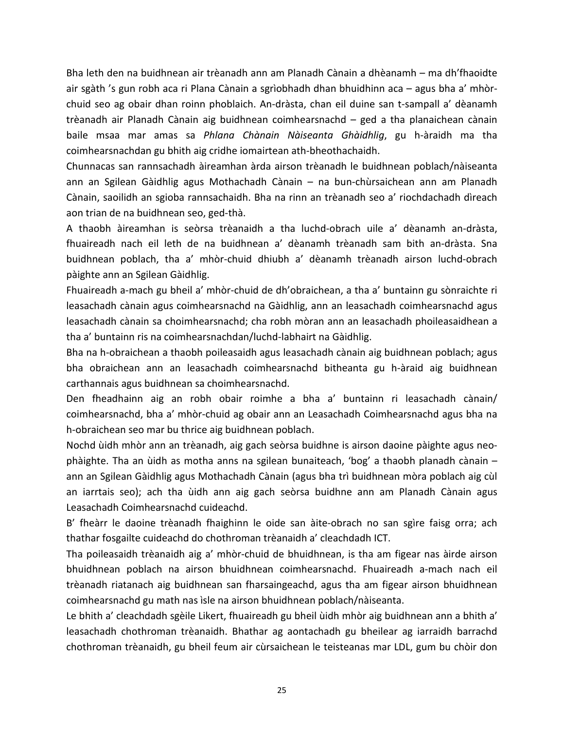Bha leth den na buidhnean air trèanadh ann am Planadh Cànain a dhèanamh – ma dh'fhaoidte air sgàth 's gun robh aca ri Plana Cànain a sgrìobhadh dhan bhuidhinn aca – agus bha a' mhòr-chuid seo ag obair dhan roinn phoblaich. An-dràsta, chan eil duine san t-sampall a' dèanamh trèanadh air Planadh Cànain aig buidhnean coimhearsnachd – ged a tha planaichean cànain baile msaa mar amas sa *Phlana Chànain Nàiseanta Ghàidhlig*, gu h-àraidh ma tha coimhearsnachdan gu bhith aig cridhe iomairtean ath-bheothachaidh.

Chunnacas san rannsachadh àireamhan àrda airson trèanadh le buidhnean poblach/nàiseanta ann an Sgilean Gàidhlig agus Mothachadh Cànain – na bun-chùrsaichean ann am Planadh Cànain, saoilidh an sgioba rannsachaidh. Bha na rinn an trèanadh seo a' riochdachadh dìreach aon trian de na buidhnean seo, ged-thà.

A thaobh àireamhan is seòrsa trèanaidh a tha luchd-obrach uile a' dèanamh an-dràsta, fhuaireadh nach eil leth de na buidhnean a' dèanamh trèanadh sam bith an-dràsta. Sna buidhnean poblach, tha a' mhòr-chuid dhiubh a' dèanamh trèanadh airson luchd-obrach pàighte ann an Sgilean Gàidhlig.

Fhuaireadh a-mach gu bheil a' mhòr-chuid de dh'obraichean, a tha a' buntainn gu sònraichte ri leasachadh cànain agus coimhearsnachd na Gàidhlig, ann an leasachadh coimhearsnachd agus leasachadh cànain sa choimhearsnachd; cha robh mòran ann an leasachadh phoileasaidhean a tha a' buntainn ris na coimhearsnachdan/luchd-labhairt na Gàidhlig.

Bha na h-obraichean a thaobh poileasaidh agus leasachadh cànain aig buidhnean poblach; agus bha obraichean ann an leasachadh coimhearsnachd bitheanta gu h-àraid aig buidhnean carthannais agus buidhnean sa choimhearsnachd.

Den fheadhainn aig an robh obair roimhe a bha a' buntainn ri leasachadh cànain/ coimhearsnachd, bha a' mhòr-chuid ag obair ann an Leasachadh Coimhearsnachd agus bha na h-obraichean seo mar bu thrice aig buidhnean poblach.

Nochd ùidh mhòr ann an trèanadh, aig gach seòrsa buidhne is airson daoine pàighte agus neo-phàighte. Tha an ùidh as motha anns na sgilean bunaiteach, 'bog' a thaobh planadh cànain – ann an Sgilean Gàidhlig agus Mothachadh Cànain (agus bha trì buidhnean mòra poblach aig cùl an iarrtais seo); ach tha ùidh ann aig gach seòrsa buidhne ann am Planadh Cànain agus Leasachadh Coimhearsnachd cuideachd.

B' fheàrr le daoine trèanadh fhaighinn le oide san àite-obrach no san sgìre faisg orra; ach thathar fosgailte cuideachd do chothroman trèanaidh a' cleachdadh ICT.

Tha poileasaidh trèanaidh aig a' mhòr-chuid de bhuidhnean, is tha am figear nas àirde airson bhuidhnean poblach na airson bhuidhnean coimhearsnachd. Fhuaireadh a-mach nach eil trèanadh riatanach aig buidhnean san fharsaingeachd, agus tha am figear airson bhuidhnean coimhearsnachd gu math nas ìsle na airson bhuidhnean poblach/nàiseanta.

Le bhith a' cleachdadh sgèile Likert, fhuaireadh gu bheil ùidh mhòr aig buidhnean ann a bhith a' leasachadh chothroman trèanaidh. Bhathar ag aontachadh gu bheilear ag iarraidh barrachd chothroman trèanaidh, gu bheil feum air cùrsaichean le teisteanas mar LDL, gum bu chòir don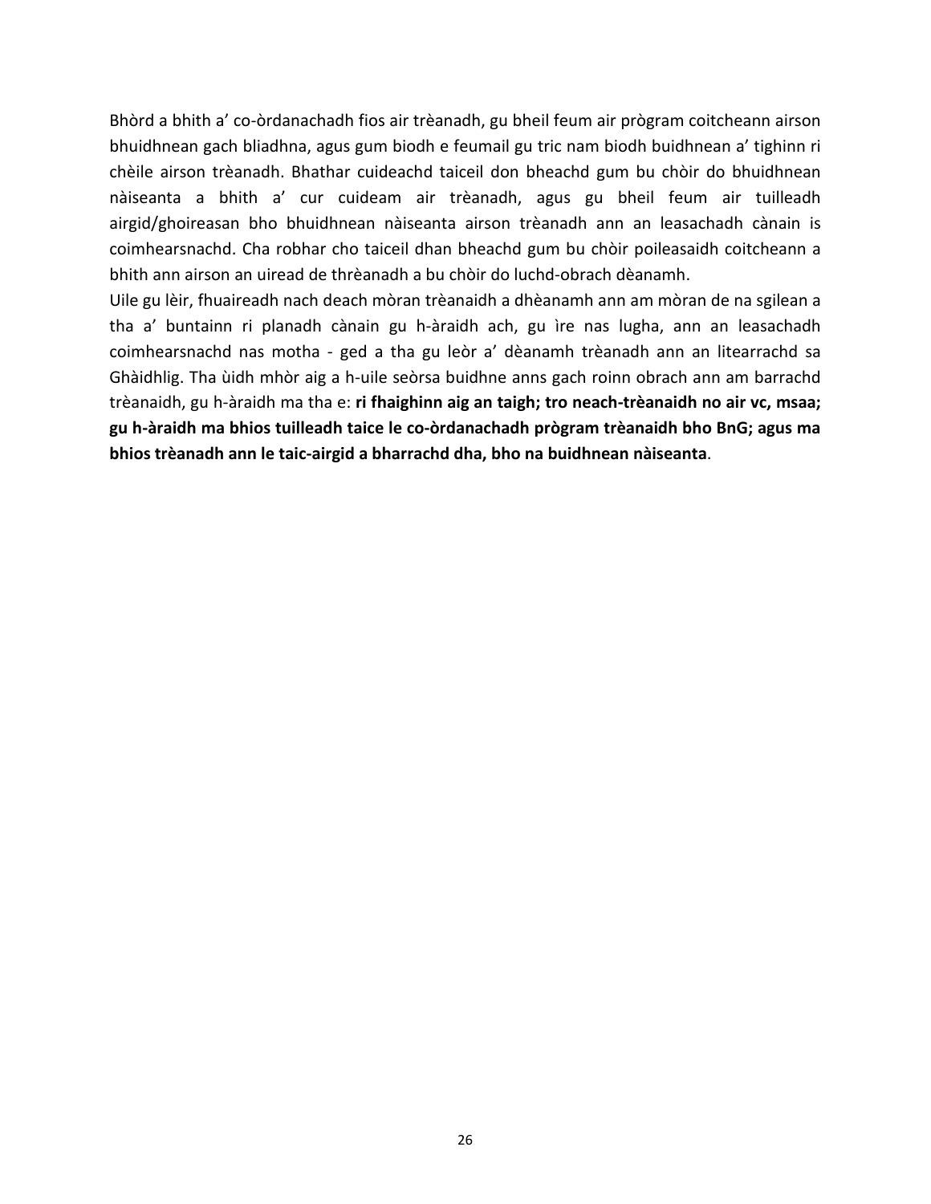Bhòrd a bhith a' co-òrdanachadh fios air trèanadh, gu bheil feum air pògram coitcheann airson bhuidhnean gach bliadhna, agus gum biodh e feumail gu tric nam biodh buidhnean a' tighinn ri chèile airson trèanadh. Bhathar cuideachd taiceil don bheachd gum bu chòir do bhuidhnean nàiseanta a bhith a' cur cuideam air trèanadh, agus gu bheil feum air tuilleadh airgid/ghoireasan bho bhuidhnean nàiseanta airson trèanadh ann an leasachadh cànain is coimhearsnachd. Cha robhar cho taiceil dhan bheachd gum bu chòir poileasaidh coitcheann a bhith ann airson an uiread de thrèanadh a bu chòir do luchd-obrach dèanamh.

Uile gu lèir, fhuaireadh nach deach mòran trèanaidh a dhèanamh ann am mòran de na sgilean a tha a' buntainn ri planadh cànain gu h-àraidh ach, gu ìre nas lugha, ann an leasachadh coimhearsnachd nas motha - ged a tha gu leòr a' dèanamh trèanadh ann an litearrachd sa Ghàidhlig. Tha ùidh mhòr aig a h-uile seòrsa buidhne anns gach roinn obrach ann am barrachd trèanaidh, gu h-àraidh ma tha e: **ri fhaighinn aig an taigh; tro neach-trèanaidh no air vc, msaa; gu h-àraidh ma bhios tuilleadh taice le co-òrdanachadh prògram trèanaidh bho BnG; agus ma bhios trèanadh ann le taic-airgid a bharrachd dha, bho na buidhnean nàiseanta**.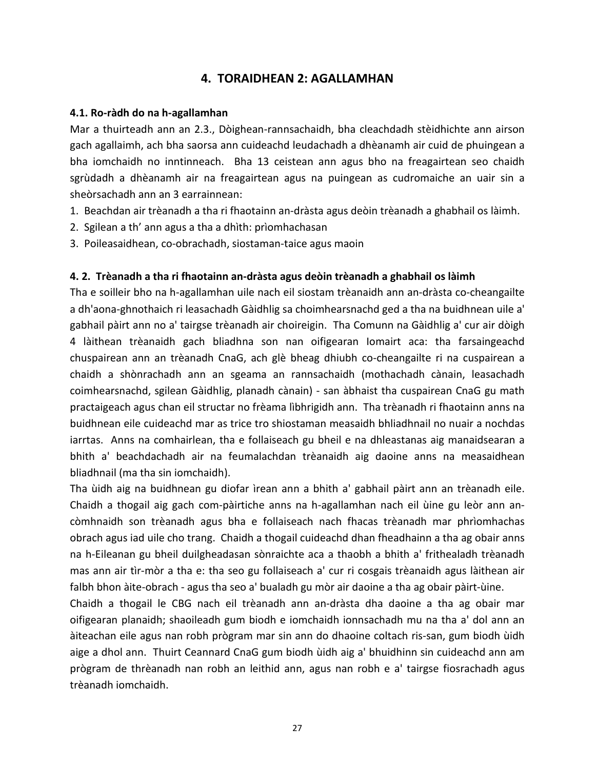## 4. TORAIDHEAN 2: AGALLAMHAN

### 4.1. Ro-ràdh do na h-agallamhan

Mar a thuirteadh ann an 2.3., Dòighean-rannsachaidh, bha cleachdadh stèidhichte ann airson gach agallaimh, ach bha saorsa ann cuideachd leudachadh a dhèanamh air cuid de phuingean a bha iomchaidh no inntinneach. Bha 13 ceistean ann agus bho na freagairtean seo chaidh sgrùdadh a dhèanamh air na freagairtean agus na puingean as cudromaiche an uair sin a sheòrsachadh ann an 3 earrainnean:

1. Beachdan air trèanadh a tha ri fhaotainn an-dràsta agus deòin trèanadh a ghabhail os làimh.
2. Sgilean a th' ann agus a tha a dhìth: prìomhachasan
3. Poileasaidhean, co-obrachadh, siostaman-taice agus maoin

### 4. 2. Trèanadh a tha ri fhaotainn an-dràsta agus deòin trèanadh a ghabhail os làimh

Tha e soilleir bho na h-agallamhan uile nach eil siostam trèanaidh ann an-dràsta co-cheangailte a dh'aona-ghnothaich ri leasachadh Gàidhlig sa choimhearsnachd ged a tha na buidhnean uile a' gabhail pàirt ann no a' tairgse trèanadh air choireigin. Tha Comunn na Gàidhlig a' cur air dòigh 4 làithean trèanaidh gach bliadhna son nan oifigearan Iomairt aca: tha farsaingeachd chuspairean ann an trèanadh CnaG, ach glè bheag dhiubh co-cheangailte ri na cuspairean a chaidh a shònrachadh ann an sgeama an rannsachaidh (mothachadh cànain, leasachadh coimhearsnachd, sgilean Gàidhlig, planadh cànain) - san àbhaist tha cuspairean CnaG gu math practaigeach agus chan eil structar no frèama lìbhrigidh ann. Tha trèanadh ri fhaotainn anns na buidhnean eile cuideachd mar as trice tro shiostaman measaidh bhliadhnail no nuair a nochdas iarrtas. Anns na comhairlean, tha e follaiseach gu bheil e na dhleastanas aig manaidsearan a bhith a' beachdachadh air na feumalachdan trèanaidh aig daoine anns na measaidhean bliadhnail (ma tha sin iomchaidh).

Tha ùidh aig na buidhnean gu diofar ìrean ann a bhith a' gabhail pàirt ann an trèanadh eile. Chaidh a thogail aig gach com-pàirtiche anns na h-agallamhan nach eil ùine gu leòr ann an-còmhnaidh son trèanadh agus bha e follaiseach nach fhacas trèanadh mar phrìomhachas obrach agus iad uile cho trang. Chaidh a thogail cuideachd dhan fheadhainn a tha ag obair anns na h-Eileanan gu bheil duilgheadasan sònraichte aca a thaobh a bhith a' frithealadh trèanadh mas ann air tìr-mòr a tha e: tha seo gu follaiseach a' cur ri cosgais trèanaidh agus làithean air falbh bhon àite-obrach - agus tha seo a' bualadh gu mòr air daoine a tha ag obair pàirt-ùine.

Chaidh a thogail le CBG nach eil trèanadh ann an-dràsta dha daoine a tha ag obair mar oifigearan planaidh; shaoileadh gum biodh e iomchaidh ionnsachadh mu na tha a' dol ann an àiteachan eile agus nan robh prògram mar sin ann do dhaoine coltach ris-san, gum biodh ùidh aige a dhol ann. Thuirt Ceannard CnaG gum biodh ùidh aig a' bhuidhinn sin cuideachd ann am prògram de thrèanadh nan robh an leithid ann, agus nan robh e a' tairgse fiosrachadh agus trèanadh iomchaidh.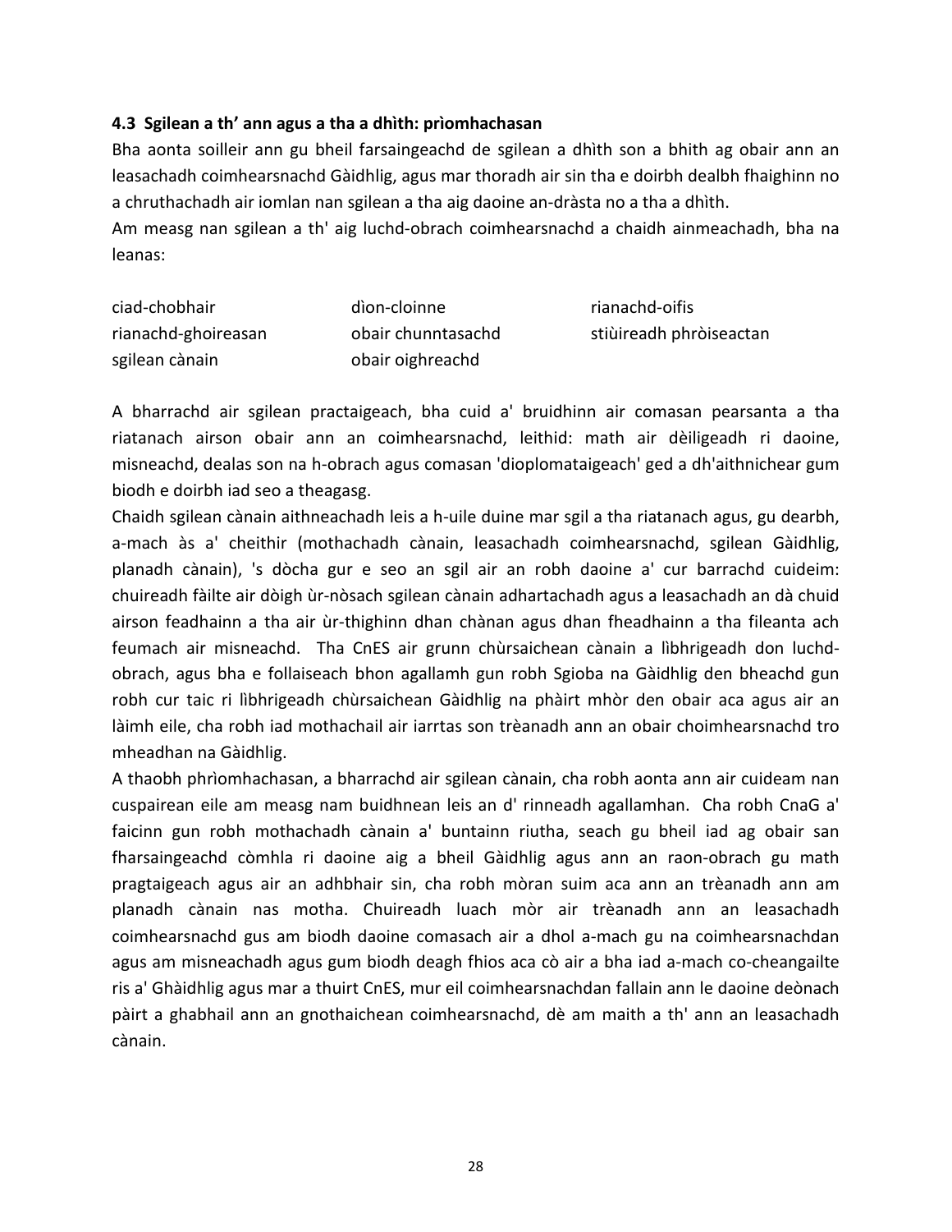### 4.3 Sgilean a th' ann agus a tha a dhìth: prìomhachasan

Bha aonta soilleir ann gu bheil farsaingeachd de sgilean a dhìth son a bhith ag obair ann an leasachadh coimhearsnachd Gàidhlig, agus mar thoradh air sin tha e doirbh dealbh fhaighinn no a chruthachadh air iomlan nan sgilean a tha aig daoine an-dràsta no a tha a dhìth.

Am measg nan sgilean a th' aig luchd-obrach coimhearsnachd a chaidh ainmeachadh, bha na leanas:

| | | |
|---|---|---|
| ciad-chobhair | dìon-cloinne | rianachd-oifis |
| rianachd-ghoireasan | obair chunntasachd | stiùireadh phròiseactan |
| sgilean cànain | obair oighreachd | |

A bharrachd air sgilean practaigeach, bha cuid a' bruidhinn air comasan pearsanta a tha riatanach airson obair ann an coimhearsnachd, leithid: math air dèiligeadh ri daoine, misneachd, dealas son na h-obrach agus comasan 'dioplomataigeach' ged a dh'aithnichear gum biodh e doirbh iad seo a theagasg.

Chaidh sgilean cànain aithneachadh leis a h-uile duine mar sgil a tha riatanach agus, gu dearbh, a-mach às a' cheithir (mothachadh cànain, leasachadh coimhearsnachd, sgilean Gàidhlig, planadh cànain), 's dòcha gur e seo an sgil air an robh daoine a' cur barrachd cuideim: chuireadh fàilte air dòigh ùr-nòsach sgilean cànain adhartachadh agus a leasachadh an dà chuid airson feadhainn a tha air ùr-thighinn dhan chànan agus dhan fheadhainn a tha fileanta ach feumach air misneachd. Tha CnES air grunn chùrsaichean cànain a lìbhrigeadh don luchd-obrach, agus bha e follaiseach bhon agallamh gun robh Sgioba na Gàidhlig den bheachd gun robh cur taic ri lìbhrigeadh chùrsaichean Gàidhlig na phàirt mhòr den obair aca agus air an làimh eile, cha robh iad mothachail air iarrtas son trèanadh ann an obair choimhearsnachd tro mheadhan na Gàidhlig.

A thaobh phrìomhachasan, a bharrachd air sgilean cànain, cha robh aonta ann air cuideam nan cuspairean eile am measg nam buidhnean leis an d' rinneadh agallamhan. Cha robh CnaG a' faicinn gun robh mothachadh cànain a' buntainn riutha, seach gu bheil iad ag obair san fharsaingeachd còmhla ri daoine aig a bheil Gàidhlig agus ann an raon-obrach gu math pragtaigeach agus air an adhbhair sin, cha robh mòran suim aca ann an trèanadh ann am planadh cànain nas motha. Chuireadh luach mòr air trèanadh ann an leasachadh coimhearsnachd gus am biodh daoine comasach air a dhol a-mach gu na coimhearsnachdan agus am misneachadh agus gum biodh deagh fhios aca cò air a bha iad a-mach co-cheangailte ris a' Ghàidhlig agus mar a thuirt CnES, mur eil coimhearsnachdan fallain ann le daoine deònach pàirt a ghabhail ann an gnothaichean coimhearsnachd, dè am maith a th' ann an leasachadh cànain.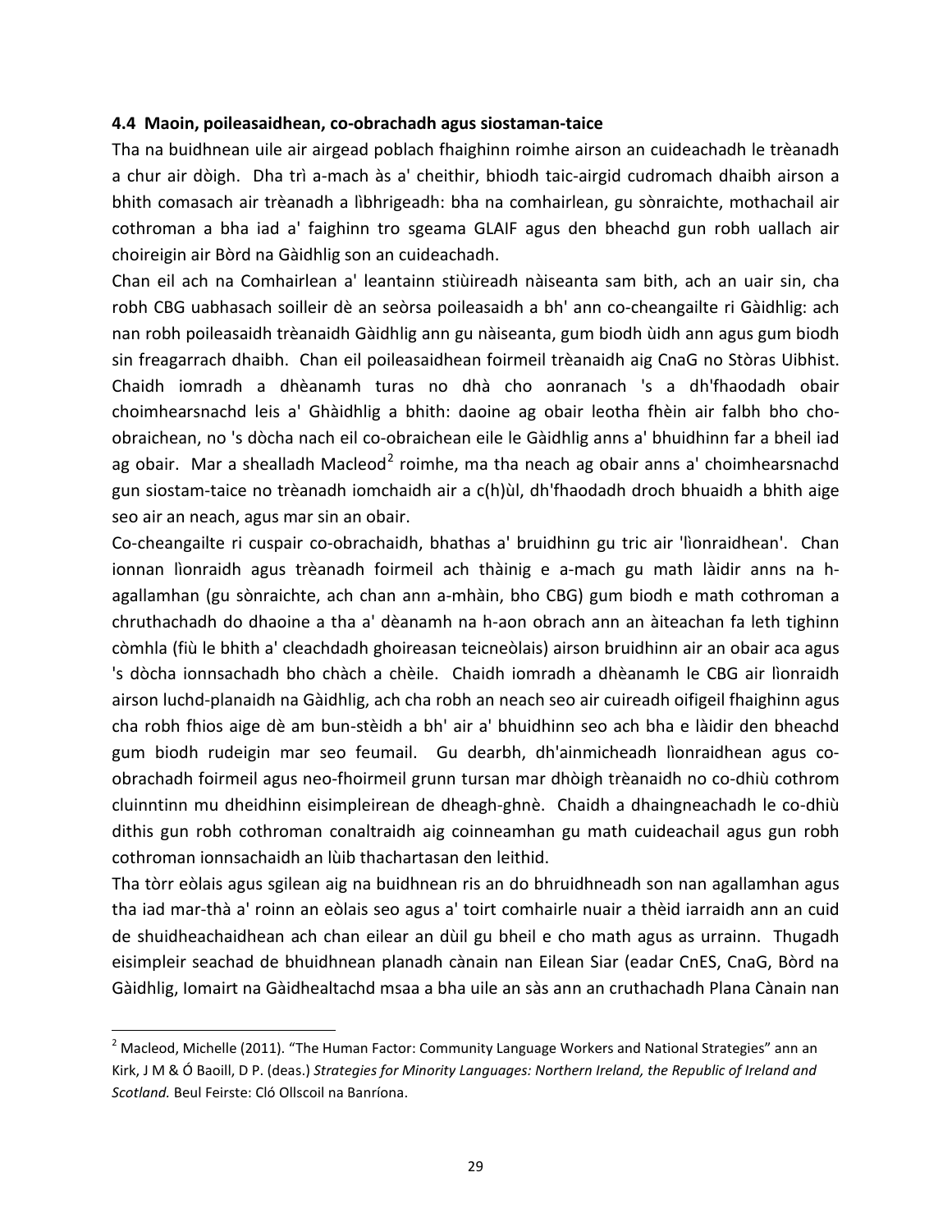#### 4.4 Maoin, poileasaidhean, co-obrachadh agus siostaman-taice

Tha na buidhnean uile air airgead poblach fhaighinn roimhe airson an cuideachadh le trèanadh a chur air dòigh. Dha trì a-mach às a' cheithir, bhiodh taic-airgid cudromach dhaibh airson a bhith comasach air trèanadh a lìbhrigeadh: bha na comhairlean, gu sònraichte, mothachail air cothroman a bha iad a' faighinn tro sgeama GLAIF agus den bheachd gun robh uallach air choireigin air Bòrd na Gàidhlig son an cuideachadh.

Chan eil ach na Comhairlean a' leantainn stiùireadh nàiseanta sam bith, ach an uair sin, cha robh CBG uabhasach soilleir dè an seòrsa poileasaidh a bh' ann co-cheangailte ri Gàidhlig: ach nan robh poileasaidh trèanaidh Gàidhlig ann gu nàiseanta, gum biodh ùidh ann agus gum biodh sin freagarrach dhaibh. Chan eil poileasaidhean foirmeil trèanaidh aig CnaG no Stòras Uibhist. Chaidh iomradh a dhèanamh turas no dhà cho aonranach 's a dh'fhaodadh obair choimhearsnachd leis a' Ghàidhlig a bhith: daoine ag obair leotha fhèin air falbh bho cho-obraichean, no 's dòcha nach eil co-obraichean eile le Gàidhlig anns a' bhuidhinn far a bheil iad ag obair. Mar a shealladh Macleod[2] roimhe, ma tha neach ag obair anns a' choimhearsnachd gun siostam-taice no trèanadh iomchaidh air a c(h)ùl, dh'fhaodadh droch bhuaidh a bhith aige seo air an neach, agus mar sin an obair.

Co-cheangailte ri cuspair co-obrachaidh, bhathas a' bruidhinn gu tric air 'lìonraidhean'. Chan ionnan lìonraidh agus trèanadh foirmeil ach thàinig e a-mach gu math làidir anns na h-agallamhan (gu sònraichte, ach chan ann a-mhàin, bho CBG) gum biodh e math cothroman a chruthachadh do dhaoine a tha a' dèanamh na h-aon obrach ann an àiteachan fa leth tighinn còmhla (fiù le bhith a' cleachdadh ghoireasan teicneòlais) airson bruidhinn air an obair aca agus 's dòcha ionnsachadh bho chàch a chèile. Chaidh iomradh a dhèanamh le CBG air lìonraidh airson luchd-planaidh na Gàidhlig, ach cha robh an neach seo air cuireadh oifigeil fhaighinn agus cha robh fhios aige dè am bun-stèidh a bh' air a' bhuidhinn seo ach bha e làidir den bheachd gum biodh rudeigin mar seo feumail. Gu dearbh, dh'ainmicheadh lìonraidhean agus co-obrachadh foirmeil agus neo-fhoirmeil grunn tursan mar dhòigh trèanaidh no co-dhiù cothrom cluinntinn mu dheidhinn eisimpleirean de dheagh-ghnè. Chaidh a dhaingneachadh le co-dhiù dithis gun robh cothroman conaltraidh aig coinneamhan gu math cuideachail agus gun robh cothroman ionnsachaidh an lùib thachartasan den leithid.

Tha tòrr eòlais agus sgilean aig na buidhnean ris an do bhruidhneadh son nan agallamhan agus tha iad mar-thà a' roinn an eòlais seo agus a' toirt comhairle nuair a thèid iarraidh ann an cuid de shuidheachaidhean ach chan eilear an dùil gu bheil e cho math agus as urrainn. Thugadh eisimpleir seachad de bhuidhnean planadh cànain nan Eilean Siar (eadar CnES, CnaG, Bòrd na Gàidhlig, Iomairt na Gàidhealtachd msaa a bha uile an sàs ann an cruthachadh Plana Cànain nan

---

[2] Macleod, Michelle (2011). "The Human Factor: Community Language Workers and National Strategies" ann an Kirk, J M & Ó Baoill, D P. (deas.) *Strategies for Minority Languages: Northern Ireland, the Republic of Ireland and Scotland.* Beul Feirste: Cló Ollscoil na Banríona.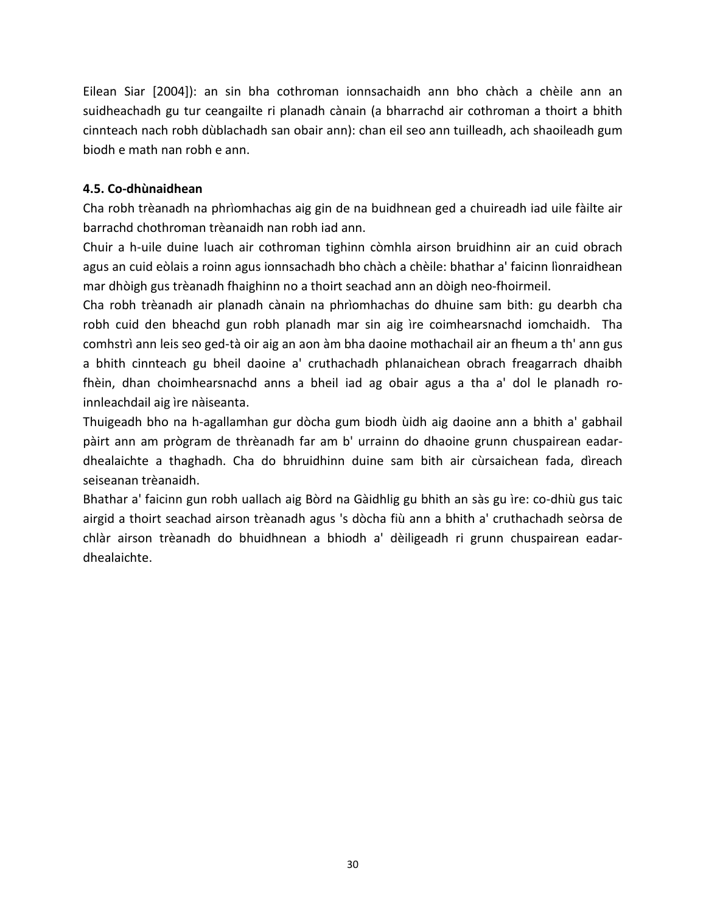Eilean Siar [2004]): an sin bha cothroman ionnsachaidh ann bho chàch a chèile ann an suidheachadh gu tur ceangailte ri planadh cànain (a bharrachd air cothroman a thoirt a bhith cinnteach nach robh dùblachadh san obair ann): chan eil seo ann tuilleadh, ach shaoileadh gum biodh e math nan robh e ann.

### 4.5. Co-dhùnaidhean

Cha robh trèanadh na phrìomhachas aig gin de na buidhnean ged a chuireadh iad uile fàilte air barrachd chothroman trèanaidh nan robh iad ann.

Chuir a h-uile duine luach air cothroman tighinn còmhla airson bruidhinn air an cuid obrach agus an cuid eòlais a roinn agus ionnsachadh bho chàch a chèile: bhathar a' faicinn lìonraidhean mar dhòigh gus trèanadh fhaighinn no a thoirt seachad ann an dòigh neo-fhoirmeil.

Cha robh trèanadh air planadh cànain na phrìomhachas do dhuine sam bith: gu dearbh cha robh cuid den bheachd gun robh planadh mar sin aig ìre coimhearsnachd iomchaidh. Tha comhstrì ann leis seo ged-tà oir aig an aon àm bha daoine mothachail air an fheum a th' ann gus a bhith cinnteach gu bheil daoine a' cruthachadh phlanaichean obrach freagarrach dhaibh fhèin, dhan choimhearsnachd anns a bheil iad ag obair agus a tha a' dol le planadh ro-innleachdail aig ìre nàiseanta.

Thuigeadh bho na h-agallamhan gur dòcha gum biodh ùidh aig daoine ann a bhith a' gabhail pàirt ann am prògram de thrèanadh far am b' urrainn do dhaoine grunn chuspairean eadar-dhealaichte a thaghadh. Cha do bhruidhinn duine sam bith air cùrsaichean fada, dìreach seiseanan trèanaidh.

Bhathar a' faicinn gun robh uallach aig Bòrd na Gàidhlig gu bhith an sàs gu ìre: co-dhiù gus taic airgid a thoirt seachad airson trèanadh agus 's dòcha fiù ann a bhith a' cruthachadh seòrsa de chlàr airson trèanadh do bhuidhnean a bhiodh a' dèiligeadh ri grunn chuspairean eadar-dhealaichte.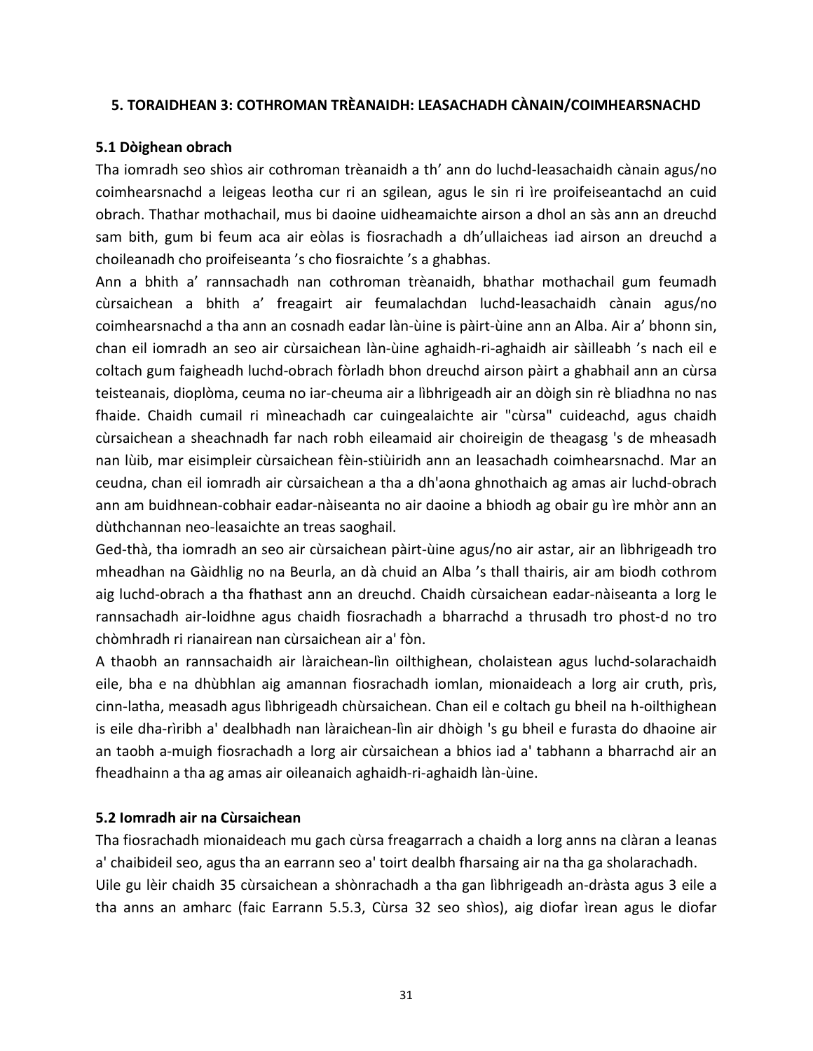## 5. TORAIDHEAN 3: COTHROMAN TRÈANAIDH: LEASACHADH CÀNAIN/COIMHEARSNACHD

### 5.1 Dòighean obrach

Tha iomradh seo shìos air cothroman trèanaidh a th' ann do luchd-leasachaidh cànain agus/no coimhearsnachd a leigeas leotha cur ri an sgilean, agus le sin ri ìre proifeiseantachd an cuid obrach. Thathar mothachail, mus bi daoine uidheamaichte airson a dhol an sàs ann an dreuchd sam bith, gum bi feum aca air eòlas is fiosrachadh a dh'ullaicheas iad airson an dreuchd a choileanadh cho proifeiseanta 's cho fiosraichte 's a ghabhas.

Ann a bhith a' rannsachadh nan cothroman trèanaidh, bhathar mothachail gum feumadh cùrsaichean a bhith a' freagairt air feumalachdan luchd-leasachaidh cànain agus/no coimhearsnachd a tha ann an cosnadh eadar làn-ùine is pàirt-ùine ann an Alba. Air a' bhonn sin, chan eil iomradh an seo air cùrsaichean làn-ùine aghaidh-ri-aghaidh air sàilleabh 's nach eil e coltach gum faigheadh luchd-obrach fòrladh bhon dreuchd airson pàirt a ghabhail ann an cùrsa teisteanais, dioplòma, ceuma no iar-cheuma air a lìbhrigeadh air an dòigh sin rè bliadhna no nas fhaide. Chaidh cumail ri mìneachadh car cuingealaichte air "cùrsa" cuideachd, agus chaidh cùrsaichean a sheachnadh far nach robh eileamaid air choireigin de theagasg 's de mheasadh nan lùib, mar eisimpleir cùrsaichean fèin-stiùiridh ann an leasachadh coimhearsnachd. Mar an ceudna, chan eil iomradh air cùrsaichean a tha a dh'aona ghnothaich ag amas air luchd-obrach ann am buidhnean-cobhair eadar-nàiseanta no air daoine a bhiodh ag obair gu ìre mhòr ann an dùthchannan neo-leasaichte an treas saoghail.

Ged-thà, tha iomradh an seo air cùrsaichean pàirt-ùine agus/no air astar, air an lìbhrigeadh tro mheadhan na Gàidhlig no na Beurla, an dà chuid an Alba 's thall thairis, air am biodh cothrom aig luchd-obrach a tha fhathast ann an dreuchd. Chaidh cùrsaichean eadar-nàiseanta a lorg le rannsachadh air-loidhne agus chaidh fiosrachadh a bharrachd a thrusadh tro phost-d no tro chòmhradh ri rianairean nan cùrsaichean air a' fòn.

A thaobh an rannsachaidh air làraichean-lìn oilthighean, cholaistean agus luchd-solarachaidh eile, bha e na dhùbhlan aig amannan fiosrachadh iomlan, mionaideach a lorg air cruth, prìs, cinn-latha, measadh agus lìbhrigeadh chùrsaichean. Chan eil e coltach gu bheil na h-oilthighean is eile dha-rìribh a' dealbhadh nan làraichean-lìn air dhòigh 's gu bheil e furasta do dhaoine air an taobh a-muigh fiosrachadh a lorg air cùrsaichean a bhios iad a' tabhann a bharrachd air an fheadhainn a tha ag amas air oileanaich aghaidh-ri-aghaidh làn-ùine.

### 5.2 Iomradh air na Cùrsaichean

Tha fiosrachadh mionaideach mu gach cùrsa freagarrach a chaidh a lorg anns na clàran a leanas a' chaibideil seo, agus tha an earrann seo a' toirt dealbh fharsaing air na tha ga sholarachadh.

Uile gu lèir chaidh 35 cùrsaichean a shònrachadh a tha gan lìbhrigeadh an-dràsta agus 3 eile a tha anns an amharc (faic Earrann 5.5.3, Cùrsa 32 seo shìos), aig diofar ìrean agus le diofar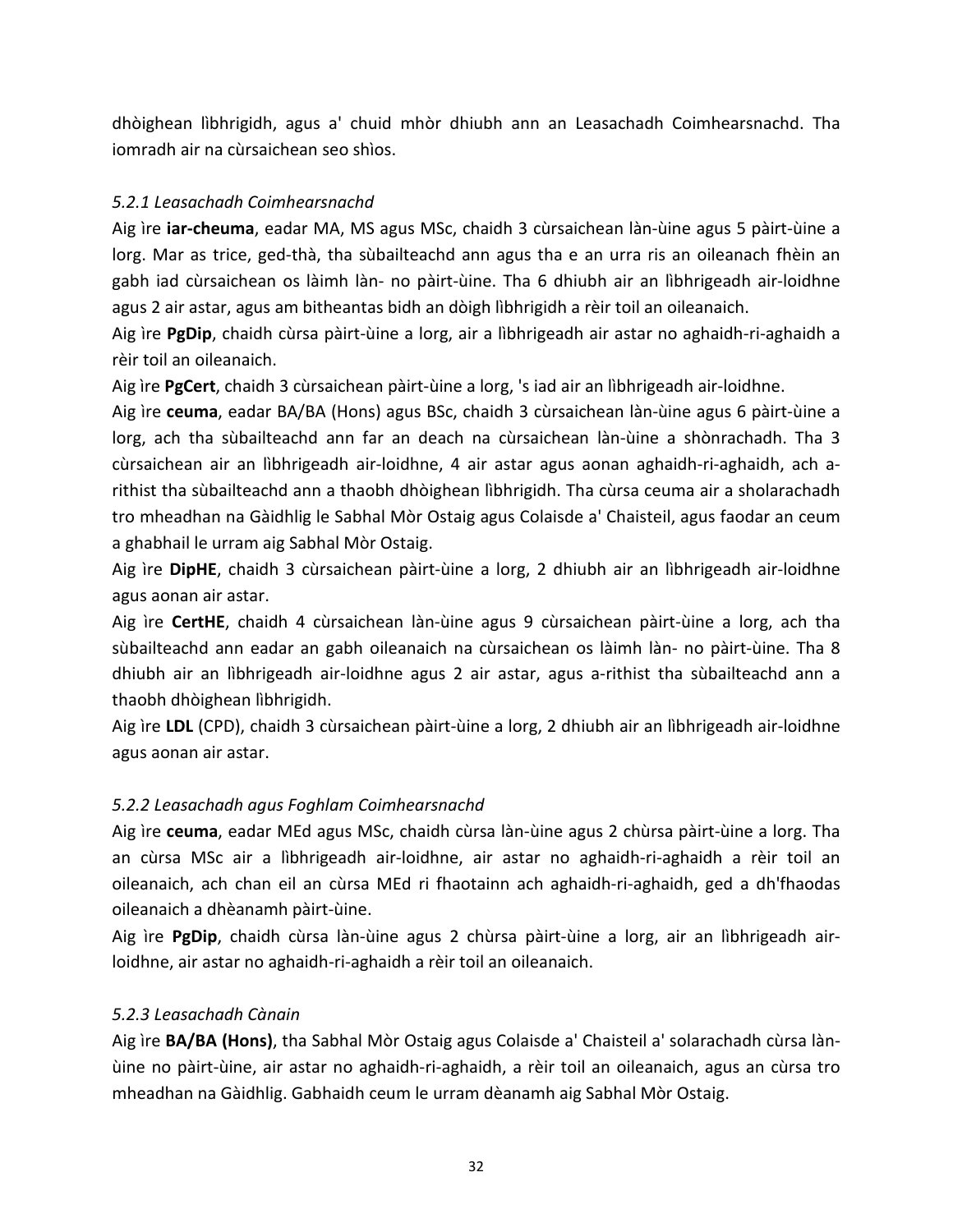dhòighean lìbhrigidh, agus a' chuid mhòr dhiubh ann an Leasachadh Coimhearsnachd. Tha iomradh air na cùrsaichean seo shìos.

### *5.2.1 Leasachadh Coimhearsnachd*

Aig ìre **iar-cheuma**, eadar MA, MS agus MSc, chaidh 3 cùrsaichean làn-ùine agus 5 pàirt-ùine a lorg. Mar as trice, ged-thà, tha sùbailteachd ann agus tha e an urra ris an oileanach fhèin an gabh iad cùrsaichean os làimh làn- no pàirt-ùine. Tha 6 dhiubh air an lìbhrigeadh air-loidhne agus 2 air astar, agus am bitheantas bidh an dòigh lìbhrigidh a rèir toil an oileanaich.

Aig ìre **PgDip**, chaidh cùrsa pàirt-ùine a lorg, air a lìbhrigeadh air astar no aghaidh-ri-aghaidh a rèir toil an oileanaich.

Aig ìre **PgCert**, chaidh 3 cùrsaichean pàirt-ùine a lorg, 's iad air an lìbhrigeadh air-loidhne.

Aig ìre **ceuma**, eadar BA/BA (Hons) agus BSc, chaidh 3 cùrsaichean làn-ùine agus 6 pàirt-ùine a lorg, ach tha sùbailteachd ann far an deach na cùrsaichean làn-ùine a shònrachadh. Tha 3 cùrsaichean air an lìbhrigeadh air-loidhne, 4 air astar agus aonan aghaidh-ri-aghaidh, ach a-rithist tha sùbailteachd ann a thaobh dhòighean lìbhrigidh. Tha cùrsa ceuma air a sholarachadh tro mheadhan na Gàidhlig le Sabhal Mòr Ostaig agus Colaisde a' Chaisteil, agus faodar an ceum a ghabhail le urram aig Sabhal Mòr Ostaig.

Aig ìre **DipHE**, chaidh 3 cùrsaichean pàirt-ùine a lorg, 2 dhiubh air an lìbhrigeadh air-loidhne agus aonan air astar.

Aig ìre **CertHE**, chaidh 4 cùrsaichean làn-ùine agus 9 cùrsaichean pàirt-ùine a lorg, ach tha sùbailteachd ann eadar an gabh oileanaich na cùrsaichean os làimh làn- no pàirt-ùine. Tha 8 dhiubh air an lìbhrigeadh air-loidhne agus 2 air astar, agus a-rithist tha sùbailteachd ann a thaobh dhòighean lìbhrigidh.

Aig ìre **LDL** (CPD), chaidh 3 cùrsaichean pàirt-ùine a lorg, 2 dhiubh air an lìbhrigeadh air-loidhne agus aonan air astar.

### *5.2.2 Leasachadh agus Foghlam Coimhearsnachd*

Aig ìre **ceuma**, eadar MEd agus MSc, chaidh cùrsa làn-ùine agus 2 chùrsa pàirt-ùine a lorg. Tha an cùrsa MSc air a lìbhrigeadh air-loidhne, air astar no aghaidh-ri-aghaidh a rèir toil an oileanaich, ach chan eil an cùrsa MEd ri fhaotainn ach aghaidh-ri-aghaidh, ged a dh'fhaodas oileanaich a dhèanamh pàirt-ùine.

Aig ìre **PgDip**, chaidh cùrsa làn-ùine agus 2 chùrsa pàirt-ùine a lorg, air an lìbhrigeadh air-loidhne, air astar no aghaidh-ri-aghaidh a rèir toil an oileanaich.

### *5.2.3 Leasachadh Cànain*

Aig ìre **BA/BA (Hons)**, tha Sabhal Mòr Ostaig agus Colaisde a' Chaisteil a' solarachadh cùrsa làn-ùine no pàirt-ùine, air astar no aghaidh-ri-aghaidh, a rèir toil an oileanaich, agus an cùrsa tro mheadhan na Gàidhlig. Gabhaidh ceum le urram dèanamh aig Sabhal Mòr Ostaig.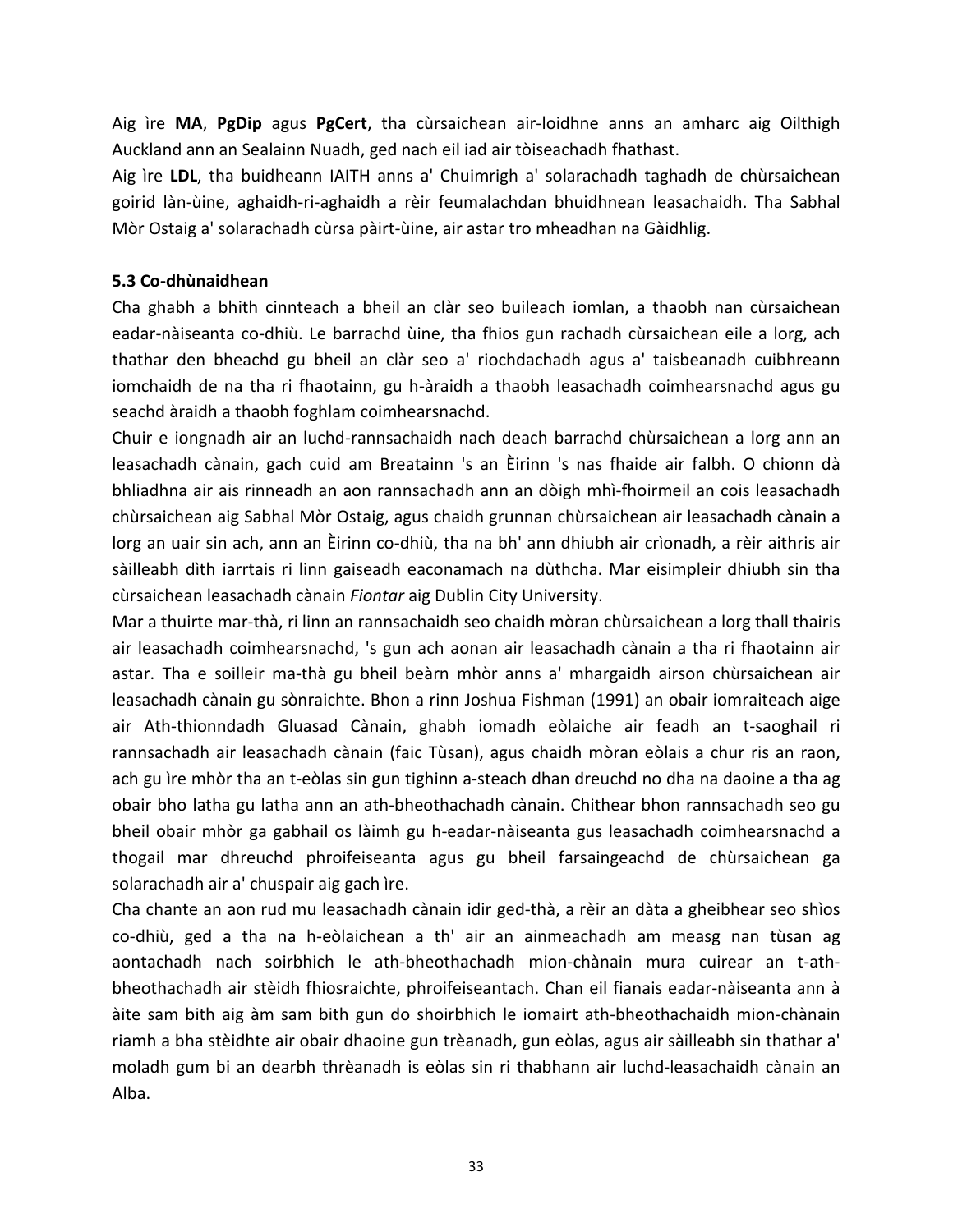Aig ìre **MA**, **PgDip** agus **PgCert**, tha cùrsaichean air-loidhne anns an amharc aig Oilthigh Auckland ann an Sealainn Nuadh, ged nach eil iad air tòiseachadh fhathast.

Aig ìre **LDL**, tha buidheann IAITH anns a' Chuimrigh a' solarachadh taghadh de chùrsaichean goirid làn-ùine, aghaidh-ri-aghaidh a rèir feumalachdan bhuidhnean leasachaidh. Tha Sabhal Mòr Ostaig a' solarachadh cùrsa pàirt-ùine, air astar tro mheadhan na Gàidhlig.

### 5.3 Co-dhùnaidhean

Cha ghabh a bhith cinnteach a bheil an clàr seo buileach iomlan, a thaobh nan cùrsaichean eadar-nàiseanta co-dhiù. Le barrachd ùine, tha fhios gun rachadh cùrsaichean eile a lorg, ach thathar den bheachd gu bheil an clàr seo a' riochdachadh agus a' taisbeanadh cuibhreann iomchaidh de na tha ri fhaotainn, gu h-àraidh a thaobh leasachadh coimhearsnachd agus gu seachd àraidh a thaobh foghlam coimhearsnachd.

Chuir e iongnadh air an luchd-rannsachaidh nach deach barrachd chùrsaichean a lorg ann an leasachadh cànain, gach cuid am Breatainn 's an Èirinn 's nas fhaide air falbh. O chionn dà bhliadhna air ais rinneadh an aon rannsachadh ann an dòigh mhì-fhoirmeil an cois leasachadh chùrsaichean aig Sabhal Mòr Ostaig, agus chaidh grunnan chùrsaichean air leasachadh cànain a lorg an uair sin ach, ann an Èirinn co-dhiù, tha na bh' ann dhiubh air crìonadh, a rèir aithris air sàilleabh dìth iarrtais ri linn gaiseadh eaconamach na dùthcha. Mar eisimpleir dhiubh sin tha cùrsaichean leasachadh cànain *Fiontar* aig Dublin City University.

Mar a thuirte mar-thà, ri linn an rannsachaidh seo chaidh mòran chùrsaichean a lorg thall thairis air leasachadh coimhearsnachd, 's gun ach aonan air leasachadh cànain a tha ri fhaotainn air astar. Tha e soilleir ma-thà gu bheil beàrn mhòr anns a' mhargaidh airson chùrsaichean air leasachadh cànain gu sònraichte. Bhon a rinn Joshua Fishman (1991) an obair iomraiteach aige air Ath-thionndadh Gluasad Cànain, ghabh iomadh eòlaiche air feadh an t-saoghail ri rannsachadh air leasachadh cànain (faic Tùsan), agus chaidh mòran eòlais a chur ris an raon, ach gu ìre mhòr tha an t-eòlas sin gun tighinn a-steach dhan dreuchd no dha na daoine a tha ag obair bho latha gu latha ann an ath-bheothachadh cànain. Chithear bhon rannsachadh seo gu bheil obair mhòr ga gabhail os làimh gu h-eadar-nàiseanta gus leasachadh coimhearsnachd a thogail mar dhreuchd phroifeiseanta agus gu bheil farsaingeachd de chùrsaichean ga solarachadh air a' chuspair aig gach ìre.

Cha chante an aon rud mu leasachadh cànain idir ged-thà, a rèir an dàta a gheibhear seo shìos co-dhiù, ged a tha na h-eòlaichean a th' air an ainmeachadh am measg nan tùsan ag aontachadh nach soirbhich le ath-bheothachadh mion-chànain mura cuirear an t-ath-bheothachadh air stèidh fhiosraichte, phroifeiseantach. Chan eil fianais eadar-nàiseanta ann à àite sam bith aig àm sam bith gun do shoirbhich le iomairt ath-bheothachaidh mion-chànain riamh a bha stèidhte air obair dhaoine gun trèanadh, gun eòlas, agus air sàilleabh sin thathar a' moladh gum bi an dearbh thrèanadh is eòlas sin ri thabhann air luchd-leasachaidh cànain an Alba.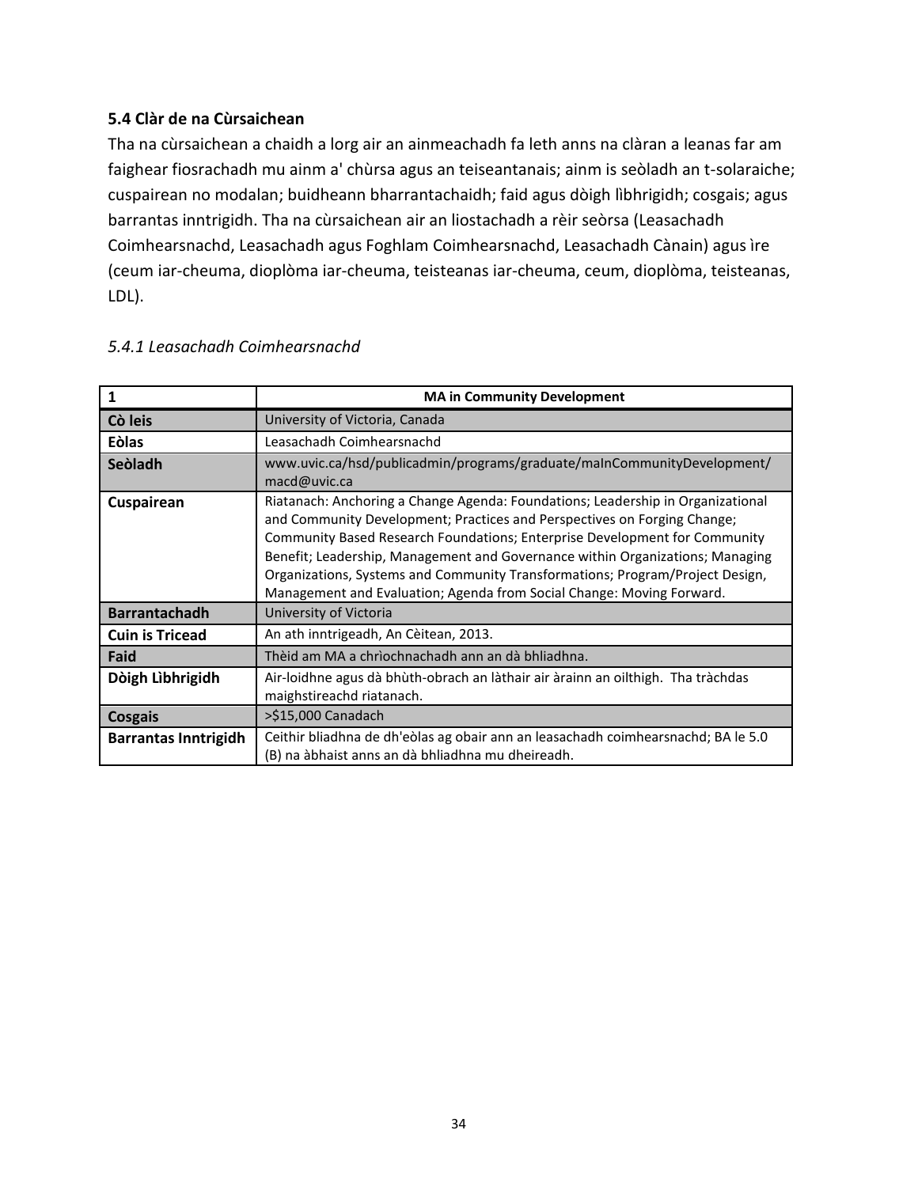### 5.4 Clàr de na Cùrsaichean

Tha na cùrsaichean a chaidh a lorg air an ainmeachadh fa leth anns na clàran a leanas far am faighear fiosrachadh mu ainm a' chùrsa agus an teiseantanais; ainm is seòladh an t-solaraiche; cuspairean no modalan; buidheann bharrantachaidh; faid agus dòigh lìbhrigidh; cosgais; agus barrantas inntrigidh. Tha na cùrsaichean air an liostachadh a rèir seòrsa (Leasachadh Coimhearsnachd, Leasachadh agus Foghlam Coimhearsnachd, Leasachadh Cànain) agus ìre (ceum iar-cheuma, dioplòma iar-cheuma, teisteanas iar-cheuma, ceum, dioplòma, teisteanas, LDL).

#### *5.4.1 Leasachadh Coimhearsnachd*

| 1 | MA in Community Development |
|---|---|
| **Cò leis** | University of Victoria, Canada |
| **Eòlas** | Leasachadh Coimhearsnachd |
| **Seòladh** | www.uvic.ca/hsd/publicadmin/programs/graduate/maInCommunityDevelopment/ macd@uvic.ca |
| **Cuspairean** | Riatanach: Anchoring a Change Agenda: Foundations; Leadership in Organizational and Community Development; Practices and Perspectives on Forging Change; Community Based Research Foundations; Enterprise Development for Community Benefit; Leadership, Management and Governance within Organizations; Managing Organizations, Systems and Community Transformations; Program/Project Design, Management and Evaluation; Agenda from Social Change: Moving Forward. |
| **Barrantachadh** | University of Victoria |
| **Cuin is Tricead** | An ath inntrigeadh, An Cèitean, 2013. |
| **Faid** | Thèid am MA a chrìochnachadh ann an dà bhliadhna. |
| **Dòigh Lìbhrigidh** | Air-loidhne agus dà bhùth-obrach an làthair air àrainn an oilthigh. Tha tràchdas maighstireachd riatanach. |
| **Cosgais** | >$15,000 Canadach |
| **Barrantas Inntrigidh** | Ceithir bliadhna de dh'eòlas ag obair ann an leasachadh coimhearsnachd; BA le 5.0 (B) na àbhaist anns an dà bhliadhna mu dheireadh. |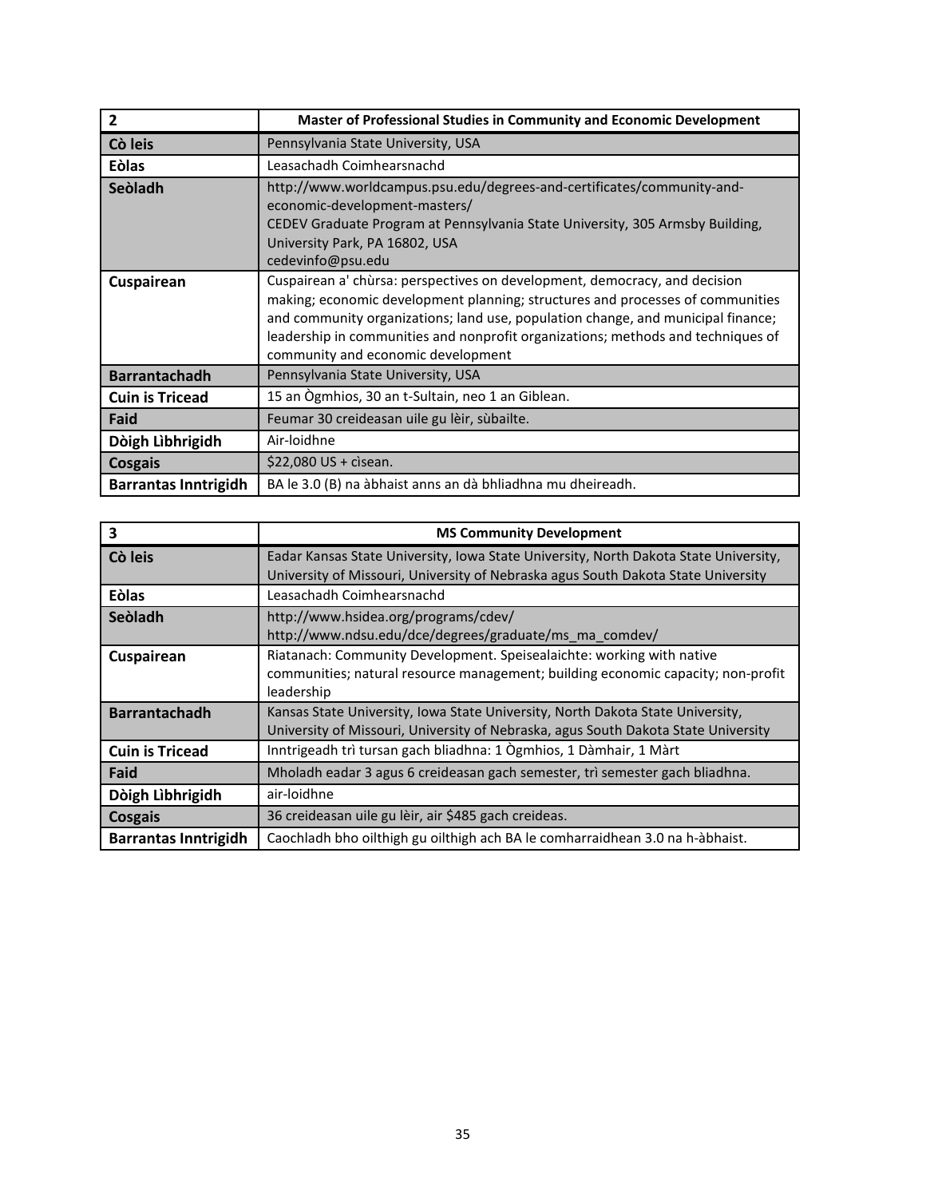| 2 | Master of Professional Studies in Community and Economic Development |
|---|---|
| **Cò leis** | Pennsylvania State University, USA |
| **Eòlas** | Leasachadh Coimhearsnachd |
| **Seòladh** | http://www.worldcampus.psu.edu/degrees-and-certificates/community-and-economic-development-masters/ <br> CEDEV Graduate Program at Pennsylvania State University, 305 Armsby Building, University Park, PA 16802, USA <br> cedevinfo@psu.edu |
| **Cuspairean** | Cuspairean a' chùrsa: perspectives on development, democracy, and decision making; economic development planning; structures and processes of communities and community organizations; land use, population change, and municipal finance; leadership in communities and nonprofit organizations; methods and techniques of community and economic development |
| **Barrantachadh** | Pennsylvania State University, USA |
| **Cuin is Tricead** | 15 an Ògmhios, 30 an t-Sultain, neo 1 an Giblean. |
| **Faid** | Feumar 30 creideasan uile gu lèir, sùbailte. |
| **Dòigh Lìbhrigidh** | Air-loidhne |
| **Cosgais** | $22,080 US + cìsean. |
| **Barrantas Inntrigidh** | BA le 3.0 (B) na àbhaist anns an dà bhliadhna mu dheireadh. |

| 3 | MS Community Development |
|---|---|
| **Cò leis** | Eadar Kansas State University, Iowa State University, North Dakota State University, University of Missouri, University of Nebraska agus South Dakota State University |
| **Eòlas** | Leasachadh Coimhearsnachd |
| **Seòladh** | http://www.hsidea.org/programs/cdev/ <br> http://www.ndsu.edu/dce/degrees/graduate/ms_ma_comdev/ |
| **Cuspairean** | Riatanach: Community Development. Speisealaichte: working with native communities; natural resource management; building economic capacity; non-profit leadership |
| **Barrantachadh** | Kansas State University, Iowa State University, North Dakota State University, University of Missouri, University of Nebraska, agus South Dakota State University |
| **Cuin is Tricead** | Inntrigeadh trì tursan gach bliadhna: 1 Ògmhios, 1 Dàmhair, 1 Màrt |
| **Faid** | Mholadh eadar 3 agus 6 creideasan gach semester, trì semester gach bliadhna. |
| **Dòigh Lìbhrigidh** | air-loidhne |
| **Cosgais** | 36 creideasan uile gu lèir, air $485 gach creideas. |
| **Barrantas Inntrigidh** | Caochladh bho oilthigh gu oilthigh ach BA le comharraidhean 3.0 na h-àbhaist. |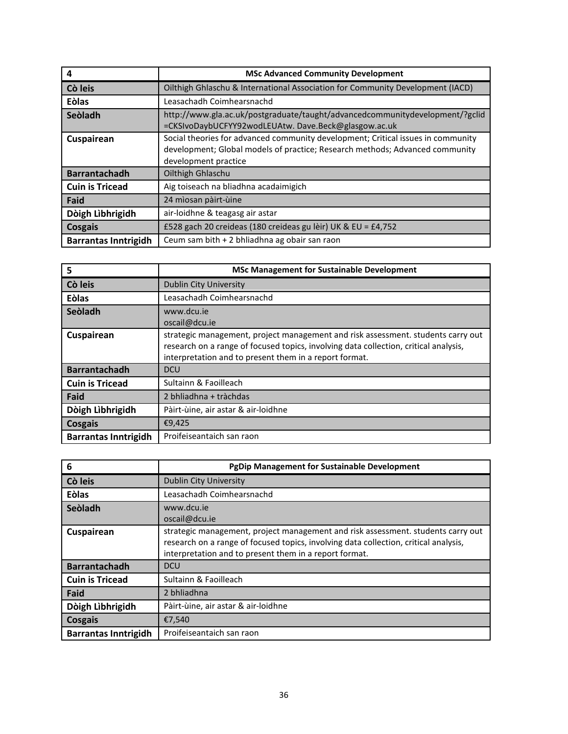| 4 | MSc Advanced Community Development |
|---|---|
| Cò leis | Oilthigh Ghlaschu & International Association for Community Development (IACD) |
| Eòlas | Leasachadh Coimhearsnachd |
| Seòladh | http://www.gla.ac.uk/postgraduate/taught/advancedcommunitydevelopment/?gclid =CKSIvoDaybUCFYY92wodLEUAtw. Dave.Beck@glasgow.ac.uk |
| Cuspairean | Social theories for advanced community development; Critical issues in community development; Global models of practice; Research methods; Advanced community development practice |
| Barrantachadh | Oilthigh Ghlaschu |
| Cuin is Tricead | Aig toiseach na bliadhna acadaimigich |
| Faid | 24 mìosan pàirt-ùine |
| Dòigh Lìbhrigidh | air-loidhne & teagasg air astar |
| Cosgais | £528 gach 20 creideas (180 creideas gu lèir) UK & EU = £4,752 |
| Barrantas Inntrigidh | Ceum sam bith + 2 bhliadhna ag obair san raon |

| 5 | MSc Management for Sustainable Development |
|---|---|
| Cò leis | Dublin City University |
| Eòlas | Leasachadh Coimhearsnachd |
| Seòladh | www.dcu.ie<br>oscail@dcu.ie |
| Cuspairean | strategic management, project management and risk assessment. students carry out research on a range of focused topics, involving data collection, critical analysis, interpretation and to present them in a report format. |
| Barrantachadh | DCU |
| Cuin is Tricead | Sultainn & Faoilleach |
| Faid | 2 bhliadhna + tràchdas |
| Dòigh Lìbhrigidh | Pàirt-ùine, air astar & air-loidhne |
| Cosgais | €9,425 |
| Barrantas Inntrigidh | Proifeiseantaich san raon |

| 6 | PgDip Management for Sustainable Development |
|---|---|
| Cò leis | Dublin City University |
| Eòlas | Leasachadh Coimhearsnachd |
| Seòladh | www.dcu.ie<br>oscail@dcu.ie |
| Cuspairean | strategic management, project management and risk assessment. students carry out research on a range of focused topics, involving data collection, critical analysis, interpretation and to present them in a report format. |
| Barrantachadh | DCU |
| Cuin is Tricead | Sultainn & Faoilleach |
| Faid | 2 bhliadhna |
| Dòigh Lìbhrigidh | Pàirt-ùine, air astar & air-loidhne |
| Cosgais | €7,540 |
| Barrantas Inntrigidh | Proifeiseantaich san raon |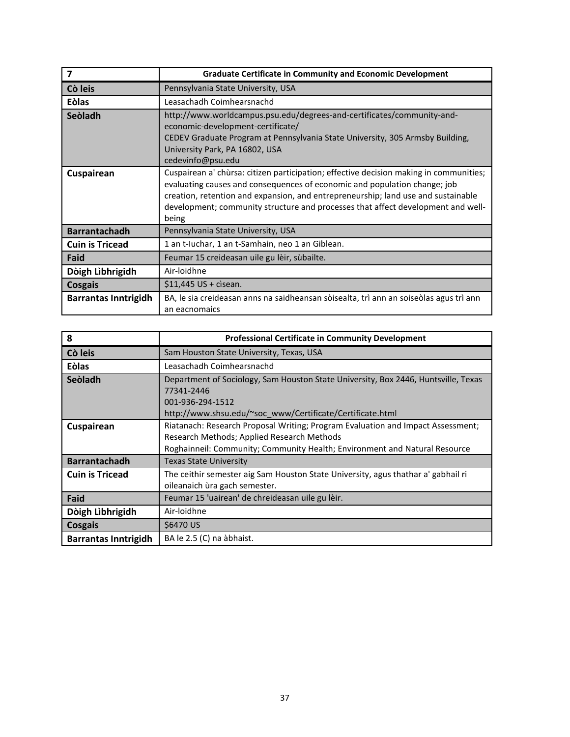| 7 | Graduate Certificate in Community and Economic Development |
|---|---|
| **Cò leis** | Pennsylvania State University, USA |
| **Eòlas** | Leasachadh Coimhearsnachd |
| **Seòladh** | http://www.worldcampus.psu.edu/degrees-and-certificates/community-and-economic-development-certificate/<br>CEDEV Graduate Program at Pennsylvania State University, 305 Armsby Building, University Park, PA 16802, USA<br>cedevinfo@psu.edu |
| **Cuspairean** | Cuspairean a' chùrsa: citizen participation; effective decision making in communities; evaluating causes and consequences of economic and population change; job creation, retention and expansion, and entrepreneurship; land use and sustainable development; community structure and processes that affect development and well-being |
| **Barrantachadh** | Pennsylvania State University, USA |
| **Cuin is Tricead** | 1 an t-Iuchar, 1 an t-Samhain, neo 1 an Giblean. |
| **Faid** | Feumar 15 creideasan uile gu lèir, sùbailte. |
| **Dòigh Lìbhrigidh** | Air-loidhne |
| **Cosgais** | $11,445 US + cìsean. |
| **Barrantas Inntrigidh** | BA, le sia creideasan anns na saidheansan sòisealta, trì ann an soiseòlas agus trì ann an eacnomaics |

| 8 | Professional Certificate in Community Development |
|---|---|
| **Cò leis** | Sam Houston State University, Texas, USA |
| **Eòlas** | Leasachadh Coimhearsnachd |
| **Seòladh** | Department of Sociology, Sam Houston State University, Box 2446, Huntsville, Texas 77341-2446<br>001-936-294-1512<br>http://www.shsu.edu/~soc_www/Certificate/Certificate.html |
| **Cuspairean** | Riatanach: Research Proposal Writing; Program Evaluation and Impact Assessment; Research Methods; Applied Research Methods<br>Roghainneil: Community; Community Health; Environment and Natural Resource |
| **Barrantachadh** | Texas State University |
| **Cuin is Tricead** | The ceithir semester aig Sam Houston State University, agus thathar a' gabhail ri oileanaich ùra gach semester. |
| **Faid** | Feumar 15 'uairean' de chreideasan uile gu lèir. |
| **Dòigh Lìbhrigidh** | Air-loidhne |
| **Cosgais** | $6470 US |
| **Barrantas Inntrigidh** | BA le 2.5 (C) na àbhaist. |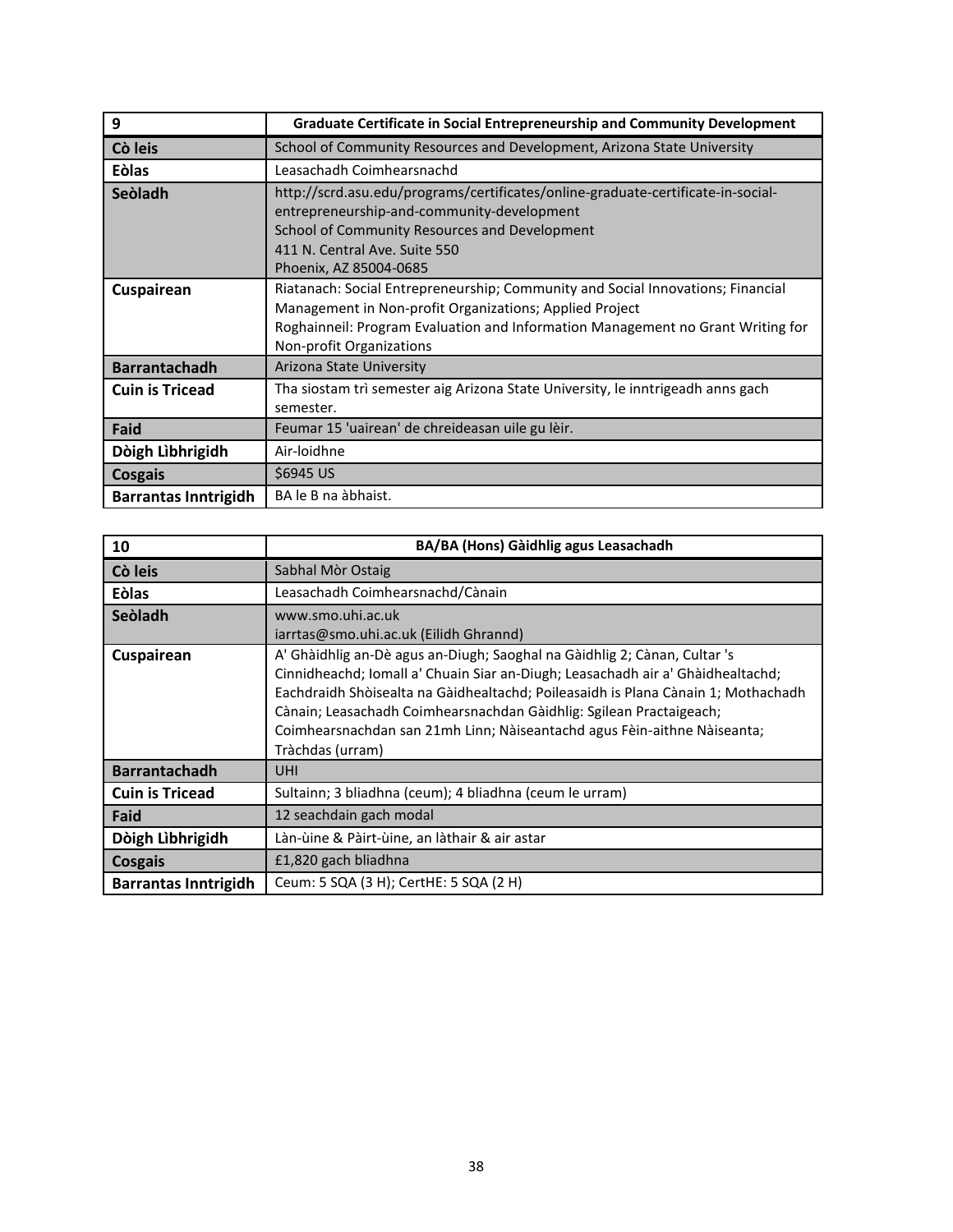| 9 | Graduate Certificate in Social Entrepreneurship and Community Development |
|---|---|
| **Cò leis** | School of Community Resources and Development, Arizona State University |
| **Eòlas** | Leasachadh Coimhearsnachd |
| **Seòladh** | http://scrd.asu.edu/programs/certificates/online-graduate-certificate-in-social-entrepreneurship-and-community-development<br>School of Community Resources and Development<br>411 N. Central Ave. Suite 550<br>Phoenix, AZ 85004-0685 |
| **Cuspairean** | Riatanach: Social Entrepreneurship; Community and Social Innovations; Financial Management in Non-profit Organizations; Applied Project<br>Roghainneil: Program Evaluation and Information Management no Grant Writing for Non-profit Organizations |
| **Barrantachadh** | Arizona State University |
| **Cuin is Tricead** | Tha siostam trì semester aig Arizona State University, le inntrigeadh anns gach semester. |
| **Faid** | Feumar 15 'uairean' de chreideasan uile gu lèir. |
| **Dòigh Lìbhrigidh** | Air-loidhne |
| **Cosgais** | $6945 US |
| **Barrantas Inntrigidh** | BA le B na àbhaist. |

| 10 | BA/BA (Hons) Gàidhlig agus Leasachadh |
|---|---|
| **Cò leis** | Sabhal Mòr Ostaig |
| **Eòlas** | Leasachadh Coimhearsnachd/Cànain |
| **Seòladh** | www.smo.uhi.ac.uk<br>iarrtas@smo.uhi.ac.uk (Eilidh Ghrannd) |
| **Cuspairean** | A' Ghàidhlig an-Dè agus an-Diugh; Saoghal na Gàidhlig 2; Cànan, Cultar 's Cinnidheachd; Iomall a' Chuain Siar an-Diugh; Leasachadh air a' Ghàidhealtachd; Eachdraidh Shòisealta na Gàidhealtachd; Poileasaidh is Plana Cànain 1; Mothachadh Cànain; Leasachadh Coimhearsnachdan Gàidhlig: Sgilean Practaigeach; Coimhearsnachdan san 21mh Linn; Nàiseantachd agus Fèin-aithne Nàiseanta; Tràchdas (urram) |
| **Barrantachadh** | UHI |
| **Cuin is Tricead** | Sultainn; 3 bliadhna (ceum); 4 bliadhna (ceum le urram) |
| **Faid** | 12 seachdain gach modal |
| **Dòigh Lìbhrigidh** | Làn-ùine & Pàirt-ùine, an làthair & air astar |
| **Cosgais** | £1,820 gach bliadhna |
| **Barrantas Inntrigidh** | Ceum: 5 SQA (3 H); CertHE: 5 SQA (2 H) |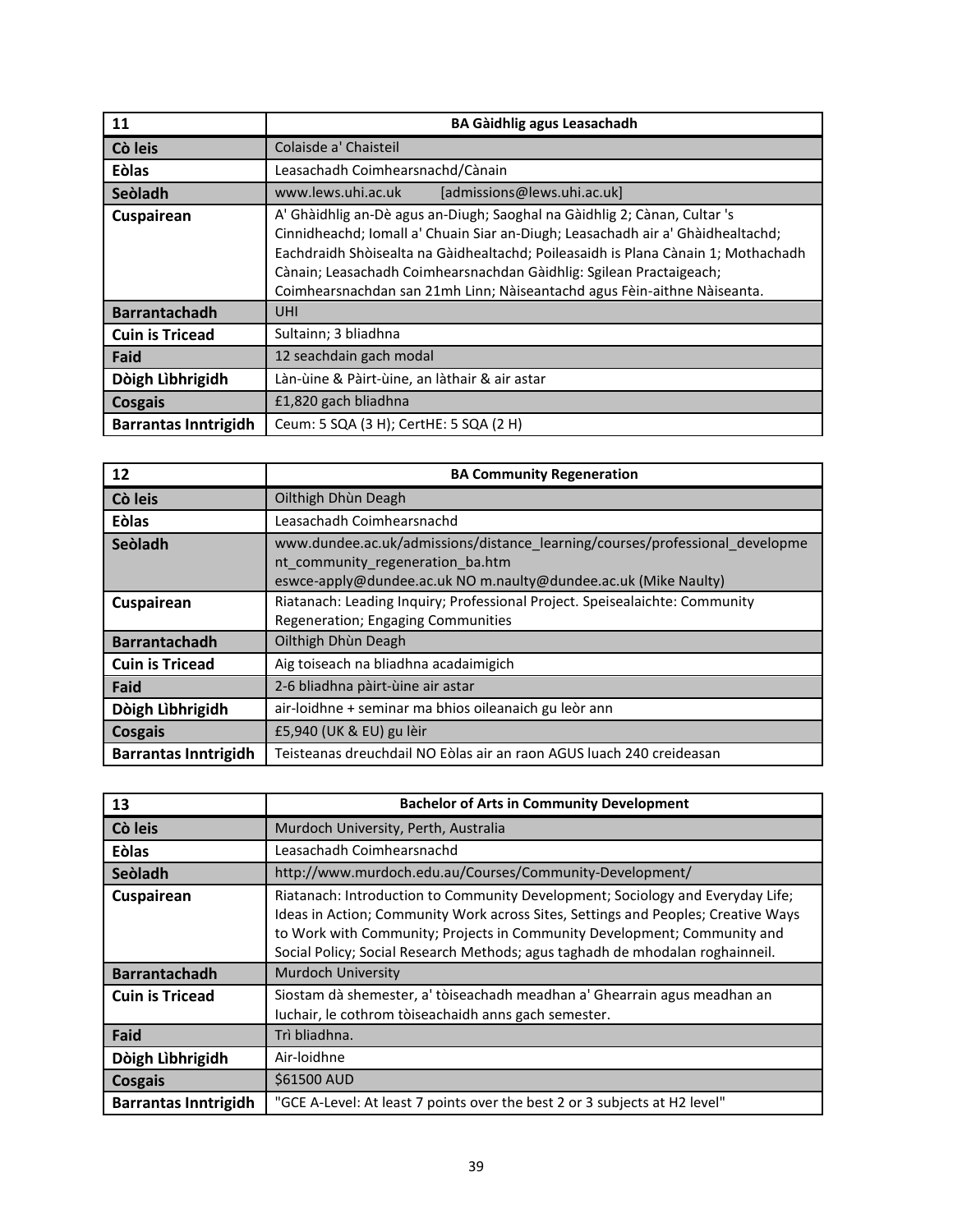| 11 | BA Gàidhlig agus Leasachadh |
|---|---|
| **Cò leis** | Colaisde a' Chaisteil |
| **Eòlas** | Leasachadh Coimhearsnachd/Cànain |
| **Seòladh** | www.lews.uhi.ac.uk [admissions@lews.uhi.ac.uk] |
| **Cuspairean** | A' Ghàidhlig an-Dè agus an-Diugh; Saoghal na Gàidhlig 2; Cànan, Cultar 's Cinnidheachd; Iomall a' Chuain Siar an-Diugh; Leasachadh air a' Ghàidhealtachd; Eachdraidh Shòisealta na Gàidhealtachd; Poileasaidh is Plana Cànain 1; Mothachadh Cànain; Leasachadh Coimhearsnachdan Gàidhlig: Sgilean Practaigeach; Coimhearsnachdan san 21mh Linn; Nàiseantachd agus Fèin-aithne Nàiseanta. |
| **Barrantachadh** | UHI |
| **Cuin is Tricead** | Sultainn; 3 bliadhna |
| **Faid** | 12 seachdain gach modal |
| **Dòigh Lìbhrigidh** | Làn-ùine & Pàirt-ùine, an làthair & air astar |
| **Cosgais** | £1,820 gach bliadhna |
| **Barrantas Inntrigidh** | Ceum: 5 SQA (3 H); CertHE: 5 SQA (2 H) |

| 12 | BA Community Regeneration |
|---|---|
| **Cò leis** | Oilthigh Dhùn Deagh |
| **Eòlas** | Leasachadh Coimhearsnachd |
| **Seòladh** | www.dundee.ac.uk/admissions/distance_learning/courses/professional_development_community_regeneration_ba.htm eswce-apply@dundee.ac.uk NO m.naulty@dundee.ac.uk (Mike Naulty) |
| **Cuspairean** | Riatanach: Leading Inquiry; Professional Project. Speisealaichte: Community Regeneration; Engaging Communities |
| **Barrantachadh** | Oilthigh Dhùn Deagh |
| **Cuin is Tricead** | Aig toiseach na bliadhna acadaimigich |
| **Faid** | 2-6 bliadhna pàirt-ùine air astar |
| **Dòigh Lìbhrigidh** | air-loidhne + seminar ma bhios oileanaich gu leòr ann |
| **Cosgais** | £5,940 (UK & EU) gu lèir |
| **Barrantas Inntrigidh** | Teisteanas dreuchdail NO Eòlas air an raon AGUS luach 240 creideasan |

| 13 | Bachelor of Arts in Community Development |
|---|---|
| **Cò leis** | Murdoch University, Perth, Australia |
| **Eòlas** | Leasachadh Coimhearsnachd |
| **Seòladh** | http://www.murdoch.edu.au/Courses/Community-Development/ |
| **Cuspairean** | Riatanach: Introduction to Community Development; Sociology and Everyday Life; Ideas in Action; Community Work across Sites, Settings and Peoples; Creative Ways to Work with Community; Projects in Community Development; Community and Social Policy; Social Research Methods; agus taghadh de mhodalan roghainneil. |
| **Barrantachadh** | Murdoch University |
| **Cuin is Tricead** | Siostam dà shemester, a' tòiseachadh meadhan a' Ghearrain agus meadhan an Iuchair, le cothrom tòiseachaidh anns gach semester. |
| **Faid** | Trì bliadhna. |
| **Dòigh Lìbhrigidh** | Air-loidhne |
| **Cosgais** | $61500 AUD |
| **Barrantas Inntrigidh** | "GCE A-Level: At least 7 points over the best 2 or 3 subjects at H2 level" |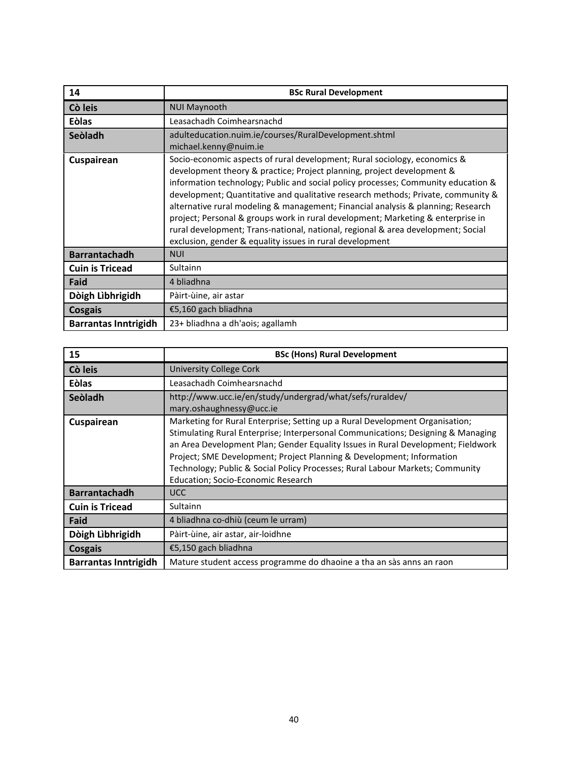| 14 | BSc Rural Development |
|---|---|
| **Cò leis** | NUI Maynooth |
| **Eòlas** | Leasachadh Coimhearsnachd |
| **Seòladh** | adulteducation.nuim.ie/courses/RuralDevelopment.shtml michael.kenny@nuim.ie |
| **Cuspairean** | Socio-economic aspects of rural development; Rural sociology, economics & development theory & practice; Project planning, project development & information technology; Public and social policy processes; Community education & development; Quantitative and qualitative research methods; Private, community & alternative rural modeling & management; Financial analysis & planning; Research project; Personal & groups work in rural development; Marketing & enterprise in rural development; Trans-national, national, regional & area development; Social exclusion, gender & equality issues in rural development |
| **Barrantachadh** | NUI |
| **Cuin is Tricead** | Sultainn |
| **Faid** | 4 bliadhna |
| **Dòigh Lìbhrigidh** | Pàirt-ùine, air astar |
| **Cosgais** | €5,160 gach bliadhna |
| **Barrantas Inntrigidh** | 23+ bliadhna a dh'aois; agallamh |

| 15 | BSc (Hons) Rural Development |
|---|---|
| **Cò leis** | University College Cork |
| **Eòlas** | Leasachadh Coimhearsnachd |
| **Seòladh** | http://www.ucc.ie/en/study/undergrad/what/sefs/ruraldev/ mary.oshaughnessy@ucc.ie |
| **Cuspairean** | Marketing for Rural Enterprise; Setting up a Rural Development Organisation; Stimulating Rural Enterprise; Interpersonal Communications; Designing & Managing an Area Development Plan; Gender Equality Issues in Rural Development; Fieldwork Project; SME Development; Project Planning & Development; Information Technology; Public & Social Policy Processes; Rural Labour Markets; Community Education; Socio-Economic Research |
| **Barrantachadh** | UCC |
| **Cuin is Tricead** | Sultainn |
| **Faid** | 4 bliadhna co-dhiù (ceum le urram) |
| **Dòigh Lìbhrigidh** | Pàirt-ùine, air astar, air-loidhne |
| **Cosgais** | €5,150 gach bliadhna |
| **Barrantas Inntrigidh** | Mature student access programme do dhaoine a tha an sàs anns an raon |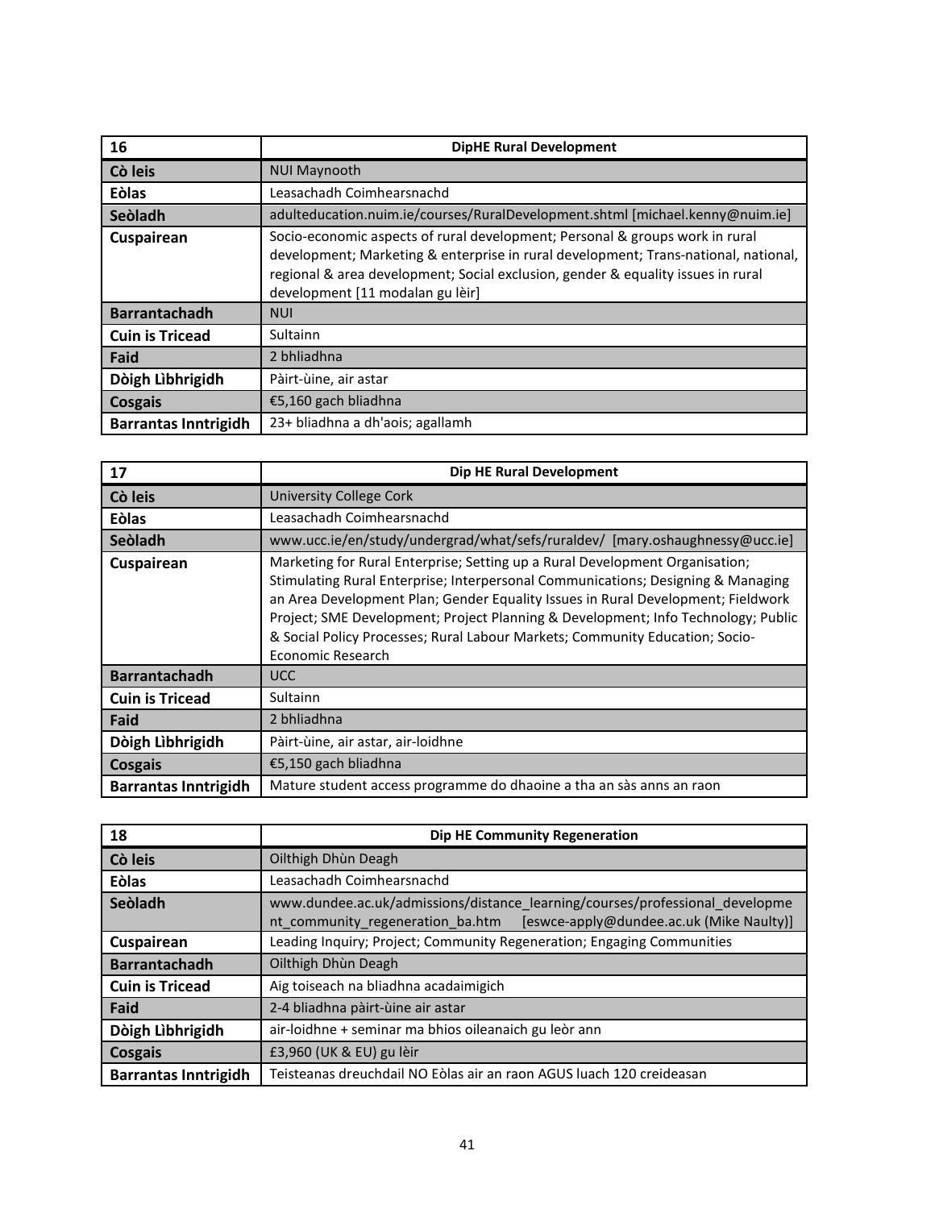| 16 | DipHE Rural Development |
|---|---|
| Cò leis | NUI Maynooth |
| Eòlas | Leasachadh Coimhearsnachd |
| Seòladh | adulteducation.nuim.ie/courses/RuralDevelopment.shtml [michael.kenny@nuim.ie] |
| Cuspairean | Socio-economic aspects of rural development; Personal & groups work in rural development; Marketing & enterprise in rural development; Trans-national, national, regional & area development; Social exclusion, gender & equality issues in rural development [11 modalan gu lèir] |
| Barrantachadh | NUI |
| Cuin is Tricead | Sultainn |
| Faid | 2 bhliadhna |
| Dòigh Lìbhrigidh | Pàirt-ùine, air astar |
| Cosgais | €5,160 gach bliadhna |
| Barrantas Inntrigidh | 23+ bliadhna a dh'aois; agallamh |

| 17 | Dip HE Rural Development |
|---|---|
| Cò leis | University College Cork |
| Eòlas | Leasachadh Coimhearsnachd |
| Seòladh | www.ucc.ie/en/study/undergrad/what/sefs/ruraldev/ [mary.oshaughnessy@ucc.ie] |
| Cuspairean | Marketing for Rural Enterprise; Setting up a Rural Development Organisation; Stimulating Rural Enterprise; Interpersonal Communications; Designing & Managing an Area Development Plan; Gender Equality Issues in Rural Development; Fieldwork Project; SME Development; Project Planning & Development; Info Technology; Public & Social Policy Processes; Rural Labour Markets; Community Education; Socio-Economic Research |
| Barrantachadh | UCC |
| Cuin is Tricead | Sultainn |
| Faid | 2 bhliadhna |
| Dòigh Lìbhrigidh | Pàirt-ùine, air astar, air-loidhne |
| Cosgais | €5,150 gach bliadhna |
| Barrantas Inntrigidh | Mature student access programme do dhaoine a tha an sàs anns an raon |

| 18 | Dip HE Community Regeneration |
|---|---|
| Cò leis | Oilthigh Dhùn Deagh |
| Eòlas | Leasachadh Coimhearsnachd |
| Seòladh | www.dundee.ac.uk/admissions/distance_learning/courses/professional_development_community_regeneration_ba.htm [eswce-apply@dundee.ac.uk (Mike Naulty)] |
| Cuspairean | Leading Inquiry; Project; Community Regeneration; Engaging Communities |
| Barrantachadh | Oilthigh Dhùn Deagh |
| Cuin is Tricead | Aig toiseach na bliadhna acadaimigich |
| Faid | 2-4 bliadhna pàirt-ùine air astar |
| Dòigh Lìbhrigidh | air-loidhne + seminar ma bhios oileanaich gu leòr ann |
| Cosgais | £3,960 (UK & EU) gu lèir |
| Barrantas Inntrigidh | Teisteanas dreuchdail NO Eòlas air an raon AGUS luach 120 creideasan |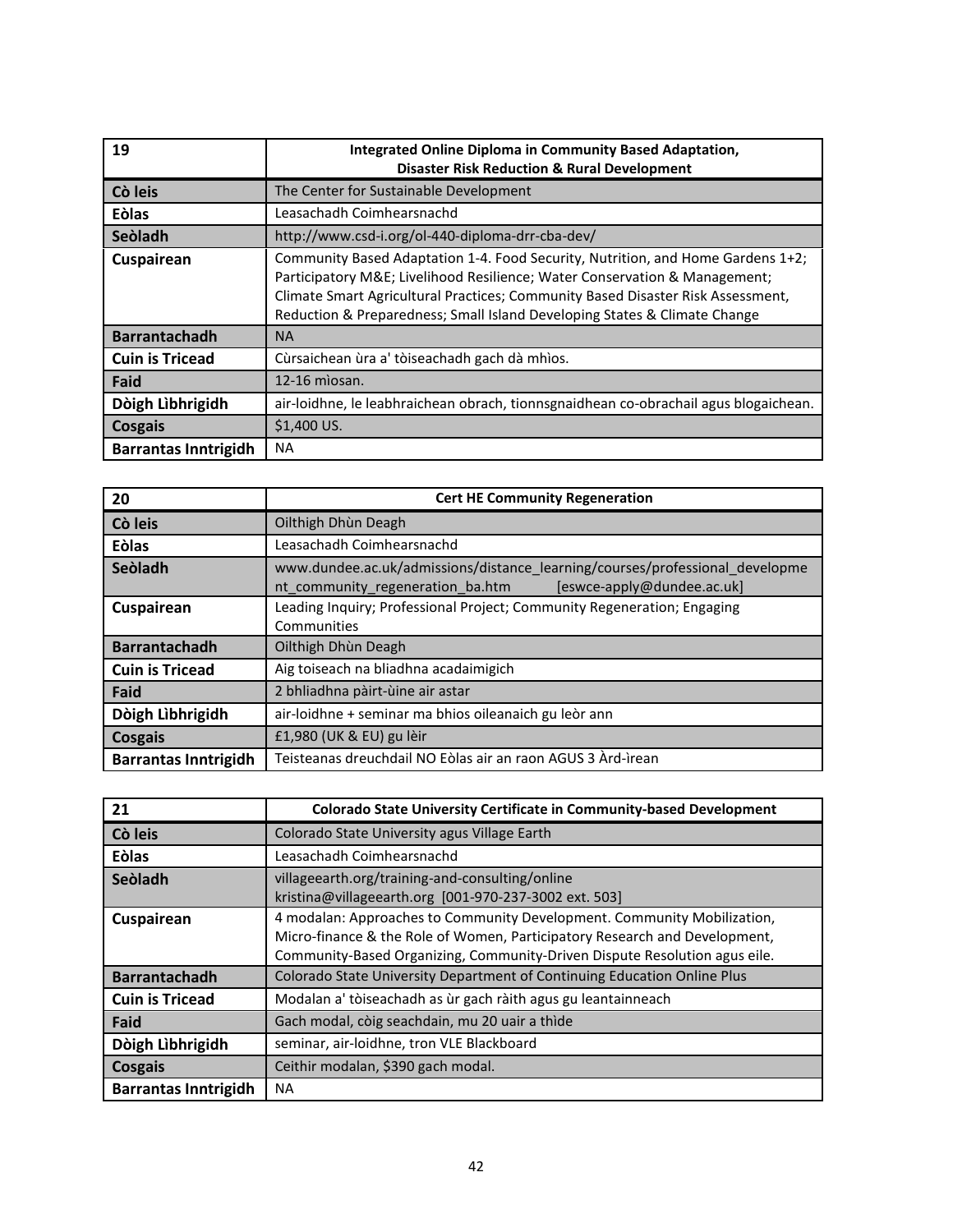| 19 | Integrated Online Diploma in Community Based Adaptation, Disaster Risk Reduction & Rural Development |
|---|---|
| **Cò leis** | The Center for Sustainable Development |
| **Eòlas** | Leasachadh Coimhearsnachd |
| **Seòladh** | http://www.csd-i.org/ol-440-diploma-drr-cba-dev/ |
| **Cuspairean** | Community Based Adaptation 1-4. Food Security, Nutrition, and Home Gardens 1+2; Participatory M&E; Livelihood Resilience; Water Conservation & Management; Climate Smart Agricultural Practices; Community Based Disaster Risk Assessment, Reduction & Preparedness; Small Island Developing States & Climate Change |
| **Barrantachadh** | NA |
| **Cuin is Tricead** | Cùrsaichean ùra a' tòiseachadh gach dà mhìos. |
| **Faid** | 12-16 mìosan. |
| **Dòigh Lìbhrigidh** | air-loidhne, le leabhraichean obrach, tionnsgnaidhean co-obrachail agus blogaichean. |
| **Cosgais** | $1,400 US. |
| **Barrantas Inntrigidh** | NA |

| 20 | Cert HE Community Regeneration |
|---|---|
| **Cò leis** | Oilthigh Dhùn Deagh |
| **Eòlas** | Leasachadh Coimhearsnachd |
| **Seòladh** | www.dundee.ac.uk/admissions/distance_learning/courses/professional_development_community_regeneration_ba.htm [eswce-apply@dundee.ac.uk] |
| **Cuspairean** | Leading Inquiry; Professional Project; Community Regeneration; Engaging Communities |
| **Barrantachadh** | Oilthigh Dhùn Deagh |
| **Cuin is Tricead** | Aig toiseach na bliadhna acadaimigich |
| **Faid** | 2 bhliadhna pàirt-ùine air astar |
| **Dòigh Lìbhrigidh** | air-loidhne + seminar ma bhios oileanaich gu leòr ann |
| **Cosgais** | £1,980 (UK & EU) gu lèir |
| **Barrantas Inntrigidh** | Teisteanas dreuchdail NO Eòlas air an raon AGUS 3 Àrd-ìrean |

| 21 | Colorado State University Certificate in Community-based Development |
|---|---|
| **Cò leis** | Colorado State University agus Village Earth |
| **Eòlas** | Leasachadh Coimhearsnachd |
| **Seòladh** | villageearth.org/training-and-consulting/online kristina@villageearth.org [001-970-237-3002 ext. 503] |
| **Cuspairean** | 4 modalan: Approaches to Community Development. Community Mobilization, Micro-finance & the Role of Women, Participatory Research and Development, Community-Based Organizing, Community-Driven Dispute Resolution agus eile. |
| **Barrantachadh** | Colorado State University Department of Continuing Education Online Plus |
| **Cuin is Tricead** | Modalan a' tòiseachadh as ùr gach ràith agus gu leantainneach |
| **Faid** | Gach modal, còig seachdain, mu 20 uair a thìde |
| **Dòigh Lìbhrigidh** | seminar, air-loidhne, tron VLE Blackboard |
| **Cosgais** | Ceithir modalan, $390 gach modal. |
| **Barrantas Inntrigidh** | NA |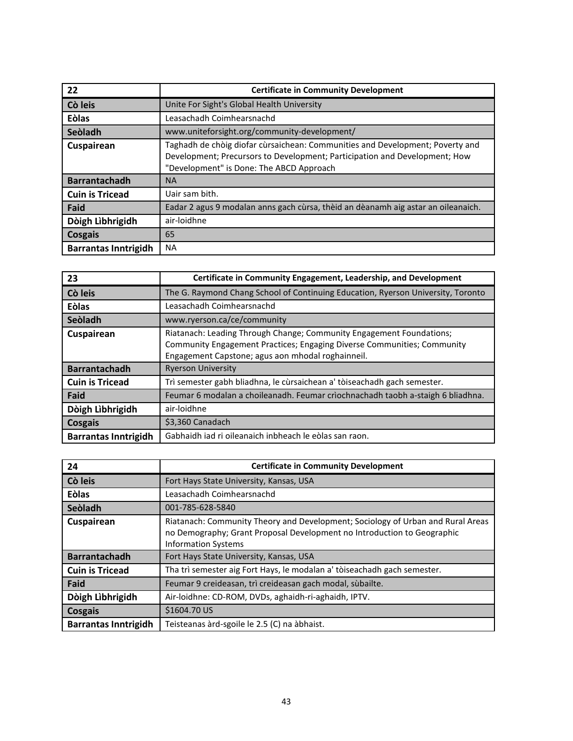| 22 | Certificate in Community Development |
|---|---|
| Cò leis | Unite For Sight's Global Health University |
| Eòlas | Leasachadh Coimhearsnachd |
| Seòladh | www.uniteforsight.org/community-development/ |
| Cuspairean | Taghadh de chòig diofar cùrsaichean: Communities and Development; Poverty and Development; Precursors to Development; Participation and Development; How "Development" is Done: The ABCD Approach |
| Barrantachadh | NA |
| Cuin is Tricead | Uair sam bith. |
| Faid | Eadar 2 agus 9 modalan anns gach cùrsa, thèid an dèanamh aig astar an oileanaich. |
| Dòigh Lìbhrigidh | air-loidhne |
| Cosgais | 65 |
| Barrantas Inntrigidh | NA |

| 23 | Certificate in Community Engagement, Leadership, and Development |
|---|---|
| Cò leis | The G. Raymond Chang School of Continuing Education, Ryerson University, Toronto |
| Eòlas | Leasachadh Coimhearsnachd |
| Seòladh | www.ryerson.ca/ce/community |
| Cuspairean | Riatanach: Leading Through Change; Community Engagement Foundations; Community Engagement Practices; Engaging Diverse Communities; Community Engagement Capstone; agus aon mhodal roghainneil. |
| Barrantachadh | Ryerson University |
| Cuin is Tricead | Trì semester gabh bliadhna, le cùrsaichean a' tòiseachadh gach semester. |
| Faid | Feumar 6 modalan a choileanadh. Feumar crìochnachadh taobh a-staigh 6 bliadhna. |
| Dòigh Lìbhrigidh | air-loidhne |
| Cosgais | $3,360 Canadach |
| Barrantas Inntrigidh | Gabhaidh iad ri oileanaich inbheach le eòlas san raon. |

| 24 | Certificate in Community Development |
|---|---|
| Cò leis | Fort Hays State University, Kansas, USA |
| Eòlas | Leasachadh Coimhearsnachd |
| Seòladh | 001-785-628-5840 |
| Cuspairean | Riatanach: Community Theory and Development; Sociology of Urban and Rural Areas no Demography; Grant Proposal Development no Introduction to Geographic Information Systems |
| Barrantachadh | Fort Hays State University, Kansas, USA |
| Cuin is Tricead | Tha trì semester aig Fort Hays, le modalan a' tòiseachadh gach semester. |
| Faid | Feumar 9 creideasan, trì creideasan gach modal, sùbailte. |
| Dòigh Lìbhrigidh | Air-loidhne: CD-ROM, DVDs, aghaidh-ri-aghaidh, IPTV. |
| Cosgais | $1604.70 US |
| Barrantas Inntrigidh | Teisteanas àrd-sgoile le 2.5 (C) na àbhaist. |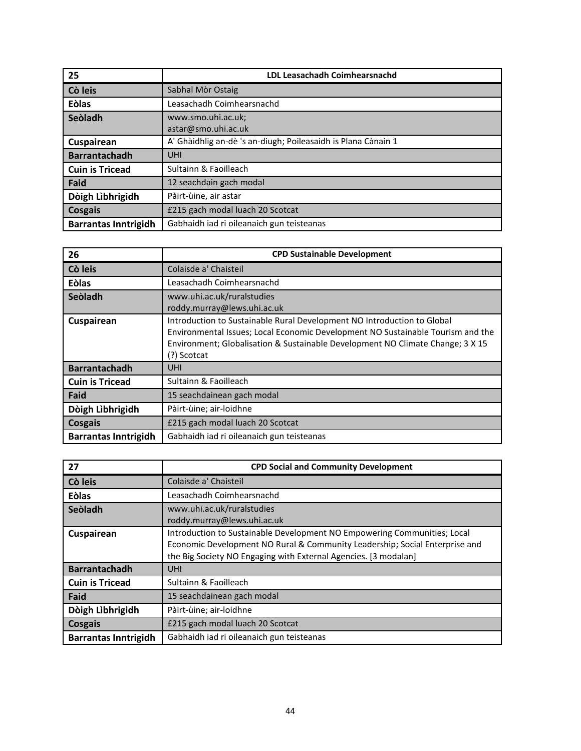| 25 | LDL Leasachadh Coimhearsnachd |
| --- | --- |
| **Cò leis** | Sabhal Mòr Ostaig |
| **Eòlas** | Leasachadh Coimhearsnachd |
| **Seòladh** | www.smo.uhi.ac.uk; astar@smo.uhi.ac.uk |
| **Cuspairean** | A' Ghàidhlig an-dè 's an-diugh; Poileasaidh is Plana Cànain 1 |
| **Barrantachadh** | UHI |
| **Cuin is Tricead** | Sultainn & Faoilleach |
| **Faid** | 12 seachdain gach modal |
| **Dòigh Lìbhrigidh** | Pàirt-ùine, air astar |
| **Cosgais** | £215 gach modal luach 20 Scotcat |
| **Barrantas Inntrigidh** | Gabhaidh iad ri oileanaich gun teisteanas |

| 26 | CPD Sustainable Development |
| --- | --- |
| **Cò leis** | Colaisde a' Chaisteil |
| **Eòlas** | Leasachadh Coimhearsnachd |
| **Seòladh** | www.uhi.ac.uk/ruralstudies roddy.murray@lews.uhi.ac.uk |
| **Cuspairean** | Introduction to Sustainable Rural Development NO Introduction to Global Environmental Issues; Local Economic Development NO Sustainable Tourism and the Environment; Globalisation & Sustainable Development NO Climate Change; 3 X 15 (?) Scotcat |
| **Barrantachadh** | UHI |
| **Cuin is Tricead** | Sultainn & Faoilleach |
| **Faid** | 15 seachdainean gach modal |
| **Dòigh Lìbhrigidh** | Pàirt-ùine; air-loidhne |
| **Cosgais** | £215 gach modal luach 20 Scotcat |
| **Barrantas Inntrigidh** | Gabhaidh iad ri oileanaich gun teisteanas |

| 27 | CPD Social and Community Development |
| --- | --- |
| **Cò leis** | Colaisde a' Chaisteil |
| **Eòlas** | Leasachadh Coimhearsnachd |
| **Seòladh** | www.uhi.ac.uk/ruralstudies roddy.murray@lews.uhi.ac.uk |
| **Cuspairean** | Introduction to Sustainable Development NO Empowering Communities; Local Economic Development NO Rural & Community Leadership; Social Enterprise and the Big Society NO Engaging with External Agencies. [3 modalan] |
| **Barrantachadh** | UHI |
| **Cuin is Tricead** | Sultainn & Faoilleach |
| **Faid** | 15 seachdainean gach modal |
| **Dòigh Lìbhrigidh** | Pàirt-ùine; air-loidhne |
| **Cosgais** | £215 gach modal luach 20 Scotcat |
| **Barrantas Inntrigidh** | Gabhaidh iad ri oileanaich gun teisteanas |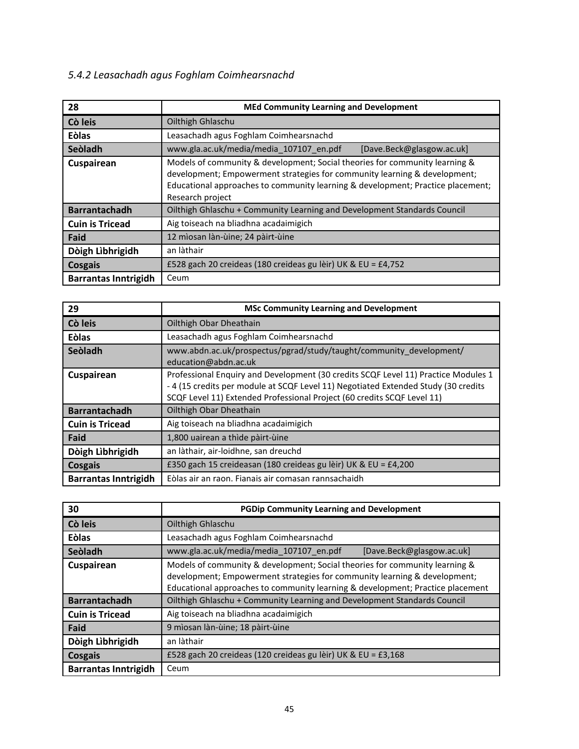### *5.4.2 Leasachadh agus Foghlam Coimhearsnachd*

| 28 | MEd Community Learning and Development |
|---|---|
| **Cò leis** | Oilthigh Ghlaschu |
| **Eòlas** | Leasachadh agus Foghlam Coimhearsnachd |
| **Seòladh** | www.gla.ac.uk/media/media_107107_en.pdf [Dave.Beck@glasgow.ac.uk] |
| **Cuspairean** | Models of community & development; Social theories for community learning & development; Empowerment strategies for community learning & development; Educational approaches to community learning & development; Practice placement; Research project |
| **Barrantachadh** | Oilthigh Ghlaschu + Community Learning and Development Standards Council |
| **Cuin is Tricead** | Aig toiseach na bliadhna acadaimigich |
| **Faid** | 12 mìosan làn-ùine; 24 pàirt-ùine |
| **Dòigh Lìbhrigidh** | an làthair |
| **Cosgais** | £528 gach 20 creideas (180 creideas gu lèir) UK & EU = £4,752 |
| **Barrantas Inntrigidh** | Ceum |

| 29 | MSc Community Learning and Development |
|---|---|
| **Cò leis** | Oilthigh Obar Dheathain |
| **Eòlas** | Leasachadh agus Foghlam Coimhearsnachd |
| **Seòladh** | www.abdn.ac.uk/prospectus/pgrad/study/taught/community_development/ education@abdn.ac.uk |
| **Cuspairean** | Professional Enquiry and Development (30 credits SCQF Level 11) Practice Modules 1 - 4 (15 credits per module at SCQF Level 11) Negotiated Extended Study (30 credits SCQF Level 11) Extended Professional Project (60 credits SCQF Level 11) |
| **Barrantachadh** | Oilthigh Obar Dheathain |
| **Cuin is Tricead** | Aig toiseach na bliadhna acadaimigich |
| **Faid** | 1,800 uairean a thìde pàirt-ùine |
| **Dòigh Lìbhrigidh** | an làthair, air-loidhne, san dreuchd |
| **Cosgais** | £350 gach 15 creideasan (180 creideas gu lèir) UK & EU = £4,200 |
| **Barrantas Inntrigidh** | Eòlas air an raon. Fianais air comasan rannsachaidh |

| 30 | PGDip Community Learning and Development |
|---|---|
| **Cò leis** | Oilthigh Ghlaschu |
| **Eòlas** | Leasachadh agus Foghlam Coimhearsnachd |
| **Seòladh** | www.gla.ac.uk/media/media_107107_en.pdf [Dave.Beck@glasgow.ac.uk] |
| **Cuspairean** | Models of community & development; Social theories for community learning & development; Empowerment strategies for community learning & development; Educational approaches to community learning & development; Practice placement |
| **Barrantachadh** | Oilthigh Ghlaschu + Community Learning and Development Standards Council |
| **Cuin is Tricead** | Aig toiseach na bliadhna acadaimigich |
| **Faid** | 9 mìosan làn-ùine; 18 pàirt-ùine |
| **Dòigh Lìbhrigidh** | an làthair |
| **Cosgais** | £528 gach 20 creideas (120 creideas gu lèir) UK & EU = £3,168 |
| **Barrantas Inntrigidh** | Ceum |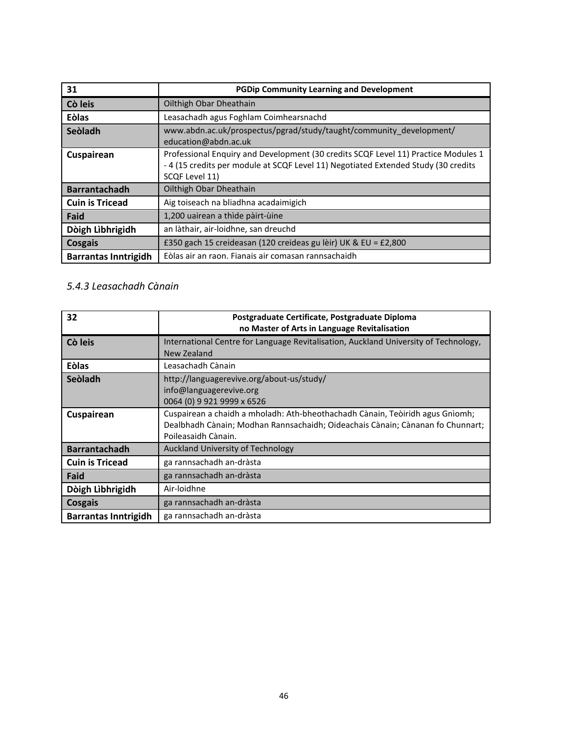| 31 | PGDip Community Learning and Development |
|---|---|
| Cò leis | Oilthigh Obar Dheathain |
| Eòlas | Leasachadh agus Foghlam Coimhearsnachd |
| Seòladh | www.abdn.ac.uk/prospectus/pgrad/study/taught/community_development/ education@abdn.ac.uk |
| Cuspairean | Professional Enquiry and Development (30 credits SCQF Level 11) Practice Modules 1 - 4 (15 credits per module at SCQF Level 11) Negotiated Extended Study (30 credits SCQF Level 11) |
| Barrantachadh | Oilthigh Obar Dheathain |
| Cuin is Tricead | Aig toiseach na bliadhna acadaimigich |
| Faid | 1,200 uairean a thìde pàirt-ùine |
| Dòigh Lìbhrigidh | an làthair, air-loidhne, san dreuchd |
| Cosgais | £350 gach 15 creideasan (120 creideas gu lèir) UK & EU = £2,800 |
| Barrantas Inntrigidh | Eòlas air an raon. Fianais air comasan rannsachaidh |

### *5.4.3 Leasachadh Cànain*

| 32 | Postgraduate Certificate, Postgraduate Diploma no Master of Arts in Language Revitalisation |
|---|---|
| Cò leis | International Centre for Language Revitalisation, Auckland University of Technology, New Zealand |
| Eòlas | Leasachadh Cànain |
| Seòladh | http://languagerevive.org/about-us/study/ info@languagerevive.org 0064 (0) 9 921 9999 x 6526 |
| Cuspairean | Cuspairean a chaidh a mholadh: Ath-bheothachadh Cànain, Teòiridh agus Gnìomh; Dealbhadh Cànain; Modhan Rannsachaidh; Oideachais Cànain; Cànanan fo Chunnart; Poileasaidh Cànain. |
| Barrantachadh | Auckland University of Technology |
| Cuin is Tricead | ga rannsachadh an-dràsta |
| Faid | ga rannsachadh an-dràsta |
| Dòigh Lìbhrigidh | Air-loidhne |
| Cosgais | ga rannsachadh an-dràsta |
| Barrantas Inntrigidh | ga rannsachadh an-dràsta |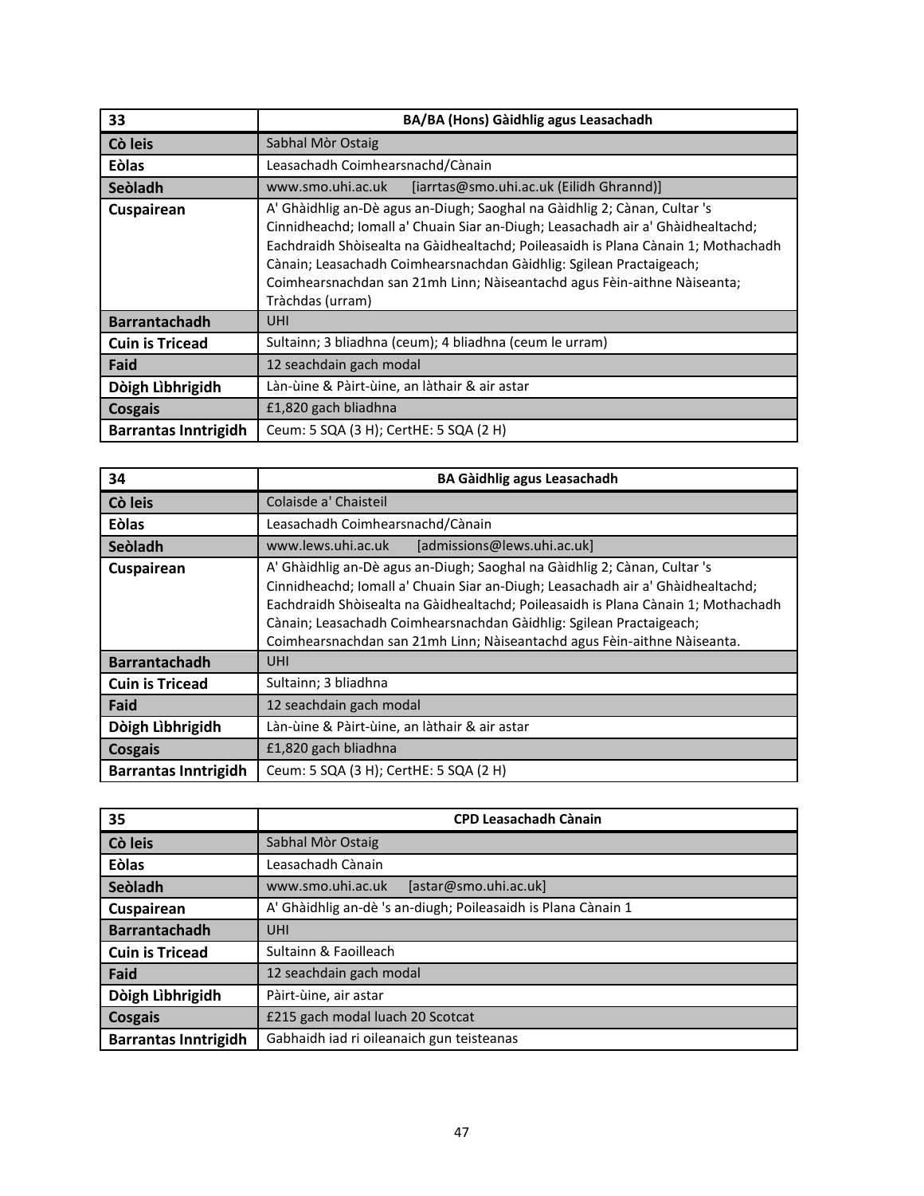| 33 | BA/BA (Hons) Gàidhlig agus Leasachadh |
|---|---|
| **Cò leis** | Sabhal Mòr Ostaig |
| **Eòlas** | Leasachadh Coimhearsnachd/Cànain |
| **Seòladh** | www.smo.uhi.ac.uk [iarrtas@smo.uhi.ac.uk (Eilidh Ghrannd)] |
| **Cuspairean** | A' Ghàidhlig an-Dè agus an-Diugh; Saoghal na Gàidhlig 2; Cànan, Cultar 's Cinnidheachd; Iomall a' Chuain Siar an-Diugh; Leasachadh air a' Ghàidhealtachd; Eachdraidh Shòisealta na Gàidhealtachd; Poileasaidh is Plana Cànain 1; Mothachadh Cànain; Leasachadh Coimhearsnachdan Gàidhlig: Sgilean Practaigeach; Coimhearsnachdan san 21mh Linn; Nàiseantachd agus Fèin-aithne Nàiseanta; Tràchdas (urram) |
| **Barrantachadh** | UHI |
| **Cuin is Tricead** | Sultainn; 3 bliadhna (ceum); 4 bliadhna (ceum le urram) |
| **Faid** | 12 seachdain gach modal |
| **Dòigh Lìbhrigidh** | Làn-ùine & Pàirt-ùine, an làthair & air astar |
| **Cosgais** | £1,820 gach bliadhna |
| **Barrantas Inntrigidh** | Ceum: 5 SQA (3 H); CertHE: 5 SQA (2 H) |

| 34 | BA Gàidhlig agus Leasachadh |
|---|---|
| **Cò leis** | Colaisde a' Chaisteil |
| **Eòlas** | Leasachadh Coimhearsnachd/Cànain |
| **Seòladh** | www.lews.uhi.ac.uk [admissions@lews.uhi.ac.uk] |
| **Cuspairean** | A' Ghàidhlig an-Dè agus an-Diugh; Saoghal na Gàidhlig 2; Cànan, Cultar 's Cinnidheachd; Iomall a' Chuain Siar an-Diugh; Leasachadh air a' Ghàidhealtachd; Eachdraidh Shòisealta na Gàidhealtachd; Poileasaidh is Plana Cànain 1; Mothachadh Cànain; Leasachadh Coimhearsnachdan Gàidhlig: Sgilean Practaigeach; Coimhearsnachdan san 21mh Linn; Nàiseantachd agus Fèin-aithne Nàiseanta. |
| **Barrantachadh** | UHI |
| **Cuin is Tricead** | Sultainn; 3 bliadhna |
| **Faid** | 12 seachdain gach modal |
| **Dòigh Lìbhrigidh** | Làn-ùine & Pàirt-ùine, an làthair & air astar |
| **Cosgais** | £1,820 gach bliadhna |
| **Barrantas Inntrigidh** | Ceum: 5 SQA (3 H); CertHE: 5 SQA (2 H) |

| 35 | CPD Leasachadh Cànain |
|---|---|
| **Cò leis** | Sabhal Mòr Ostaig |
| **Eòlas** | Leasachadh Cànain |
| **Seòladh** | www.smo.uhi.ac.uk [astar@smo.uhi.ac.uk] |
| **Cuspairean** | A' Ghàidhlig an-dè 's an-diugh; Poileasaidh is Plana Cànain 1 |
| **Barrantachadh** | UHI |
| **Cuin is Tricead** | Sultainn & Faoilleach |
| **Faid** | 12 seachdain gach modal |
| **Dòigh Lìbhrigidh** | Pàirt-ùine, air astar |
| **Cosgais** | £215 gach modal luach 20 Scotcat |
| **Barrantas Inntrigidh** | Gabhaidh iad ri oileanaich gun teisteanas |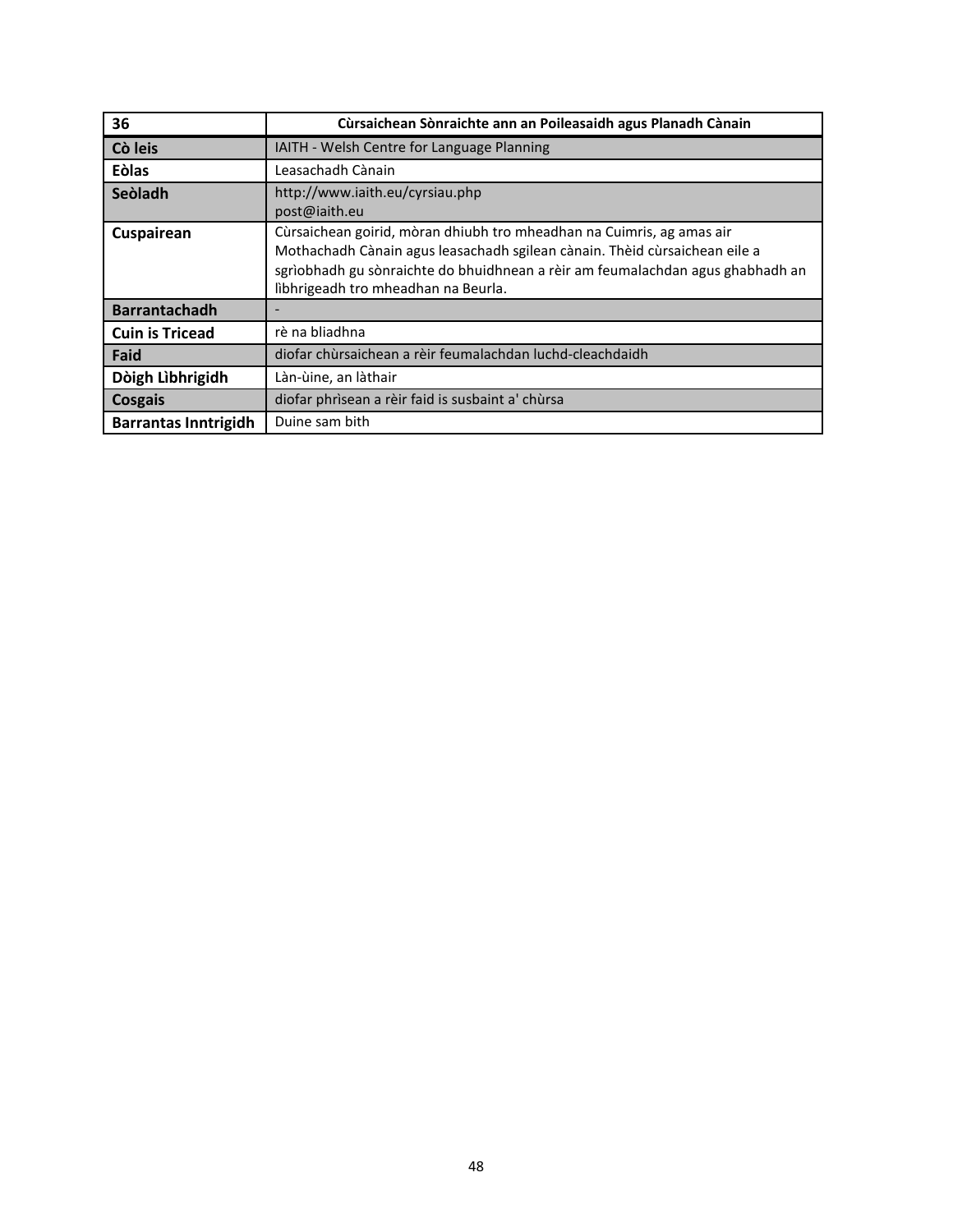| 36 | Cùrsaichean Sònraichte ann an Poileasaidh agus Planadh Cànain |
|---|---|
| **Cò leis** | IAITH - Welsh Centre for Language Planning |
| **Eòlas** | Leasachadh Cànain |
| **Seòladh** | http://www.iaith.eu/cyrsiau.php<br>post@iaith.eu |
| **Cuspairean** | Cùrsaichean goirid, mòran dhiubh tro mheadhan na Cuimris, ag amas air Mothachadh Cànain agus leasachadh sgilean cànain. Thèid cùrsaichean eile a sgrìobhadh gu sònraichte do bhuidhnean a rèir am feumalachdan agus ghabhadh an lìbhrigeadh tro mheadhan na Beurla. |
| **Barrantachadh** | - |
| **Cuin is Tricead** | rè na bliadhna |
| **Faid** | diofar chùrsaichean a rèir feumalachdan luchd-cleachdaidh |
| **Dòigh Lìbhrigidh** | Làn-ùine, an làthair |
| **Cosgais** | diofar phrìsean a rèir faid is susbaint a' chùrsa |
| **Barrantas Inntrigidh** | Duine sam bith |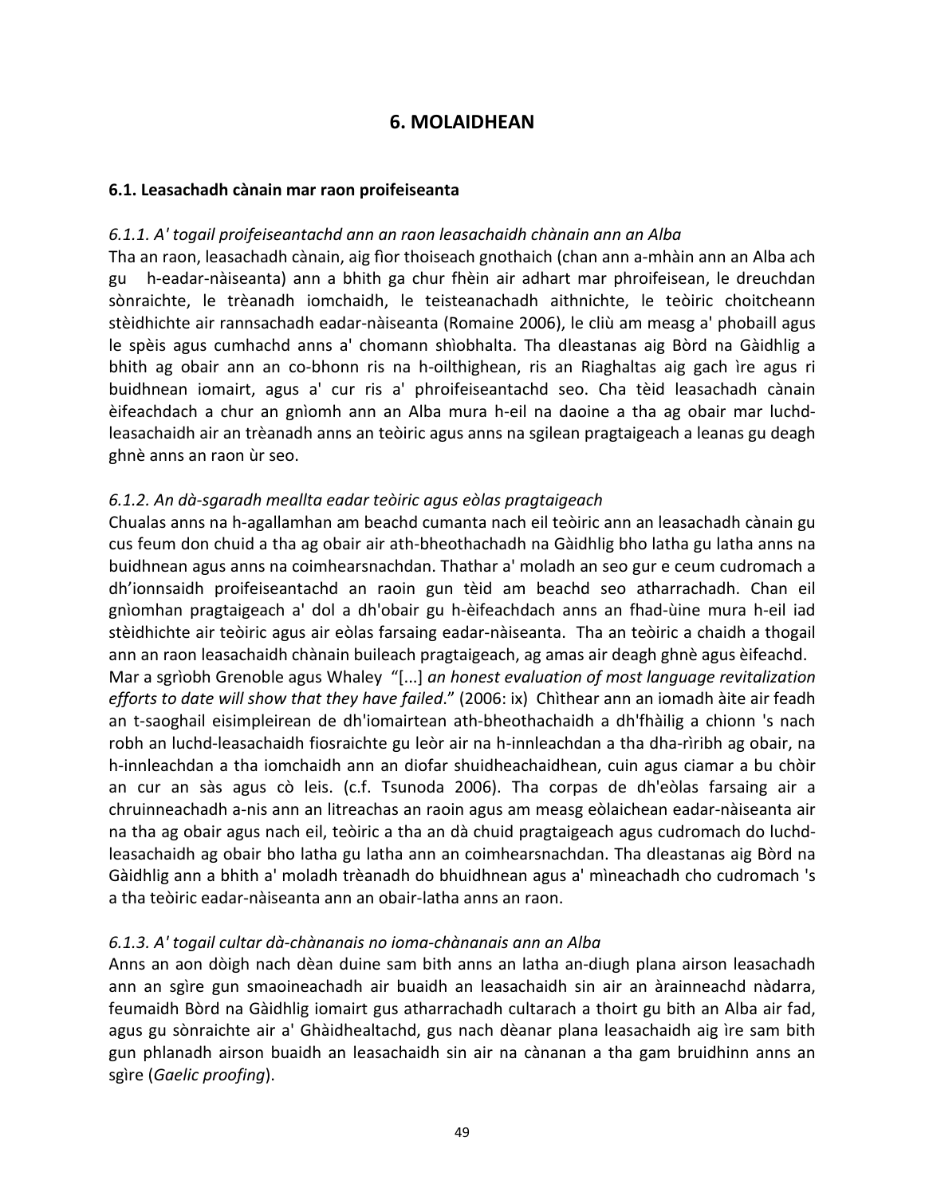# 6. MOLAIDHEAN

## 6.1. Leasachadh cànain mar raon proifeiseanta

### *6.1.1. A' togail proifeiseantachd ann an raon leasachaidh chànain ann an Alba*

Tha an raon, leasachadh cànain, aig fìor thoiseach gnothaich (chan ann a-mhàin ann an Alba ach gu h-eadar-nàiseanta) ann a bhith ga chur fhèin air adhart mar phroifeisean, le dreuchdan sònraichte, le trèanadh iomchaidh, le teisteanachadh aithnichte, le teòiric choitcheann stèidhichte air rannsachadh eadar-nàiseanta (Romaine 2006), le cliù am measg a' phobaill agus le spèis agus cumhachd anns a' chomann shìobhalta. Tha dleastanas aig Bòrd na Gàidhlig a bhith ag obair ann an co-bhonn ris na h-oilthighean, ris an Riaghaltas aig gach ìre agus ri buidhnean iomairt, agus a' cur ris a' phroifeiseantachd seo. Cha tèid leasachadh cànain èifeachdach a chur an gnìomh ann an Alba mura h-eil na daoine a tha ag obair mar luchd-leasachaidh air an trèanadh anns an teòiric agus anns na sgilean pragtaigeach a leanas gu deagh ghnè anns an raon ùr seo.

### *6.1.2. An dà-sgaradh meallta eadar teòiric agus eòlas pragtaigeach*

Chualas anns na h-agallamhan am beachd cumanta nach eil teòiric ann an leasachadh cànain gu cus feum don chuid a tha ag obair air ath-bheothachadh na Gàidhlig bho latha gu latha anns na buidhnean agus anns na coimhearsnachdan. Thathar a' moladh an seo gur e ceum cudromach a dh'ionnsaidh proifeiseantachd an raoin gun tèid am beachd seo atharrachadh. Chan eil gnìomhan pragtaigeach a' dol a dh'obair gu h-èifeachdach anns an fhad-ùine mura h-eil iad stèidhichte air teòiric agus air eòlas farsaing eadar-nàiseanta. Tha an teòiric a chaidh a thogail ann an raon leasachaidh chànain buileach pragtaigeach, ag amas air deagh ghnè agus èifeachd. Mar a sgrìobh Grenoble agus Whaley "[...] *an honest evaluation of most language revitalization efforts to date will show that they have failed*." (2006: ix) Chìthear ann an iomadh àite air feadh an t-saoghail eisimpleirean de dh'iomairtean ath-bheothachaidh a dh'fhàilig a chionn 's nach robh an luchd-leasachaidh fiosraichte gu leòr air na h-innleachdan a tha dha-rìribh ag obair, na h-innleachdan a tha iomchaidh ann an diofar shuidheachaidhean, cuin agus ciamar a bu chòir an cur an sàs agus cò leis. (c.f. Tsunoda 2006). Tha corpas de dh'eòlas farsaing air a chruinneachadh a-nis ann an litreachas an raoin agus am measg eòlaichean eadar-nàiseanta air na tha ag obair agus nach eil, teòiric a tha an dà chuid pragtaigeach agus cudromach do luchd-leasachaidh ag obair bho latha gu latha ann an coimhearsnachdan. Tha dleastanas aig Bòrd na Gàidhlig ann a bhith a' moladh trèanadh do bhuidhnean agus a' mìneachadh cho cudromach 's a tha teòiric eadar-nàiseanta ann an obair-latha anns an raon.

### *6.1.3. A' togail cultar dà-chànanais no ioma-chànanais ann an Alba*

Anns an aon dòigh nach dèan duine sam bith anns an latha an-diugh plana airson leasachadh ann an sgìre gun smaoineachadh air buaidh an leasachaidh sin air an àrainneachd nàdarra, feumaidh Bòrd na Gàidhlig iomairt gus atharrachadh cultarach a thoirt gu bith an Alba air fad, agus gu sònraichte air a' Ghàidhealtachd, gus nach dèanar plana leasachaidh aig ìre sam bith gun phlanadh airson buaidh an leasachaidh sin air na cànanan a tha gam bruidhinn anns an sgìre (*Gaelic proofing*).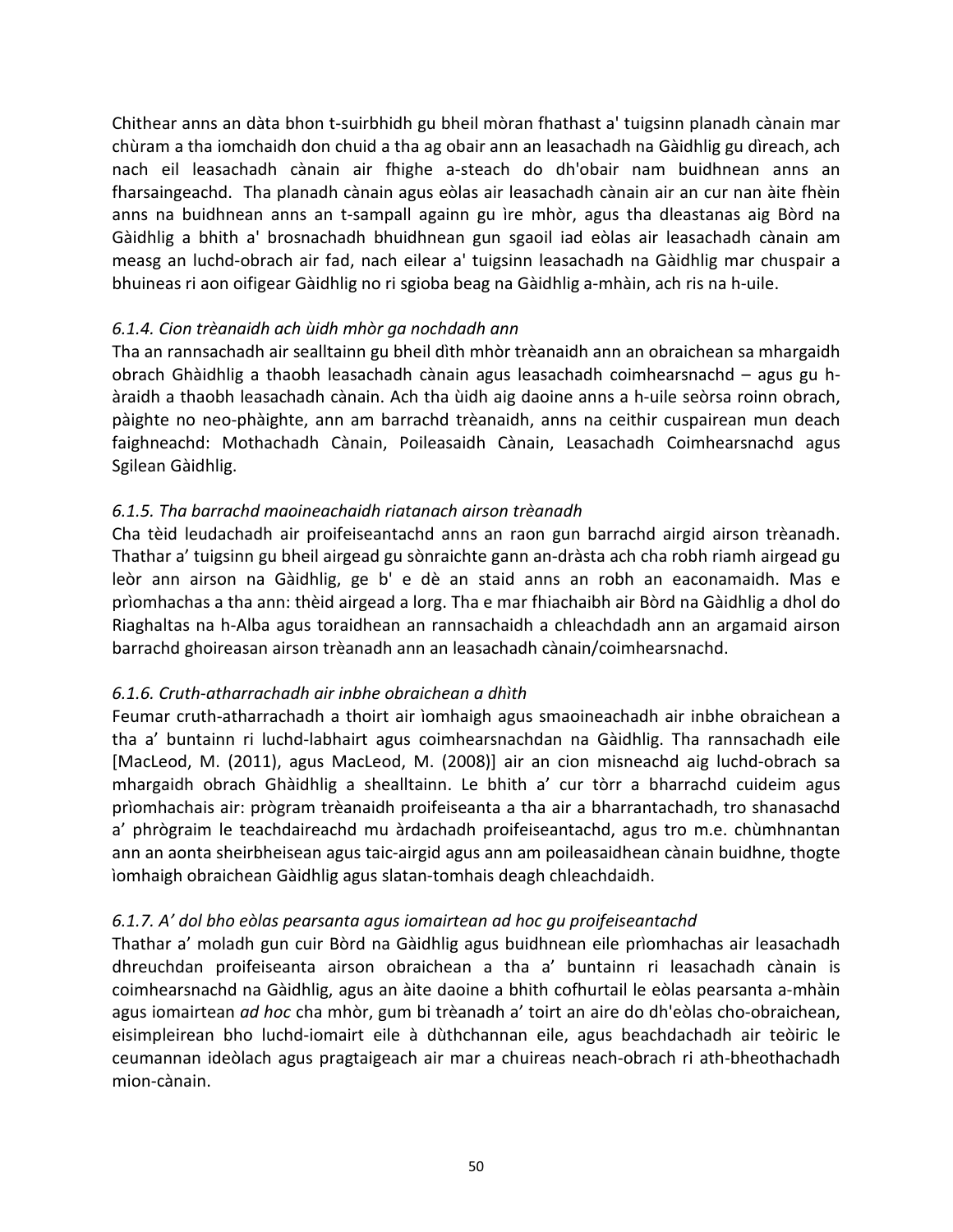Chithear anns an dàta bhon t-suirbhidh gu bheil mòran fhathast a' tuigsinn planadh cànain mar chùram a tha iomchaidh don chuid a tha ag obair ann an leasachadh na Gàidhlig gu dìreach, ach nach eil leasachadh cànain air fhighe a-steach do dh'obair nam buidhnean anns an fharsaingeachd. Tha planadh cànain agus eòlas air leasachadh cànain air an cur nan àite fhèin anns na buidhnean anns an t-sampall againn gu ìre mhòr, agus tha dleastanas aig Bòrd na Gàidhlig a bhith a' brosnachadh bhuidhnean gun sgaoil iad eòlas air leasachadh cànain am measg an luchd-obrach air fad, nach eilear a' tuigsinn leasachadh na Gàidhlig mar chuspair a bhuineas ri aon oifigear Gàidhlig no ri sgioba beag na Gàidhlig a-mhàin, ach ris na h-uile.

*6.1.4. Cion trèanaidh ach ùidh mhòr ga nochdadh ann*

Tha an rannsachadh air sealltainn gu bheil dìth mhòr trèanaidh ann an obraichean sa mhargaidh obrach Ghàidhlig a thaobh leasachadh cànain agus leasachadh coimhearsnachd – agus gu h-àraidh a thaobh leasachadh cànain. Ach tha ùidh aig daoine anns a h-uile seòrsa roinn obrach, pàighte no neo-phàighte, ann am barrachd trèanaidh, anns na ceithir cuspairean mun deach faighneachd: Mothachadh Cànain, Poileasaidh Cànain, Leasachadh Coimhearsnachd agus Sgilean Gàidhlig.

*6.1.5. Tha barrachd maoineachaidh riatanach airson trèanadh*

Cha tèid leudachadh air proifeiseantachd anns an raon gun barrachd airgid airson trèanadh. Thathar a' tuigsinn gu bheil airgead gu sònraichte gann an-dràsta ach cha robh riamh airgead gu leòr ann airson na Gàidhlig, ge b' e dè an staid anns an robh an eaconamaidh. Mas e prìomhachas a tha ann: thèid airgead a lorg. Tha e mar fhiachaibh air Bòrd na Gàidhlig a dhol do Riaghaltas na h-Alba agus toraidhean an rannsachaidh a chleachdadh ann an argamaid airson barrachd ghoireasan airson trèanadh ann an leasachadh cànain/coimhearsnachd.

*6.1.6. Cruth-atharrachadh air inbhe obraichean a dhìth*

Feumar cruth-atharrachadh a thoirt air ìomhaigh agus smaoineachadh air inbhe obraichean a tha a' buntainn ri luchd-labhairt agus coimhearsnachdan na Gàidhlig. Tha rannsachadh eile [MacLeod, M. (2011), agus MacLeod, M. (2008)] air an cion misneachd aig luchd-obrach sa mhargaidh obrach Ghàidhlig a shealltainn. Le bhith a' cur tòrr a bharrachd cuideim agus prìomhachais air: prògram trèanaidh proifeiseanta a tha air a bharrantachadh, tro shanasachd a' phrògraim le teachdaireachd mu àrdachadh proifeiseantachd, agus tro m.e. chùmhnantan ann an aonta sheirbheisean agus taic-airgid agus ann am poileasaidhean cànain buidhne, thogte ìomhaigh obraichean Gàidhlig agus slatan-tomhais deagh chleachdaidh.

*6.1.7. A' dol bho eòlas pearsanta agus iomairtean ad hoc gu proifeiseantachd*

Thathar a' moladh gun cuir Bòrd na Gàidhlig agus buidhnean eile prìomhachas air leasachadh dhreuchdan proifeiseanta airson obraichean a tha a' buntainn ri leasachadh cànain is coimhearsnachd na Gàidhlig, agus an àite daoine a bhith cofhurtail le eòlas pearsanta a-mhàin agus iomairtean *ad hoc* cha mhòr, gum bi trèanadh a' toirt an aire do dh'eòlas cho-obraichean, eisimpleirean bho luchd-iomairt eile à dùthchannan eile, agus beachdachadh air teòiric le ceumannan ideòlach agus pragtaigeach air mar a chuireas neach-obrach ri ath-bheothachadh mion-cànain.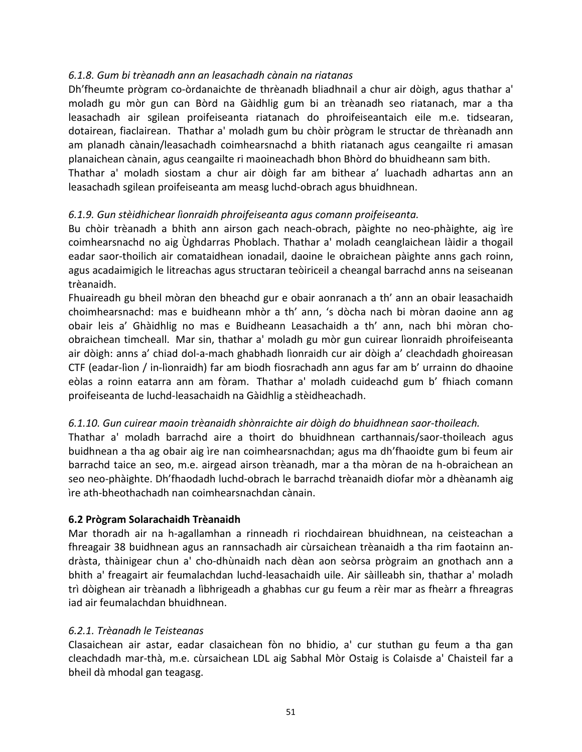*6.1.8. Gum bi trèanadh ann an leasachadh cànain na riatanas*

Dh'fheumte prògram co-òrdanaichte de thrèanadh bliadhnail a chur air dòigh, agus thathar a' moladh gu mòr gun can Bòrd na Gàidhlig gum bi an trèanadh seo riatanach, mar a tha leasachadh air sgilean proifeiseanta riatanach do phroifeiseantaich eile m.e. tidsearan, dotairean, fiaclairean. Thathar a' moladh gum bu chòir prògram le structar de thrèanadh ann am planadh cànain/leasachadh coimhearsnachd a bhith riatanach agus ceangailte ri amasan planaichean cànain, agus ceangailte ri maoineachadh bhon Bhòrd do bhuidheann sam bith.

Thathar a' moladh siostam a chur air dòigh far am bithear a' luachadh adhartas ann an leasachadh sgilean proifeiseanta am measg luchd-obrach agus bhuidhnean.

*6.1.9. Gun stèidhichear lìonraidh phroifeiseanta agus comann proifeiseanta.*

Bu chòir trèanadh a bhith ann airson gach neach-obrach, pàighte no neo-phàighte, aig ìre coimhearsnachd no aig Ùghdarras Phoblach. Thathar a' moladh ceanglaichean làidir a thogail eadar saor-thoilich air comataidhean ionadail, daoine le obraichean pàighte anns gach roinn, agus acadaimigich le litreachas agus structaran teòiriceil a cheangal barrachd anns na seiseanan trèanaidh.

Fhuaireadh gu bheil mòran den bheachd gur e obair aonranach a th' ann an obair leasachaidh choimhearsnachd: mas e buidheann mhòr a th' ann, 's dòcha nach bi mòran daoine ann ag obair leis a' Ghàidhlig no mas e Buidheann Leasachaidh a th' ann, nach bhi mòran cho-obraichean timcheall. Mar sin, thathar a' moladh gu mòr gun cuirear lìonraidh phroifeiseanta air dòigh: anns a' chiad dol-a-mach ghabhadh lìonraidh cur air dòigh a' cleachdadh ghoireasan CTF (eadar-lìon / in-lìonraidh) far am biodh fiosrachadh ann agus far am b' urrainn do dhaoine eòlas a roinn eatarra ann am fòram. Thathar a' moladh cuideachd gum b' fhiach comann proifeiseanta de luchd-leasachaidh na Gàidhlig a stèidheachadh.

*6.1.10. Gun cuirear maoin trèanaidh shònraichte air dòigh do bhuidhnean saor-thoileach.*

Thathar a' moladh barrachd aire a thoirt do bhuidhnean carthannais/saor-thoileach agus buidhnean a tha ag obair aig ìre nan coimhearsnachdan; agus ma dh'fhaoidte gum bi feum air barrachd taice an seo, m.e. airgead airson trèanadh, mar a tha mòran de na h-obraichean an seo neo-phàighte. Dh'fhaodadh luchd-obrach le barrachd trèanaidh diofar mòr a dhèanamh aig ìre ath-bheothachadh nan coimhearsnachdan cànain.

**6.2 Prògram Solarachaidh Trèanaidh**

Mar thoradh air na h-agallamhan a rinneadh ri riochdairean bhuidhnean, na ceisteachan a fhreagair 38 buidhnean agus an rannsachadh air cùrsaichean trèanaidh a tha rim faotainn an-dràsta, thàinigear chun a' cho-dhùnaidh nach dèan aon seòrsa prògraim an gnothach ann a bhith a' freagairt air feumalachdan luchd-leasachaidh uile. Air sàilleabh sin, thathar a' moladh trì dòighean air trèanadh a lìbhrigeadh a ghabhas cur gu feum a rèir mar as fheàrr a fhreagras iad air feumalachdan bhuidhnean.

*6.2.1. Trèanadh le Teisteanas*

Clasaichean air astar, eadar clasaichean fòn no bhidio, a' cur stuthan gu feum a tha gan cleachdadh mar-thà, m.e. cùrsaichean LDL aig Sabhal Mòr Ostaig is Colaisde a' Chaisteil far a bheil dà mhodal gan teagasg.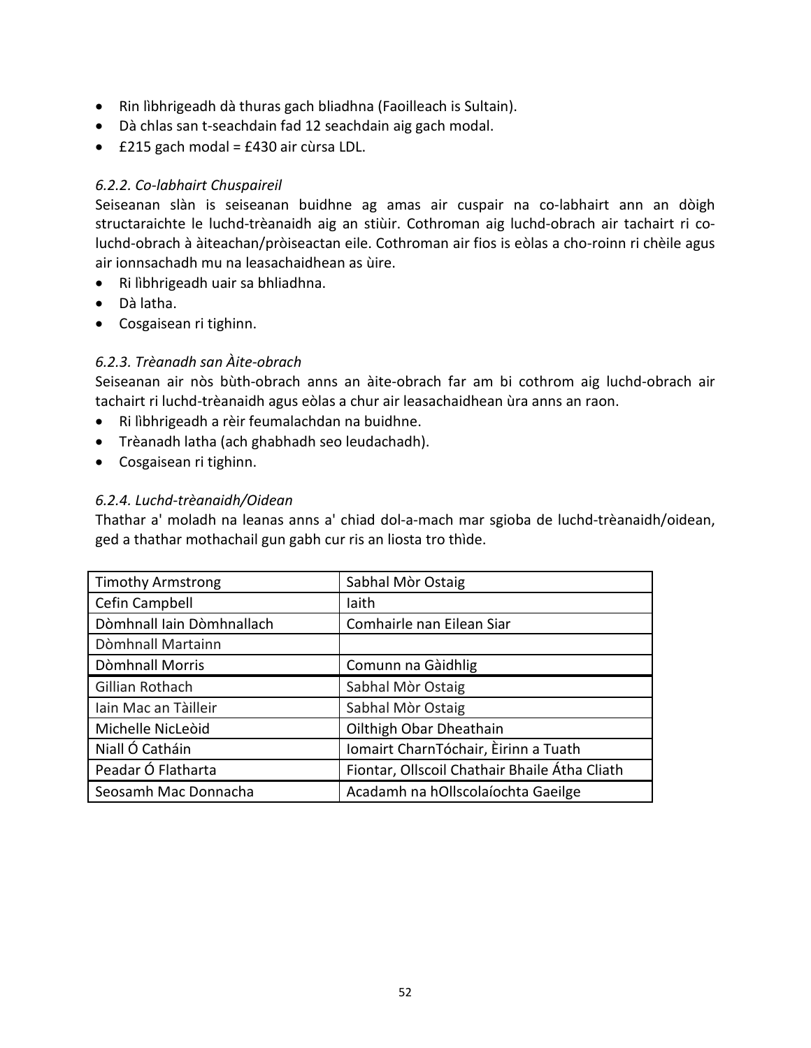- Rin lìbhrigeadh dà thuras gach bliadhna (Faoilleach is Sultain).
- Dà chlas san t-seachdain fad 12 seachdain aig gach modal.
- £215 gach modal = £430 air cùrsa LDL.

*6.2.2. Co-labhairt Chuspaireil*

Seiseanan slàn is seiseanan buidhne ag amas air cuspair na co-labhairt ann an dòigh structaraichte le luchd-trèanaidh aig an stiùir. Cothroman aig luchd-obrach air tachairt ri co-luchd-obrach à àiteachan/pròiseactan eile. Cothroman air fios is eòlas a cho-roinn ri chèile agus air ionnsachadh mu na leasachaidhean as ùire.

- Ri lìbhrigeadh uair sa bhliadhna.
- Dà latha.
- Cosgaisean ri tighinn.

*6.2.3. Trèanadh san Àite-obrach*

Seiseanan air nòs bùth-obrach anns an àite-obrach far am bi cothrom aig luchd-obrach air tachairt ri luchd-trèanaidh agus eòlas a chur air leasachaidhean ùra anns an raon.

- Ri lìbhrigeadh a rèir feumalachdan na buidhne.
- Trèanadh latha (ach ghabhadh seo leudachadh).
- Cosgaisean ri tighinn.

*6.2.4. Luchd-trèanaidh/Oidean*

Thathar a' moladh na leanas anns a' chiad dol-a-mach mar sgioba de luchd-trèanaidh/oidean, ged a thathar mothachail gun gabh cur ris an liosta tro thìde.

| | |
|---|---|
| Timothy Armstrong | Sabhal Mòr Ostaig |
| Cefin Campbell | Iaith |
| Dòmhnall Iain Dòmhnallach | Comhairle nan Eilean Siar |
| Dòmhnall Martainn | |
| Dòmhnall Morris | Comunn na Gàidhlig |
| Gillian Rothach | Sabhal Mòr Ostaig |
| Iain Mac an Tàilleir | Sabhal Mòr Ostaig |
| Michelle NicLeòid | Oilthigh Obar Dheathain |
| Niall Ó Catháin | Iomairt CharnTóchair, Èirinn a Tuath |
| Peadar Ó Flatharta | Fiontar, Ollscoil Chathair Bhaile Átha Cliath |
| Seosamh Mac Donnacha | Acadamh na hOllscolaíochta Gaeilge |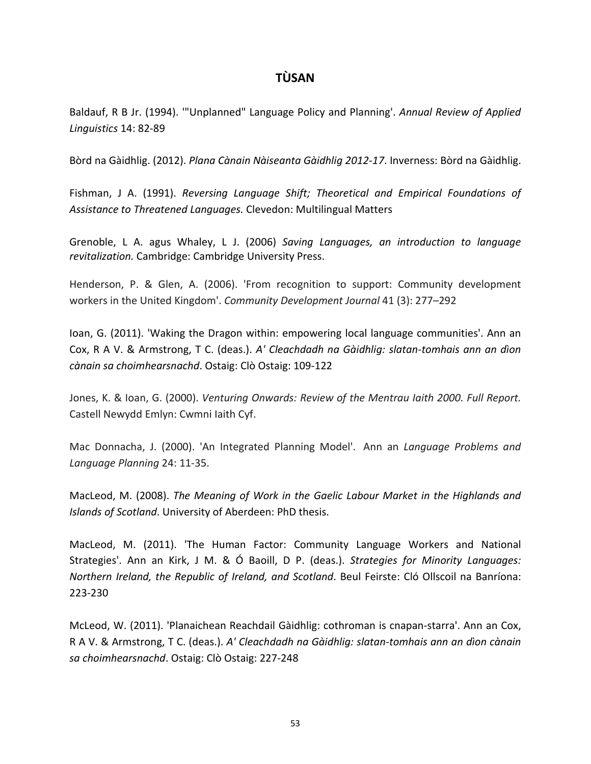## TÙSAN

Baldauf, R B Jr. (1994). '"Unplanned" Language Policy and Planning'. *Annual Review of Applied Linguistics* 14: 82-89

Bòrd na Gàidhlig. (2012). *Plana Cànain Nàiseanta Gàidhlig 2012-17*. Inverness: Bòrd na Gàidhlig.

Fishman, J A. (1991). *Reversing Language Shift; Theoretical and Empirical Foundations of Assistance to Threatened Languages.* Clevedon: Multilingual Matters

Grenoble, L A. agus Whaley, L J. (2006) *Saving Languages, an introduction to language revitalization.* Cambridge: Cambridge University Press.

Henderson, P. & Glen, A. (2006). 'From recognition to support: Community development workers in the United Kingdom'. *Community Development Journal* 41 (3): 277–292

Ioan, G. (2011). 'Waking the Dragon within: empowering local language communities'. Ann an Cox, R A V. & Armstrong, T C. (deas.). *A' Cleachdadh na Gàidhlig: slatan-tomhais ann an dìon cànain sa choimhearsnachd*. Ostaig: Clò Ostaig: 109-122

Jones, K. & Ioan, G. (2000). *Venturing Onwards: Review of the Mentrau Iaith 2000. Full Report.* Castell Newydd Emlyn: Cwmni Iaith Cyf.

Mac Donnacha, J. (2000). 'An Integrated Planning Model'. Ann an *Language Problems and Language Planning* 24: 11-35.

MacLeod, M. (2008). *The Meaning of Work in the Gaelic Labour Market in the Highlands and Islands of Scotland*. University of Aberdeen: PhD thesis.

MacLeod, M. (2011). 'The Human Factor: Community Language Workers and National Strategies'. Ann an Kirk, J M. & Ó Baoill, D P. (deas.). *Strategies for Minority Languages: Northern Ireland, the Republic of Ireland, and Scotland*. Beul Feirste: Cló Ollscoil na Banríona: 223-230

McLeod, W. (2011). 'Planaichean Reachdail Gàidhlig: cothroman is cnapan-starra'. Ann an Cox, R A V. & Armstrong, T C. (deas.). *A' Cleachdadh na Gàidhlig: slatan-tomhais ann an dìon cànain sa choimhearsnachd*. Ostaig: Clò Ostaig: 227-248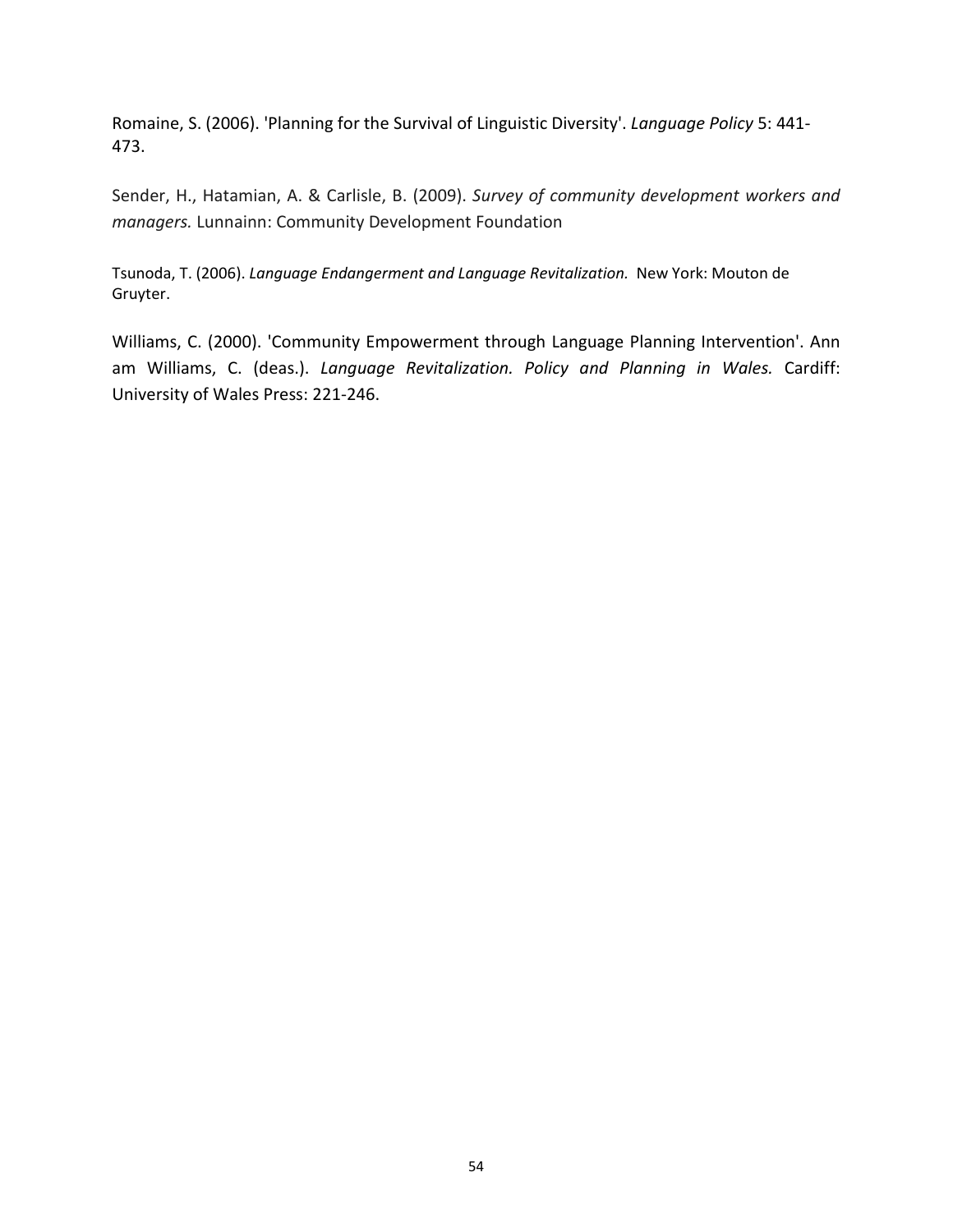Romaine, S. (2006). 'Planning for the Survival of Linguistic Diversity'. *Language Policy* 5: 441-473.

Sender, H., Hatamian, A. & Carlisle, B. (2009). *Survey of community development workers and managers.* Lunnainn: Community Development Foundation

Tsunoda, T. (2006). *Language Endangerment and Language Revitalization.* New York: Mouton de Gruyter.

Williams, C. (2000). 'Community Empowerment through Language Planning Intervention'. Ann am Williams, C. (deas.). *Language Revitalization. Policy and Planning in Wales.* Cardiff: University of Wales Press: 221-246.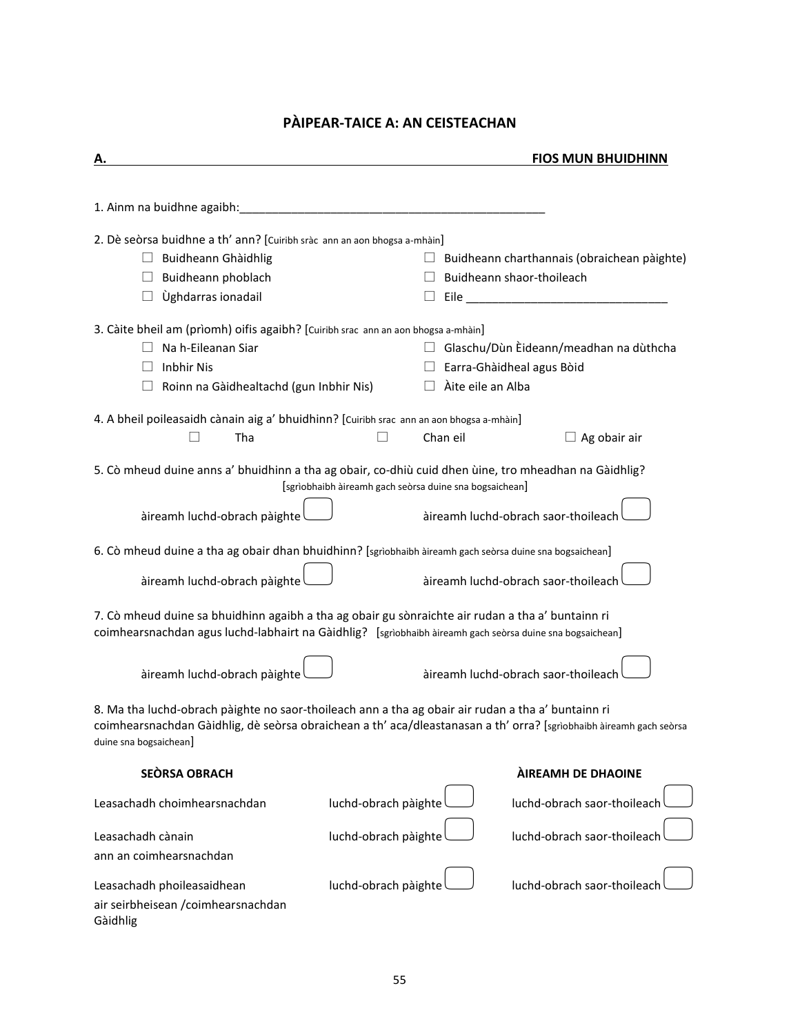## PÀIPEAR-TAICE A: AN CEISTEACHAN

**A. FIOS MUN BHUIDHINN**

1. Ainm na buidhne agaibh:_______________________________________________

2. Dè seòrsa buidhne a th' ann? [Cuiribh sràc ann an aon bhogsa a-mhàin]

   ☐ Buidheann Ghàidhlig ☐ Buidheann charthannais (obraichean pàighte)
   ☐ Buidheann phoblach ☐ Buidheann shaor-thoileach
   ☐ Ùghdarras ionadail ☐ Eile _______________________________

3. Càite bheil am (prìomh) oifis agaibh? [Cuiribh srac ann an aon bhogsa a-mhàin]

   ☐ Na h-Eileanan Siar ☐ Glaschu/Dùn Èideann/meadhan na dùthcha
   ☐ Inbhir Nis ☐ Earra-Ghàidheal agus Bòid
   ☐ Roinn na Gàidhealtachd (gun Inbhir Nis) ☐ Àite eile an Alba

4. A bheil poileasaidh cànain aig a' bhuidhinn? [Cuiribh srac ann an aon bhogsa a-mhàin]

   ☐ Tha ☐ Chan eil ☐ Ag obair air

5. Cò mheud duine anns a' bhuidhinn a tha ag obair, co-dhiù cuid dhen ùine, tro mheadhan na Gàidhlig? [sgrìobhaibh àireamh gach seòrsa duine sna bogsaichean]

   àireamh luchd-obrach pàighte ☐ àireamh luchd-obrach saor-thoileach ☐

6. Cò mheud duine a tha ag obair dhan bhuidhinn? [sgrìobhaibh àireamh gach seòrsa duine sna bogsaichean]

   àireamh luchd-obrach pàighte ☐ àireamh luchd-obrach saor-thoileach ☐

7. Cò mheud duine sa bhuidhinn agaibh a tha ag obair gu sònraichte air rudan a tha a' buntainn ri coimhearsnachdan agus luchd-labhairt na Gàidhlig? [sgrìobhaibh àireamh gach seòrsa duine sna bogsaichean]

   àireamh luchd-obrach pàighte ☐ àireamh luchd-obrach saor-thoileach ☐

8. Ma tha luchd-obrach pàighte no saor-thoileach ann a tha ag obair air rudan a tha a' buntainn ri coimhearsnachdan Gàidhlig, dè seòrsa obraichean a th' aca/dleastanasan a th' orra? [sgrìobhaibh àireamh gach seòrsa duine sna bogsaichean]

| SEÒRSA OBRACH | ÀIREAMH DE DHAOINE | |
|---|---|---|
| Leasachadh choimhearsnachdan | luchd-obrach pàighte ☐ | luchd-obrach saor-thoileach ☐ |
| Leasachadh cànain ann an coimhearsnachdan | luchd-obrach pàighte ☐ | luchd-obrach saor-thoileach ☐ |
| Leasachadh phoileasaidhean air seirbheisean /coimhearsnachdan Gàidhlig | luchd-obrach pàighte ☐ | luchd-obrach saor-thoileach ☐ |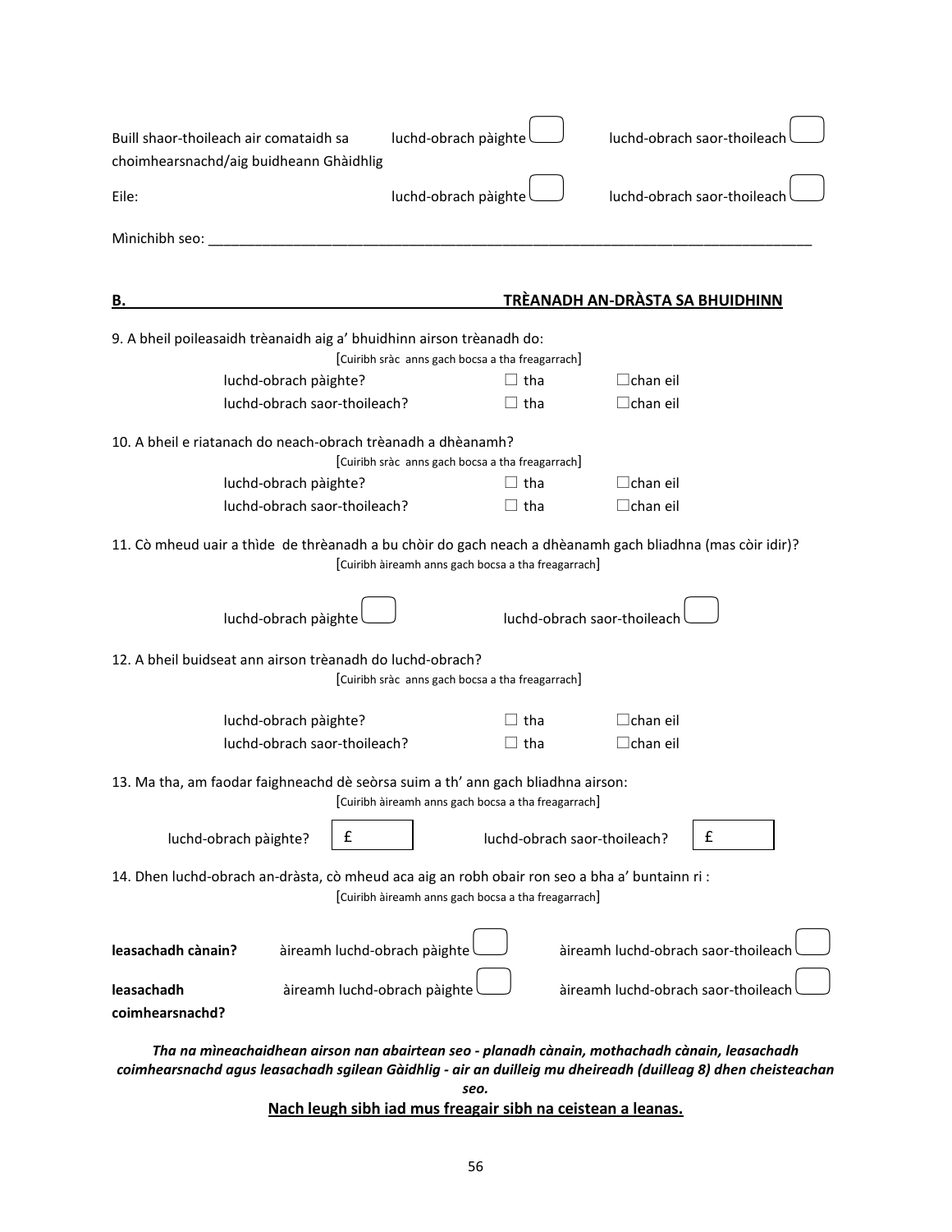Buill shaor-thoileach air comataidh sa choimhearsnachd/aig buidheann Ghàidhlig luchd-obrach pàighte ☐ luchd-obrach saor-thoileach ☐

Eile: luchd-obrach pàighte ☐ luchd-obrach saor-thoileach ☐

Mìnichibh seo: ____________________________________________________________________________

## B. TRÈANADH AN-DRÀSTA SA BHUIDHINN

9. A bheil poileasaidh trèanaidh aig a' bhuidhinn airson trèanadh do:

[Cuiribh sràc anns gach bocsa a tha freagarrach]

| | | |
|---|---|---|
| luchd-obrach pàighte? | ☐ tha | ☐chan eil |
| luchd-obrach saor-thoileach? | ☐ tha | ☐chan eil |

10. A bheil e riatanach do neach-obrach trèanadh a dhèanamh?

[Cuiribh sràc anns gach bocsa a tha freagarrach]

| | | |
|---|---|---|
| luchd-obrach pàighte? | ☐ tha | ☐chan eil |
| luchd-obrach saor-thoileach? | ☐ tha | ☐chan eil |

11. Cò mheud uair a thìde de thrèanadh a bu chòir do gach neach a dhèanamh gach bliadhna (mas còir idir)?

[Cuiribh àireamh anns gach bocsa a tha freagarrach]

luchd-obrach pàighte ☐ luchd-obrach saor-thoileach ☐

12. A bheil buidseat ann airson trèanadh do luchd-obrach?

[Cuiribh sràc anns gach bocsa a tha freagarrach]

| | | |
|---|---|---|
| luchd-obrach pàighte? | ☐ tha | ☐chan eil |
| luchd-obrach saor-thoileach? | ☐ tha | ☐chan eil |

13. Ma tha, am faodar faighneachd dè seòrsa suim a th' ann gach bliadhna airson:

[Cuiribh àireamh anns gach bocsa a tha freagarrach]

luchd-obrach pàighte? £ ______ luchd-obrach saor-thoileach? £ ______

14. Dhen luchd-obrach an-dràsta, cò mheud aca aig an robh obair ron seo a bha a' buntainn ri :

[Cuiribh àireamh anns gach bocsa a tha freagarrach]

**leasachadh cànain?** àireamh luchd-obrach pàighte ☐ àireamh luchd-obrach saor-thoileach ☐

**leasachadh coimhearsnachd?** àireamh luchd-obrach pàighte ☐ àireamh luchd-obrach saor-thoileach ☐

***Tha na mìneachaidhean airson nan abairtean seo - planadh cànain, mothachadh cànain, leasachadh coimhearsnachd agus leasachadh sgilean Gàidhlig - air an duilleig mu dheireadh (duilleag 8) dhen cheisteachan seo.***

**<u>Nach leugh sibh iad mus freagair sibh na ceistean a leanas.</u>**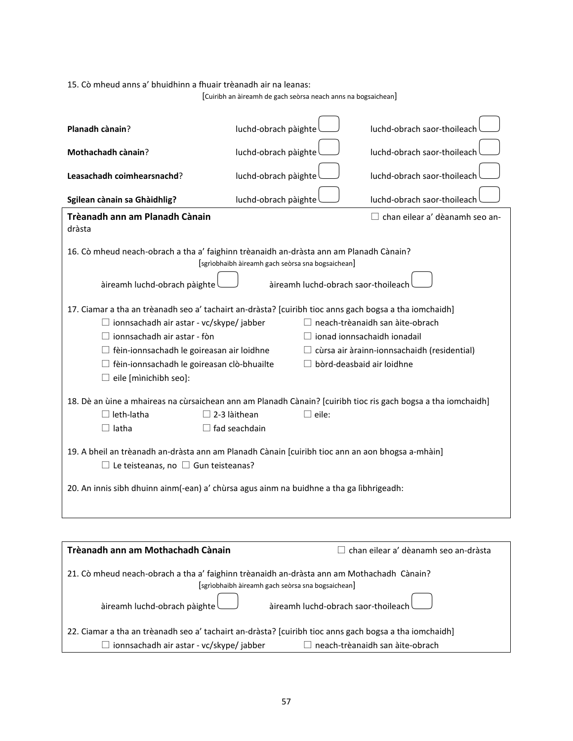15. Cò mheud anns a' bhuidhinn a fhuair trèanadh air na leanas:

[Cuiribh an àireamh de gach seòrsa neach anns na bogsaichean]

| | | |
|---|---|---|
| **Planadh cànain**? | luchd-obrach pàighte ☐ | luchd-obrach saor-thoileach ☐ |
| **Mothachadh cànain**? | luchd-obrach pàighte ☐ | luchd-obrach saor-thoileach ☐ |
| **Leasachadh coimhearsnachd**? | luchd-obrach pàighte ☐ | luchd-obrach saor-thoileach ☐ |
| **Sgilean cànain sa Ghàidhlig?** | luchd-obrach pàighte ☐ | luchd-obrach saor-thoileach ☐ |

**Trèanadh ann am Planadh Cànain** ☐ chan eilear a' dèanamh seo an-dràsta

16. Cò mheud neach-obrach a tha a' faighinn trèanaidh an-dràsta ann am Planadh Cànain?

[sgrìobhaibh àireamh gach seòrsa sna bogsaichean]

àireamh luchd-obrach pàighte ☐ àireamh luchd-obrach saor-thoileach ☐

17. Ciamar a tha an trèanadh seo a' tachairt an-dràsta? [cuiribh tioc anns gach bogsa a tha iomchaidh]

- ☐ ionnsachadh air astar - vc/skype/ jabber
- ☐ neach-trèanaidh san àite-obrach
- ☐ ionnsachadh air astar - fòn
- ☐ ionad ionnsachaidh ionadail
- ☐ fèin-ionnsachadh le goireasan air loidhne
- ☐ cùrsa air àrainn-ionnsachaidh (residential)
- ☐ fèin-ionnsachadh le goireasan clò-bhuailte
- ☐ bòrd-deasbaid air loidhne
- ☐ eile [mìnichibh seo]:

18. Dè an ùine a mhaireas na cùrsaichean ann am Planadh Cànain? [cuiribh tioc ris gach bogsa a tha iomchaidh]

- ☐ leth-latha
- ☐ 2-3 làithean
- ☐ eile:
- ☐ latha
- ☐ fad seachdain

19. A bheil an trèanadh an-dràsta ann am Planadh Cànain [cuiribh tioc ann an aon bhogsa a-mhàin]

☐ Le teisteanas, no ☐ Gun teisteanas?

20. An innis sibh dhuinn ainm(-ean) a' chùrsa agus ainm na buidhne a tha ga lìbhrigeadh:

**Trèanadh ann am Mothachadh Cànain** ☐ chan eilear a' dèanamh seo an-dràsta

21. Cò mheud neach-obrach a tha a' faighinn trèanaidh an-dràsta ann am Mothachadh Cànain?

[sgrìobhaibh àireamh gach seòrsa sna bogsaichean]

àireamh luchd-obrach pàighte ☐ àireamh luchd-obrach saor-thoileach ☐

22. Ciamar a tha an trèanadh seo a' tachairt an-dràsta? [cuiribh tioc anns gach bogsa a tha iomchaidh]

- ☐ ionnsachadh air astar - vc/skype/ jabber
- ☐ neach-trèanaidh san àite-obrach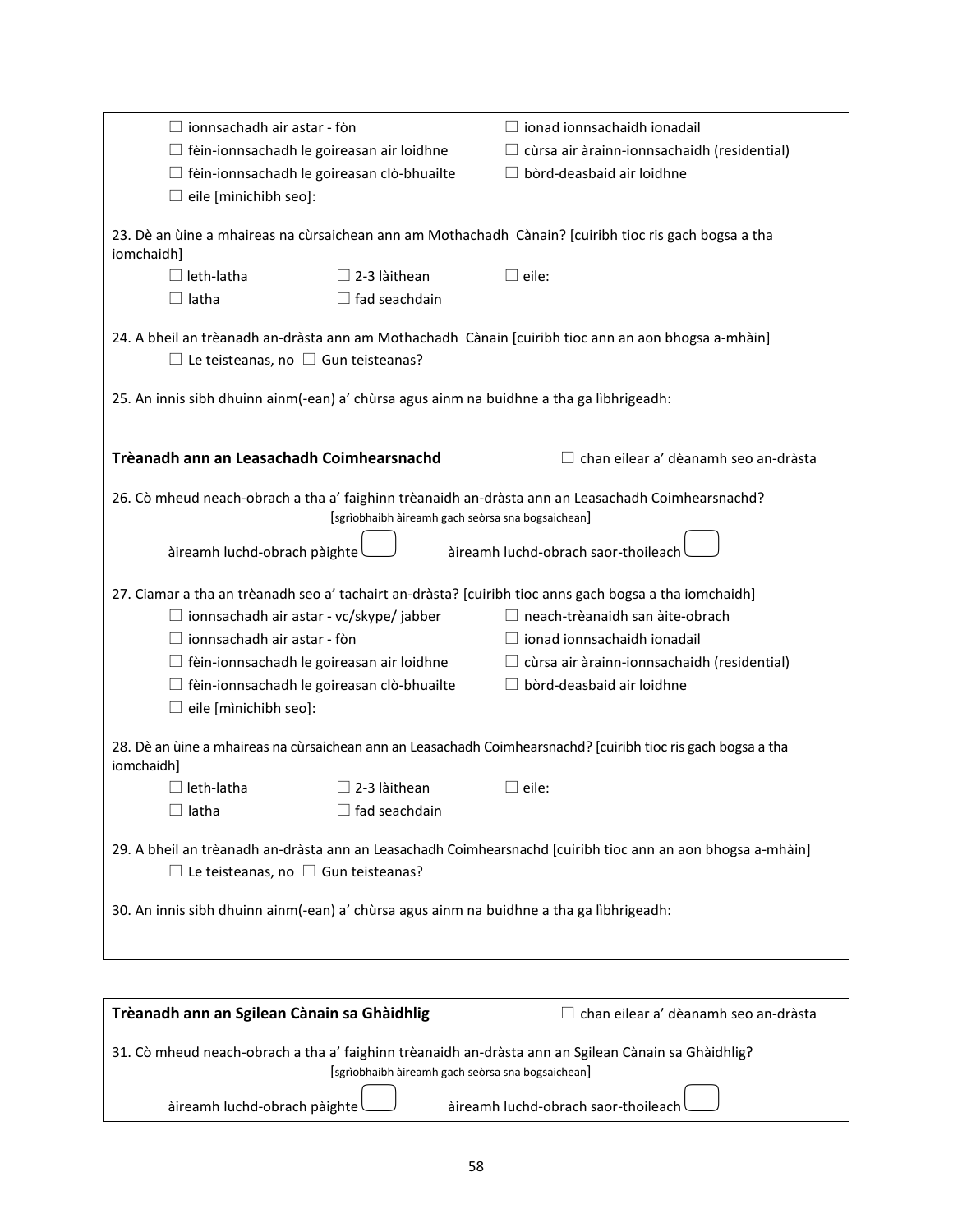☐ ionnsachadh air astar - fòn ☐ ionad ionnsachaidh ionadail

☐ fèin-ionnsachadh le goireasan air loidhne ☐ cùrsa air àrainn-ionnsachaidh (residential)

☐ fèin-ionnsachadh le goireasan clò-bhuailte ☐ bòrd-deasbaid air loidhne

☐ eile [mìnichibh seo]:

23. Dè an ùine a mhaireas na cùrsaichean ann am Mothachadh Cànain? [cuiribh tioc ris gach bogsa a tha iomchaidh]

☐ leth-latha ☐ 2-3 làithean ☐ eile:

☐ latha ☐ fad seachdain

24. A bheil an trèanadh an-dràsta ann am Mothachadh Cànain [cuiribh tioc ann an aon bhogsa a-mhàin]

☐ Le teisteanas, no ☐ Gun teisteanas?

25. An innis sibh dhuinn ainm(-ean) a' chùrsa agus ainm na buidhne a tha ga lìbhrigeadh:

**Trèanadh ann an Leasachadh Coimhearsnachd** ☐ chan eilear a' dèanamh seo an-dràsta

26. Cò mheud neach-obrach a tha a' faighinn trèanaidh an-dràsta ann an Leasachadh Coimhearsnachd?

[sgrìobhaibh àireamh gach seòrsa sna bogsaichean]

àireamh luchd-obrach pàighte ☐ àireamh luchd-obrach saor-thoileach ☐

27. Ciamar a tha an trèanadh seo a' tachairt an-dràsta? [cuiribh tioc anns gach bogsa a tha iomchaidh]

☐ ionnsachadh air astar - vc/skype/ jabber ☐ neach-trèanaidh san àite-obrach

☐ ionnsachadh air astar - fòn ☐ ionad ionnsachaidh ionadail

☐ fèin-ionnsachadh le goireasan air loidhne ☐ cùrsa air àrainn-ionnsachaidh (residential)

☐ fèin-ionnsachadh le goireasan clò-bhuailte ☐ bòrd-deasbaid air loidhne

☐ eile [mìnichibh seo]:

28. Dè an ùine a mhaireas na cùrsaichean ann an Leasachadh Coimhearsnachd? [cuiribh tioc ris gach bogsa a tha iomchaidh]

☐ leth-latha ☐ 2-3 làithean ☐ eile:

☐ latha ☐ fad seachdain

29. A bheil an trèanadh an-dràsta ann an Leasachadh Coimhearsnachd [cuiribh tioc ann an aon bhogsa a-mhàin]

☐ Le teisteanas, no ☐ Gun teisteanas?

30. An innis sibh dhuinn ainm(-ean) a' chùrsa agus ainm na buidhne a tha ga lìbhrigeadh:

**Trèanadh ann an Sgilean Cànain sa Ghàidhlig** ☐ chan eilear a' dèanamh seo an-dràsta

31. Cò mheud neach-obrach a tha a' faighinn trèanaidh an-dràsta ann an Sgilean Cànain sa Ghàidhlig?

[sgrìobhaibh àireamh gach seòrsa sna bogsaichean]

àireamh luchd-obrach pàighte ☐ àireamh luchd-obrach saor-thoileach ☐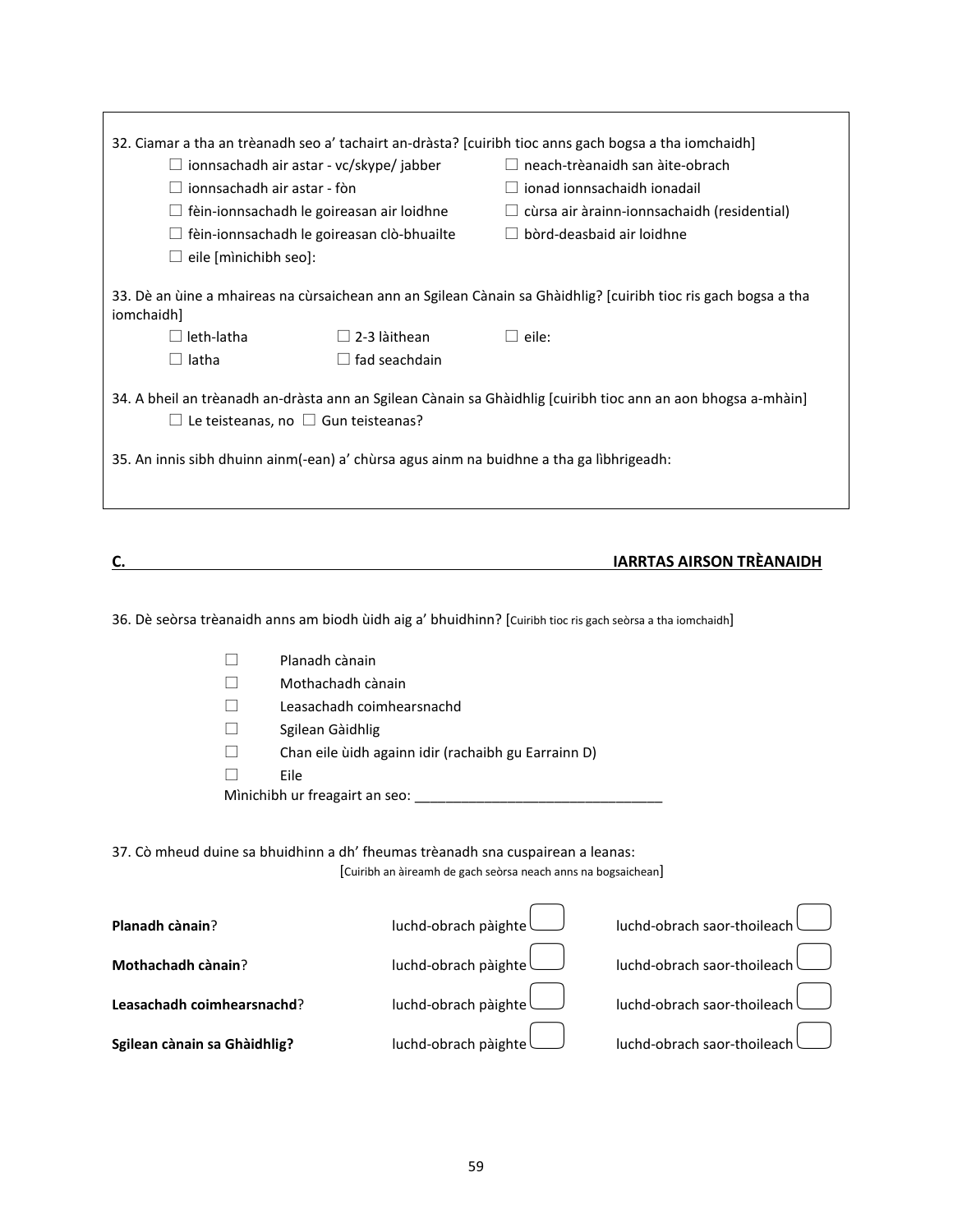32. Ciamar a tha an trèanadh seo a' tachairt an-dràsta? [cuiribh tioc anns gach bogsa a tha iomchaidh]

☐ ionnsachadh air astar - vc/skype/ jabber
☐ neach-trèanaidh san àite-obrach
☐ ionnsachadh air astar - fòn
☐ ionad ionnsachaidh ionadail
☐ fèin-ionnsachadh le goireasan air loidhne
☐ cùrsa air àrainn-ionnsachaidh (residential)
☐ fèin-ionnsachadh le goireasan clò-bhuailte
☐ bòrd-deasbaid air loidhne
☐ eile [mìnichibh seo]:

33. Dè an ùine a mhaireas na cùrsaichean ann an Sgilean Cànain sa Ghàidhlig? [cuiribh tioc ris gach bogsa a tha iomchaidh]

☐ leth-latha
☐ 2-3 làithean
☐ eile:
☐ latha
☐ fad seachdain

34. A bheil an trèanadh an-dràsta ann an Sgilean Cànain sa Ghàidhlig [cuiribh tioc ann an aon bhogsa a-mhàin]

☐ Le teisteanas, no ☐ Gun teisteanas?

35. An innis sibh dhuinn ainm(-ean) a' chùrsa agus ainm na buidhne a tha ga lìbhrigeadh:

## C. IARRTAS AIRSON TRÈANAIDH

36. Dè seòrsa trèanaidh anns am biodh ùidh aig a' bhuidhinn? [Cuiribh tioc ris gach seòrsa a tha iomchaidh]

☐ Planadh cànain
☐ Mothachadh cànain
☐ Leasachadh coimhearsnachd
☐ Sgilean Gàidhlig
☐ Chan eile ùidh againn idir (rachaibh gu Earrainn D)
☐ Eile

Mìnichibh ur freagairt an seo: ________________________________

37. Cò mheud duine sa bhuidhinn a dh' fheumas trèanadh sna cuspairean a leanas:

[Cuiribh an àireamh de gach seòrsa neach anns na bogsaichean]

| | | |
|---|---|---|
| **Planadh cànain**? | luchd-obrach pàighte ☐ | luchd-obrach saor-thoileach ☐ |
| **Mothachadh cànain**? | luchd-obrach pàighte ☐ | luchd-obrach saor-thoileach ☐ |
| **Leasachadh coimhearsnachd**? | luchd-obrach pàighte ☐ | luchd-obrach saor-thoileach ☐ |
| **Sgilean cànain sa Ghàidhlig?** | luchd-obrach pàighte ☐ | luchd-obrach saor-thoileach ☐ |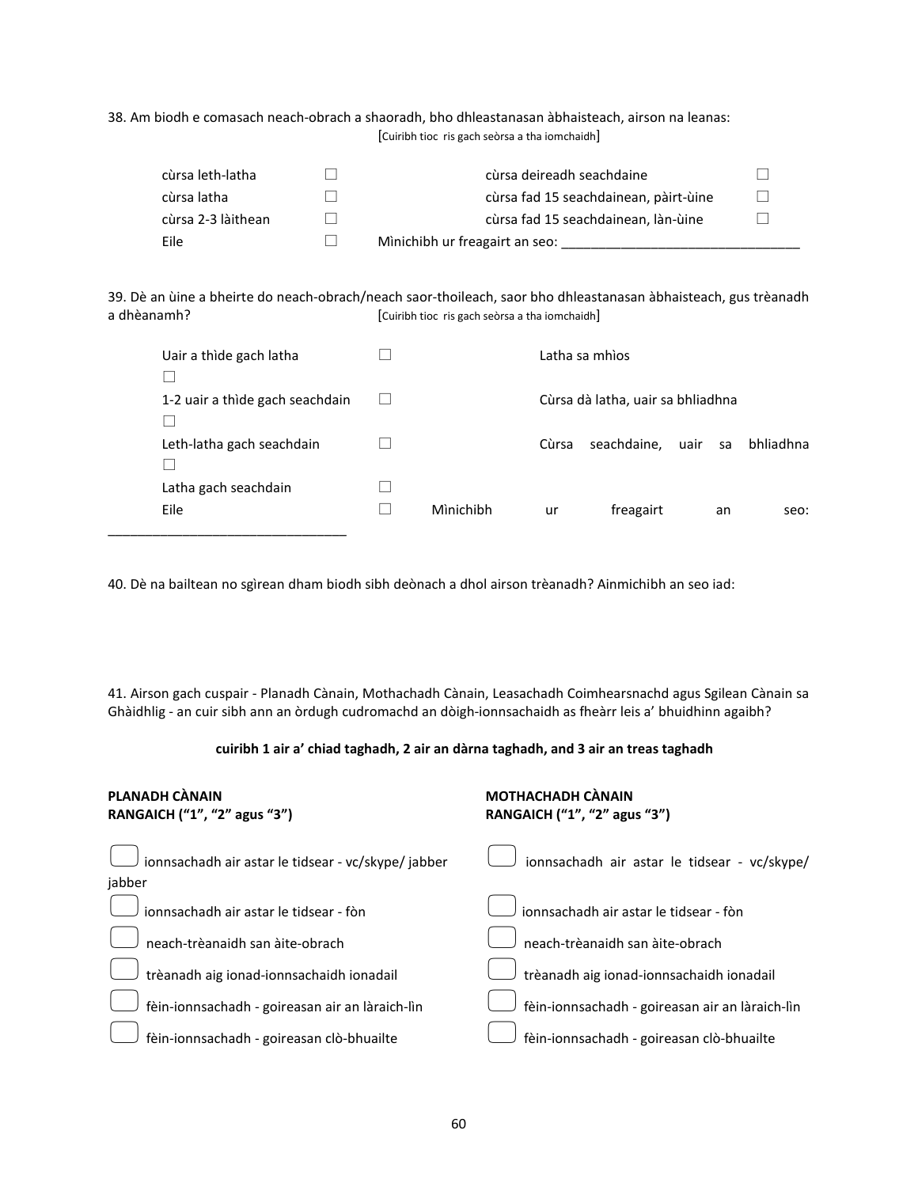38. Am biodh e comasach neach-obrach a shaoradh, bho dhleastanasan àbhaisteach, airson na leanas:
[Cuiribh tioc ris gach seòrsa a tha iomchaidh]

| | | | |
|---|---|---|---|
| cùrsa leth-latha | ☐ | cùrsa deireadh seachdaine | ☐ |
| cùrsa latha | ☐ | cùrsa fad 15 seachdainean, pàirt-ùine | ☐ |
| cùrsa 2-3 làithean | ☐ | cùrsa fad 15 seachdainean, làn-ùine | ☐ |
| Eile | ☐ | Mìnichibh ur freagairt an seo: _______________________________ | |

39. Dè an ùine a bheirte do neach-obrach/neach saor-thoileach, saor bho dhleastanasan àbhaisteach, gus trèanadh a dhèanamh? [Cuiribh tioc ris gach seòrsa a tha iomchaidh]

| | | | |
|---|---|---|---|
| Uair a thìde gach latha | ☐ | Latha sa mhìos | ☐ |
| 1-2 uair a thìde gach seachdain | ☐ | Cùrsa dà latha, uair sa bhliadhna | ☐ |
| Leth-latha gach seachdain | ☐ | Cùrsa seachdaine, uair sa bhliadhna | ☐ |
| Latha gach seachdain | ☐ | | |
| Eile | ☐ | Mìnichibh ur freagairt an seo: _______________________________ | |

40. Dè na bailtean no sgìrean dham biodh sibh deònach a dhol airson trèanadh? Ainmichibh an seo iad:

41. Airson gach cuspair - Planadh Cànain, Mothachadh Cànain, Leasachadh Coimhearsnachd agus Sgilean Cànain sa Ghàidhlig - an cuir sibh ann an òrdugh cudromachd an dòigh-ionnsachaidh as fheàrr leis a' bhuidhinn agaibh?

**cuiribh 1 air a' chiad taghadh, 2 air an dàrna taghadh, and 3 air an treas taghadh**

**PLANADH CÀNAIN**
**RANGAICH ("1", "2" agus "3")**

- ☐ ionnsachadh air astar le tidsear - vc/skype/ jabber
- ☐ ionnsachadh air astar le tidsear - fòn
- ☐ neach-trèanaidh san àite-obrach
- ☐ trèanadh aig ionad-ionnsachaidh ionadail
- ☐ fèin-ionnsachadh - goireasan air an làraich-lìn
- ☐ fèin-ionnsachadh - goireasan clò-bhuailte

**MOTHACHADH CÀNAIN**
**RANGAICH ("1", "2" agus "3")**

- ☐ ionnsachadh air astar le tidsear - vc/skype/
- ☐ ionnsachadh air astar le tidsear - fòn
- ☐ neach-trèanaidh san àite-obrach
- ☐ trèanadh aig ionad-ionnsachaidh ionadail
- ☐ fèin-ionnsachadh - goireasan air an làraich-lìn
- ☐ fèin-ionnsachadh - goireasan clò-bhuailte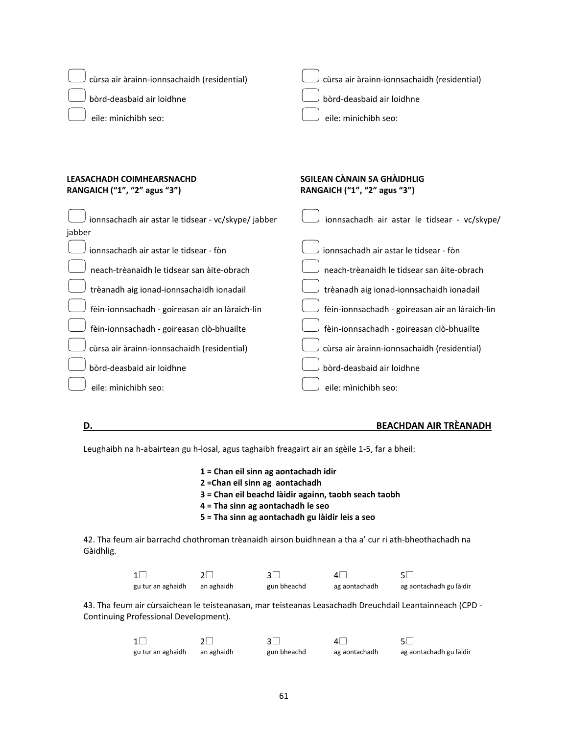- ☐ cùrsa air àrainn-ionnsachaidh (residential)
- ☐ bòrd-deasbaid air loidhne
- ☐ eile: mìnichibh seo:

- ☐ cùrsa air àrainn-ionnsachaidh (residential)
- ☐ bòrd-deasbaid air loidhne
- ☐ eile: mìnichibh seo:

**LEASACHADH COIMHEARSNACHD**
**RANGAICH ("1", "2" agus "3")**

- ☐ ionnsachadh air astar le tidsear - vc/skype/ jabber jabber
- ☐ ionnsachadh air astar le tidsear - fòn
- ☐ neach-trèanaidh le tidsear san àite-obrach
- ☐ trèanadh aig ionad-ionnsachaidh ionadail
- ☐ fèin-ionnsachadh - goireasan air an làraich-lìn
- ☐ fèin-ionnsachadh - goireasan clò-bhuailte
- ☐ cùrsa air àrainn-ionnsachaidh (residential)
- ☐ bòrd-deasbaid air loidhne
- ☐ eile: mìnichibh seo:

**SGILEAN CÀNAIN SA GHÀIDHLIG**
**RANGAICH ("1", "2" agus "3")**

- ☐ ionnsachadh air astar le tidsear - vc/skype/
- ☐ ionnsachadh air astar le tidsear - fòn
- ☐ neach-trèanaidh le tidsear san àite-obrach
- ☐ trèanadh aig ionad-ionnsachaidh ionadail
- ☐ fèin-ionnsachadh - goireasan air an làraich-lìn
- ☐ fèin-ionnsachadh - goireasan clò-bhuailte
- ☐ cùrsa air àrainn-ionnsachaidh (residential)
- ☐ bòrd-deasbaid air loidhne
- ☐ eile: mìnichibh seo:

## D. BEACHDAN AIR TRÈANADH

Leughaibh na h-abairtean gu h-ìosal, agus taghaibh freagairt air an sgèile 1-5, far a bheil:

**1 = Chan eil sinn ag aontachadh idir**
**2 =Chan eil sinn ag aontachadh**
**3 = Chan eil beachd làidir againn, taobh seach taobh**
**4 = Tha sinn ag aontachadh le seo**
**5 = Tha sinn ag aontachadh gu làidir leis a seo**

42. Tha feum air barrachd chothroman trèanaidh airson buidhnean a tha a' cur ri ath-bheothachadh na Gàidhlig.

| 1☐ | 2☐ | 3☐ | 4☐ | 5☐ |
|---|---|---|---|---|
| gu tur an aghaidh | an aghaidh | gun bheachd | ag aontachadh | ag aontachadh gu làidir |

43. Tha feum air cùrsaichean le teisteanasan, mar teisteanas Leasachadh Dreuchdail Leantainneach (CPD - Continuing Professional Development).

| 1☐ | 2☐ | 3☐ | 4☐ | 5☐ |
|---|---|---|---|---|
| gu tur an aghaidh | an aghaidh | gun bheachd | ag aontachadh | ag aontachadh gu làidir |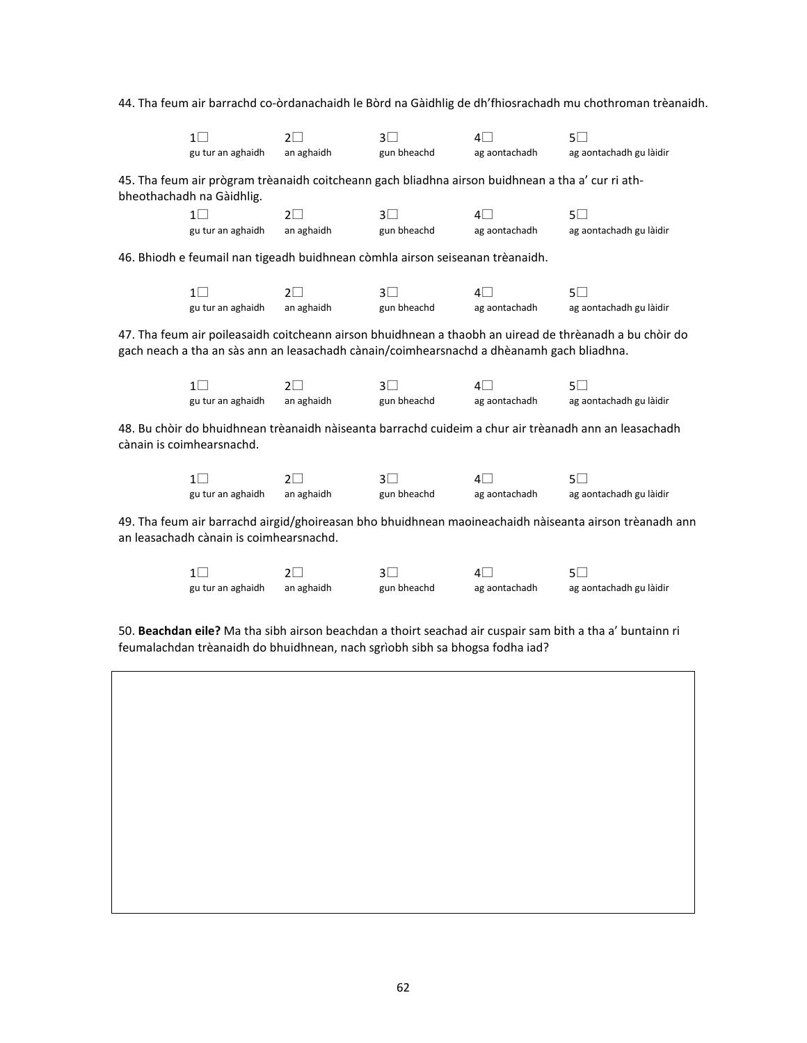44. Tha feum air barrachd co-òrdanachaidh le Bòrd na Gàidhlig de dh'fhiosrachadh mu chothroman trèanaidh.

| 1☐ | 2☐ | 3☐ | 4☐ | 5☐ |
|---|---|---|---|---|
| gu tur an aghaidh | an aghaidh | gun bheachd | ag aontachadh | ag aontachadh gu làidir |

45. Tha feum air prògram trèanaidh coitcheann gach bliadhna airson buidhnean a tha a' cur ri ath-bheothachadh na Gàidhlig.

| 1☐ | 2☐ | 3☐ | 4☐ | 5☐ |
|---|---|---|---|---|
| gu tur an aghaidh | an aghaidh | gun bheachd | ag aontachadh | ag aontachadh gu làidir |

46. Bhiodh e feumail nan tigeadh buidhnean còmhla airson seiseanan trèanaidh.

| 1☐ | 2☐ | 3☐ | 4☐ | 5☐ |
|---|---|---|---|---|
| gu tur an aghaidh | an aghaidh | gun bheachd | ag aontachadh | ag aontachadh gu làidir |

47. Tha feum air poileasaidh coitcheann airson bhuidhnean a thaobh an uiread de thrèanadh a bu chòir do gach neach a tha an sàs ann an leasachadh cànain/coimhearsnachd a dhèanamh gach bliadhna.

| 1☐ | 2☐ | 3☐ | 4☐ | 5☐ |
|---|---|---|---|---|
| gu tur an aghaidh | an aghaidh | gun bheachd | ag aontachadh | ag aontachadh gu làidir |

48. Bu chòir do bhuidhnean trèanaidh nàiseanta barrachd cuideim a chur air trèanadh ann an leasachadh cànain is coimhearsnachd.

| 1☐ | 2☐ | 3☐ | 4☐ | 5☐ |
|---|---|---|---|---|
| gu tur an aghaidh | an aghaidh | gun bheachd | ag aontachadh | ag aontachadh gu làidir |

49. Tha feum air barrachd airgid/ghoireasan bho bhuidhnean maoineachaidh nàiseanta airson trèanadh ann an leasachadh cànain is coimhearsnachd.

| 1☐ | 2☐ | 3☐ | 4☐ | 5☐ |
|---|---|---|---|---|
| gu tur an aghaidh | an aghaidh | gun bheachd | ag aontachadh | ag aontachadh gu làidir |

50. **Beachdan eile?** Ma tha sibh airson beachdan a thoirt seachad air cuspair sam bith a tha a' buntainn ri feumalachdan trèanaidh do bhuidhnean, nach sgrìobh sibh sa bhogsa fodha iad?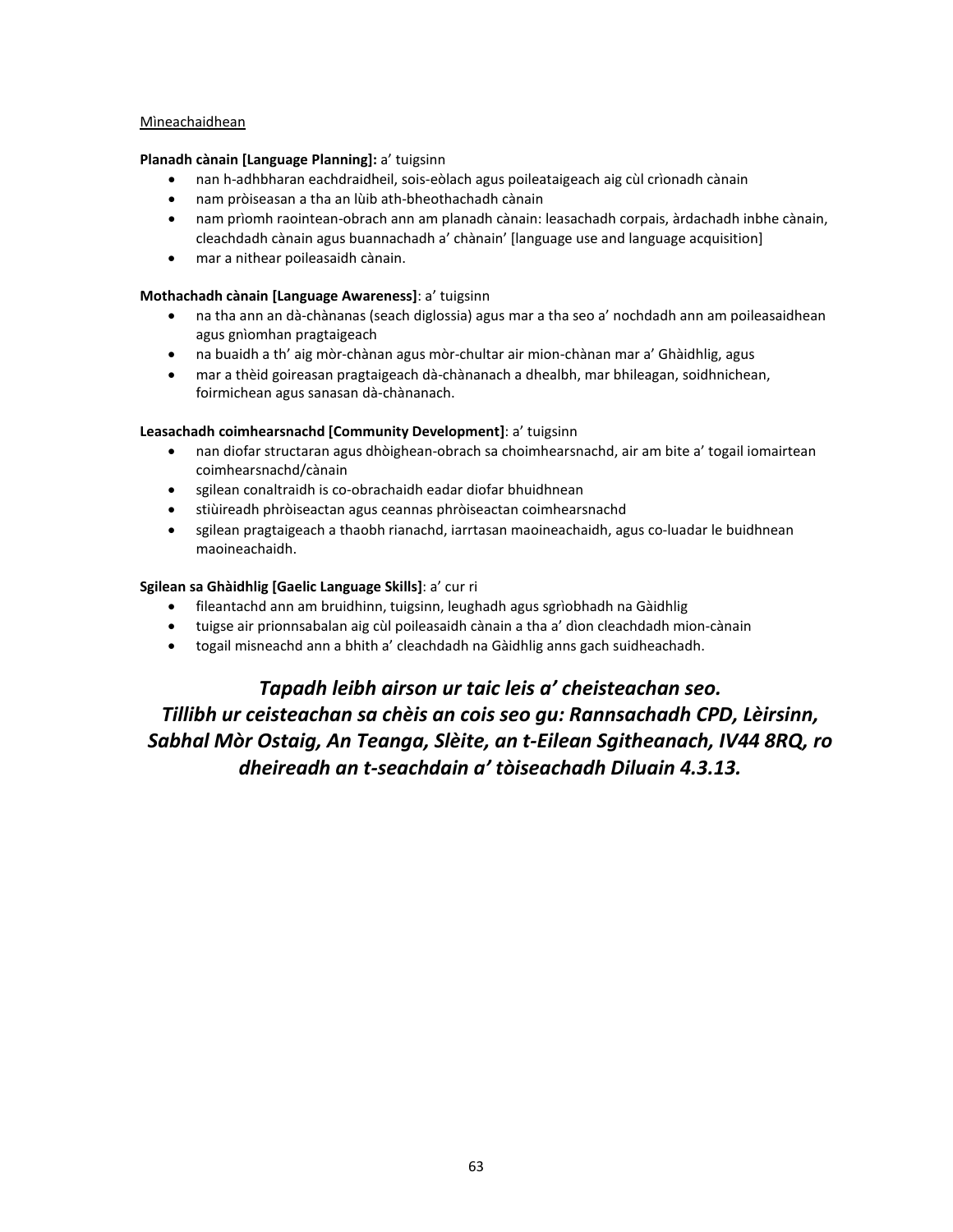Mìneachaidhean

**Planadh cànain [Language Planning]:** a' tuigsinn

- nan h-adhbharan eachdraidheil, sois-eòlach agus poileataigeach aig cùl crìonadh cànain
- nam pròiseasan a tha an lùib ath-bheothachadh cànain
- nam prìomh raointean-obrach ann am planadh cànain: leasachadh corpais, àrdachadh inbhe cànain, cleachdadh cànain agus buannachadh a' chànain' [language use and language acquisition]
- mar a nithear poileasaidh cànain.

**Mothachadh cànain [Language Awareness]**: a' tuigsinn

- na tha ann an dà-chànanas (seach diglossia) agus mar a tha seo a' nochdadh ann am poileasaidhean agus gnìomhan pragtaigeach
- na buaidh a th' aig mòr-chànan agus mòr-chultar air mion-chànan mar a' Ghàidhlig, agus
- mar a thèid goireasan pragtaigeach dà-chànanach a dhealbh, mar bhileagan, soidhnichean, foirmichean agus sanasan dà-chànanach.

**Leasachadh coimhearsnachd [Community Development]**: a' tuigsinn

- nan diofar structaran agus dhòighean-obrach sa choimhearsnachd, air am bite a' togail iomairtean coimhearsnachd/cànain
- sgilean conaltraidh is co-obrachaidh eadar diofar bhuidhnean
- stiùireadh phròiseactan agus ceannas phròiseactan coimhearsnachd
- sgilean pragtaigeach a thaobh rianachd, iarrtasan maoineachaidh, agus co-luadar le buidhnean maoineachaidh.

**Sgilean sa Ghàidhlig [Gaelic Language Skills]**: a' cur ri

- fileantachd ann am bruidhinn, tuigsinn, leughadh agus sgrìobhadh na Gàidhlig
- tuigse air prionnsabalan aig cùl poileasaidh cànain a tha a' dìon cleachdadh mion-cànain
- togail misneachd ann a bhith a' cleachdadh na Gàidhlig anns gach suidheachadh.

***Tapadh leibh airson ur taic leis a' cheisteachan seo. Tillibh ur ceisteachan sa chèis an cois seo gu: Rannsachadh CPD, Lèirsinn, Sabhal Mòr Ostaig, An Teanga, Slèite, an t-Eilean Sgitheanach, IV44 8RQ, ro dheireadh an t-seachdain a' tòiseachadh Diluain 4.3.13.***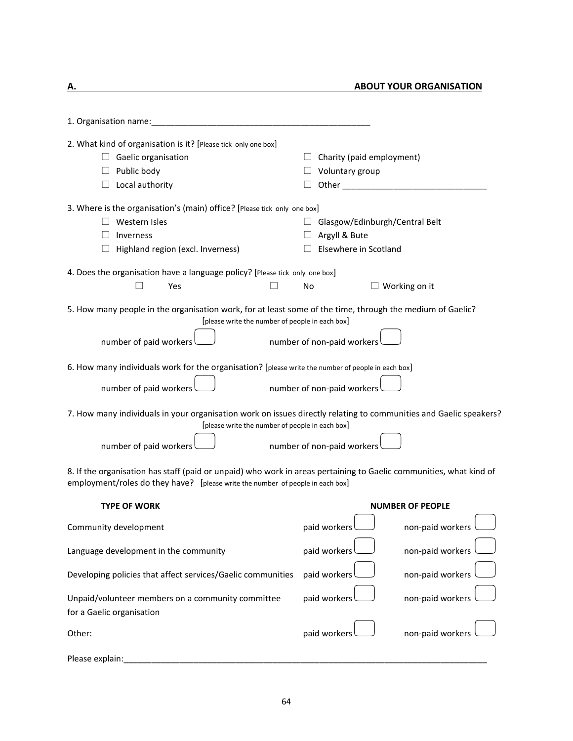## A. ABOUT YOUR ORGANISATION

1. Organisation name:\_\_\_\_\_\_\_\_\_\_\_\_\_\_\_\_\_\_\_\_\_\_\_\_\_\_\_\_\_\_\_\_\_\_\_\_\_\_\_\_\_\_\_\_\_\_

2. What kind of organisation is it? [Please tick only one box]

- ☐ Gaelic organisation
- ☐ Public body
- ☐ Local authority
- ☐ Charity (paid employment)
- ☐ Voluntary group
- ☐ Other \_\_\_\_\_\_\_\_\_\_\_\_\_\_\_\_\_\_\_\_\_\_\_\_\_\_\_\_\_\_

3. Where is the organisation's (main) office? [Please tick only one box]

- ☐ Western Isles
- ☐ Inverness
- ☐ Highland region (excl. Inverness)
- ☐ Glasgow/Edinburgh/Central Belt
- ☐ Argyll & Bute
- ☐ Elsewhere in Scotland

4. Does the organisation have a language policy? [Please tick only one box]

☐ Yes ☐ No ☐ Working on it

5. How many people in the organisation work, for at least some of the time, through the medium of Gaelic?
[please write the number of people in each box]

number of paid workers ☐ number of non-paid workers ☐

6. How many individuals work for the organisation? [please write the number of people in each box]

number of paid workers ☐ number of non-paid workers ☐

7. How many individuals in your organisation work on issues directly relating to communities and Gaelic speakers?
[please write the number of people in each box]

number of paid workers ☐ number of non-paid workers ☐

8. If the organisation has staff (paid or unpaid) who work in areas pertaining to Gaelic communities, what kind of employment/roles do they have? [please write the number of people in each box]

| TYPE OF WORK | NUMBER OF PEOPLE | |
|---|---|---|
| Community development | paid workers ☐ | non-paid workers ☐ |
| Language development in the community | paid workers ☐ | non-paid workers ☐ |
| Developing policies that affect services/Gaelic communities | paid workers ☐ | non-paid workers ☐ |
| Unpaid/volunteer members on a community committee for a Gaelic organisation | paid workers ☐ | non-paid workers ☐ |
| Other: | paid workers ☐ | non-paid workers ☐ |

Please explain:\_\_\_\_\_\_\_\_\_\_\_\_\_\_\_\_\_\_\_\_\_\_\_\_\_\_\_\_\_\_\_\_\_\_\_\_\_\_\_\_\_\_\_\_\_\_\_\_\_\_\_\_\_\_\_\_\_\_\_\_\_\_\_\_\_\_\_\_\_\_\_\_\_\_\_\_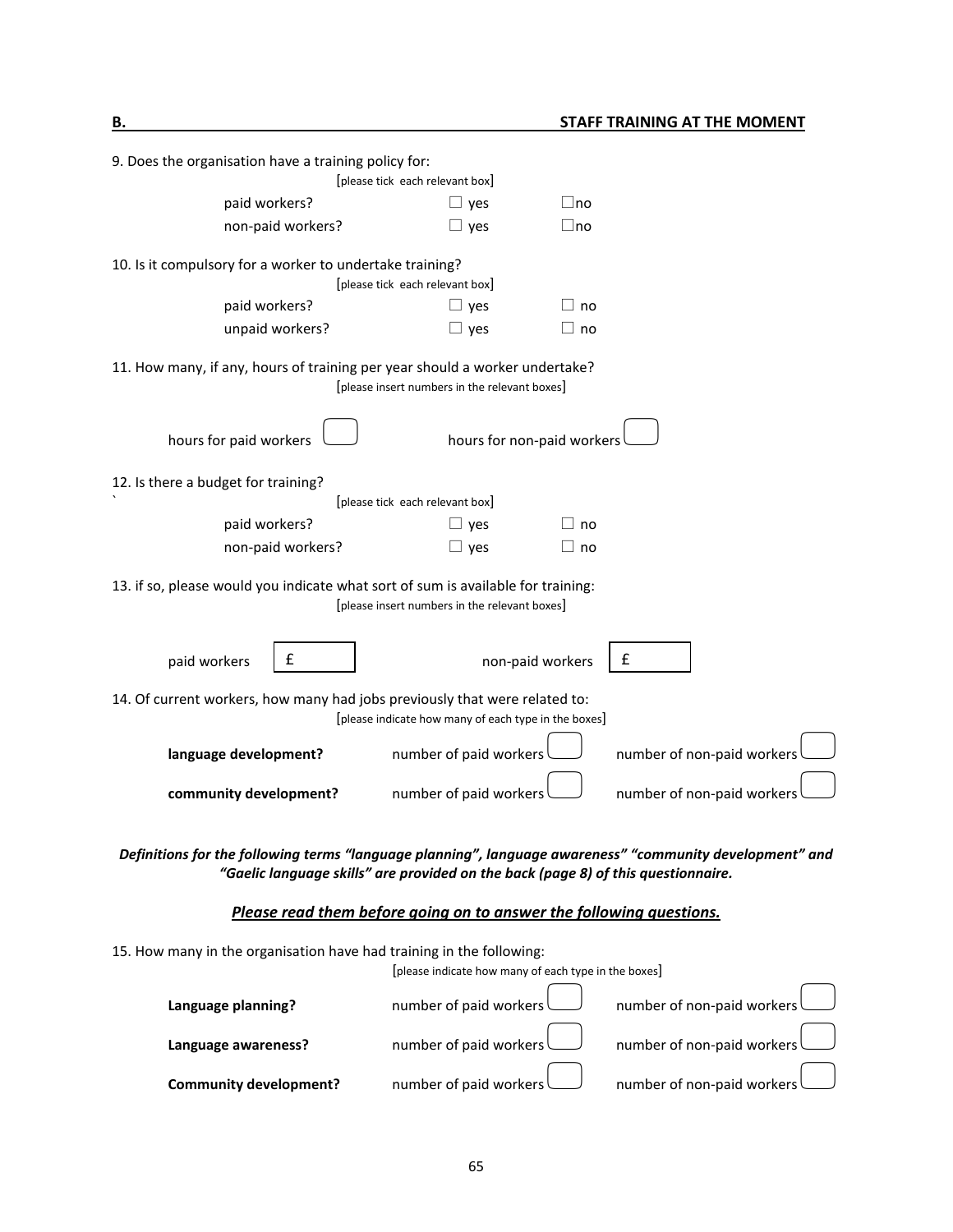## B. STAFF TRAINING AT THE MOMENT

9. Does the organisation have a training policy for:

[please tick each relevant box]

| | | |
|---|---|---|
| paid workers? | ☐ yes | ☐no |
| non-paid workers? | ☐ yes | ☐no |

10. Is it compulsory for a worker to undertake training?

[please tick each relevant box]

| | | |
|---|---|---|
| paid workers? | ☐ yes | ☐ no |
| unpaid workers? | ☐ yes | ☐ no |

11. How many, if any, hours of training per year should a worker undertake?

[please insert numbers in the relevant boxes]

hours for paid workers ☐ hours for non-paid workers ☐

12. Is there a budget for training?

`

[please tick each relevant box]

| | | |
|---|---|---|
| paid workers? | ☐ yes | ☐ no |
| non-paid workers? | ☐ yes | ☐ no |

13. if so, please would you indicate what sort of sum is available for training:

[please insert numbers in the relevant boxes]

paid workers £ ______ non-paid workers £ ______

14. Of current workers, how many had jobs previously that were related to:

[please indicate how many of each type in the boxes]

| | | |
|---|---|---|
| **language development?** | number of paid workers ☐ | number of non-paid workers ☐ |
| **community development?** | number of paid workers ☐ | number of non-paid workers ☐ |

***Definitions for the following terms "language planning", language awareness" "community development" and "Gaelic language skills" are provided on the back (page 8) of this questionnaire.***

***<u>Please read them before going on to answer the following questions.</u>***

15. How many in the organisation have had training in the following:

[please indicate how many of each type in the boxes]

| | | |
|---|---|---|
| **Language planning?** | number of paid workers ☐ | number of non-paid workers ☐ |
| **Language awareness?** | number of paid workers ☐ | number of non-paid workers ☐ |
| **Community development?** | number of paid workers ☐ | number of non-paid workers ☐ |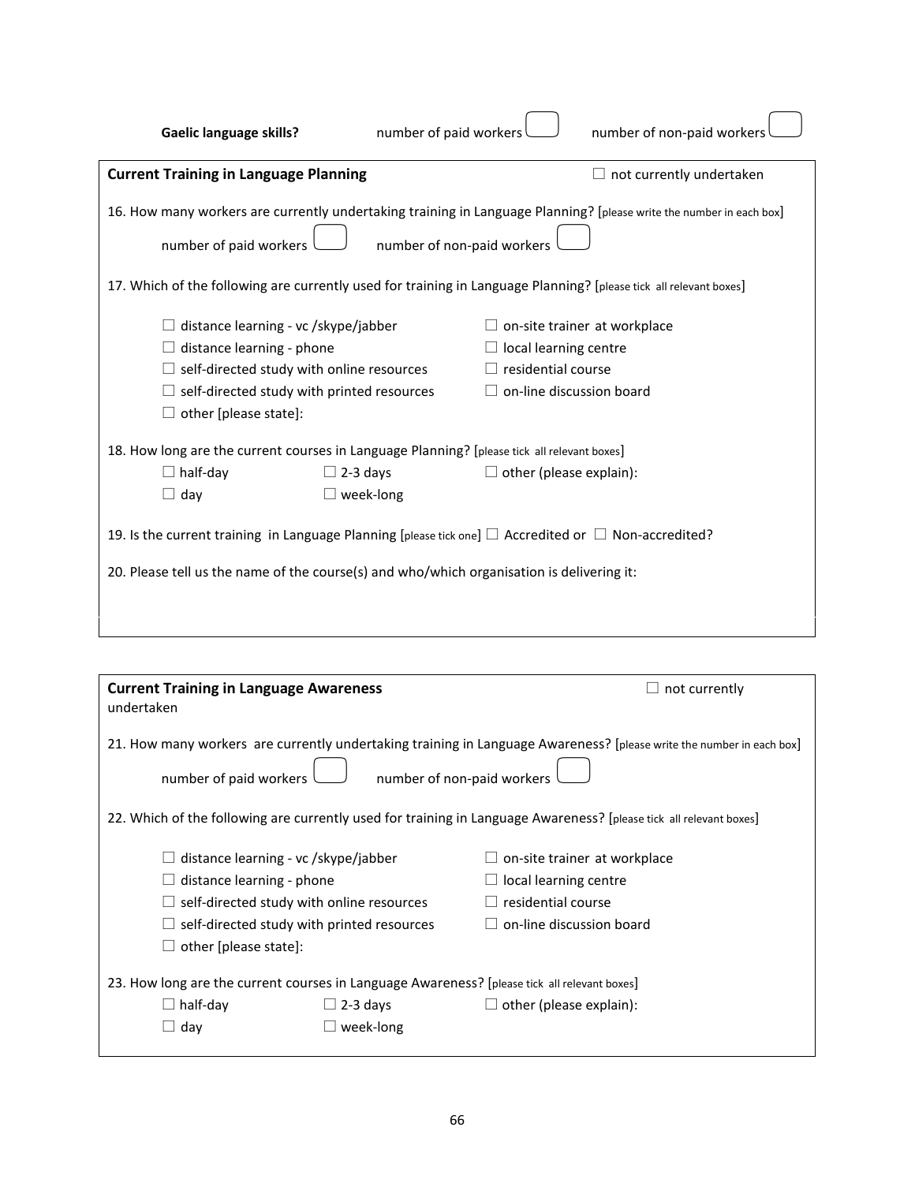**Gaelic language skills?** number of paid workers ☐ number of non-paid workers ☐

**Current Training in Language Planning** ☐ not currently undertaken

16. How many workers are currently undertaking training in Language Planning? [please write the number in each box]

number of paid workers ☐ number of non-paid workers ☐

17. Which of the following are currently used for training in Language Planning? [please tick all relevant boxes]

- ☐ distance learning - vc /skype/jabber
- ☐ distance learning - phone
- ☐ self-directed study with online resources
- ☐ self-directed study with printed resources
- ☐ other [please state]:
- ☐ on-site trainer at workplace
- ☐ local learning centre
- ☐ residential course
- ☐ on-line discussion board

18. How long are the current courses in Language Planning? [please tick all relevant boxes]

- ☐ half-day
- ☐ day
- ☐ 2-3 days
- ☐ week-long
- ☐ other (please explain):

19. Is the current training in Language Planning [please tick one] ☐ Accredited or ☐ Non-accredited?

20. Please tell us the name of the course(s) and who/which organisation is delivering it:

**Current Training in Language Awareness** ☐ not currently undertaken

21. How many workers are currently undertaking training in Language Awareness? [please write the number in each box]

number of paid workers ☐ number of non-paid workers ☐

22. Which of the following are currently used for training in Language Awareness? [please tick all relevant boxes]

- ☐ distance learning - vc /skype/jabber
- ☐ distance learning - phone
- ☐ self-directed study with online resources
- ☐ self-directed study with printed resources
- ☐ other [please state]:
- ☐ on-site trainer at workplace
- ☐ local learning centre
- ☐ residential course
- ☐ on-line discussion board

23. How long are the current courses in Language Awareness? [please tick all relevant boxes]

- ☐ half-day
- ☐ day
- ☐ 2-3 days
- ☐ week-long
- ☐ other (please explain):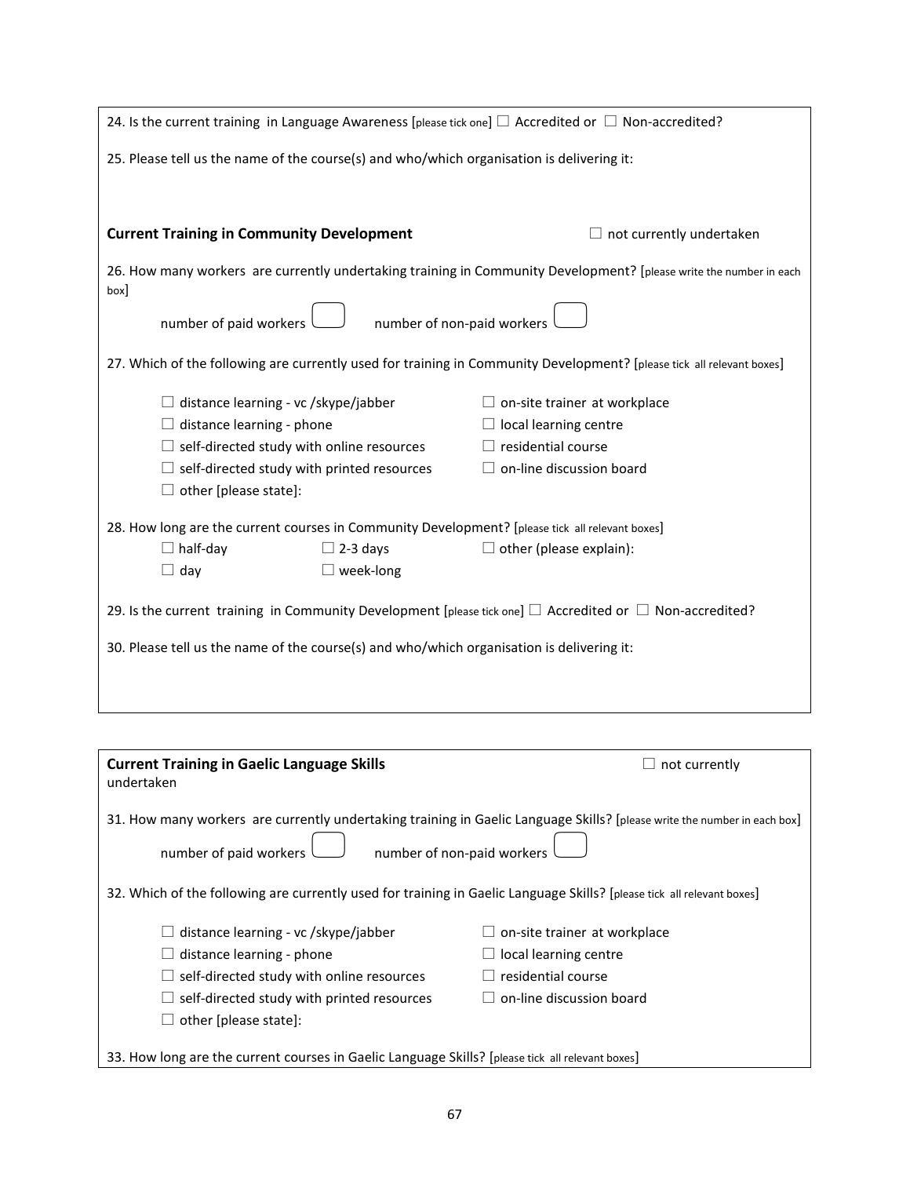24. Is the current training in Language Awareness [please tick one] ☐ Accredited or ☐ Non-accredited?

25. Please tell us the name of the course(s) and who/which organisation is delivering it:

**Current Training in Community Development** ☐ not currently undertaken

26. How many workers are currently undertaking training in Community Development? [please write the number in each box]

number of paid workers ☐ number of non-paid workers ☐

27. Which of the following are currently used for training in Community Development? [please tick all relevant boxes]

☐ distance learning - vc /skype/jabber
☐ distance learning - phone
☐ self-directed study with online resources
☐ self-directed study with printed resources
☐ other [please state]:
☐ on-site trainer at workplace
☐ local learning centre
☐ residential course
☐ on-line discussion board

28. How long are the current courses in Community Development? [please tick all relevant boxes]

☐ half-day
☐ day
☐ 2-3 days
☐ week-long
☐ other (please explain):

29. Is the current training in Community Development [please tick one] ☐ Accredited or ☐ Non-accredited?

30. Please tell us the name of the course(s) and who/which organisation is delivering it:

**Current Training in Gaelic Language Skills** ☐ not currently undertaken

31. How many workers are currently undertaking training in Gaelic Language Skills? [please write the number in each box]

number of paid workers ☐ number of non-paid workers ☐

32. Which of the following are currently used for training in Gaelic Language Skills? [please tick all relevant boxes]

☐ distance learning - vc /skype/jabber
☐ distance learning - phone
☐ self-directed study with online resources
☐ self-directed study with printed resources
☐ other [please state]:
☐ on-site trainer at workplace
☐ local learning centre
☐ residential course
☐ on-line discussion board

33. How long are the current courses in Gaelic Language Skills? [please tick all relevant boxes]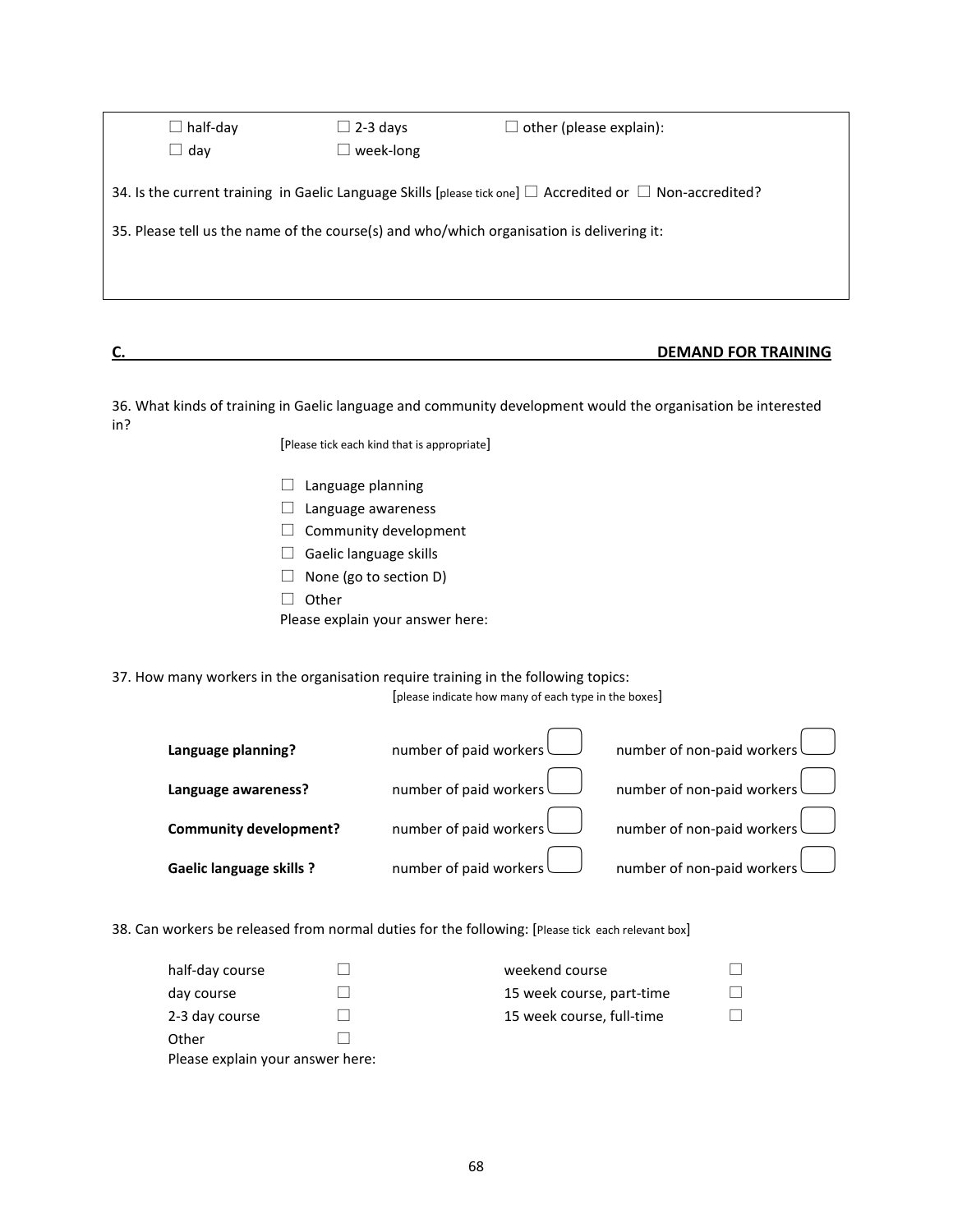☐ half-day ☐ 2-3 days ☐ other (please explain):

☐ day ☐ week-long

34. Is the current training in Gaelic Language Skills [please tick one] ☐ Accredited or ☐ Non-accredited?

35. Please tell us the name of the course(s) and who/which organisation is delivering it:

## C. DEMAND FOR TRAINING

36. What kinds of training in Gaelic language and community development would the organisation be interested in?

[Please tick each kind that is appropriate]

- ☐ Language planning
- ☐ Language awareness
- ☐ Community development
- ☐ Gaelic language skills
- ☐ None (go to section D)
- ☐ Other

Please explain your answer here:

37. How many workers in the organisation require training in the following topics:

[please indicate how many of each type in the boxes]

| | | |
|---|---|---|
| **Language planning?** | number of paid workers ☐ | number of non-paid workers ☐ |
| **Language awareness?** | number of paid workers ☐ | number of non-paid workers ☐ |
| **Community development?** | number of paid workers ☐ | number of non-paid workers ☐ |
| **Gaelic language skills ?** | number of paid workers ☐ | number of non-paid workers ☐ |

38. Can workers be released from normal duties for the following: [Please tick each relevant box]

| | | | |
|---|---|---|---|
| half-day course | ☐ | weekend course | ☐ |
| day course | ☐ | 15 week course, part-time | ☐ |
| 2-3 day course | ☐ | 15 week course, full-time | ☐ |
| Other | ☐ | | |

Please explain your answer here: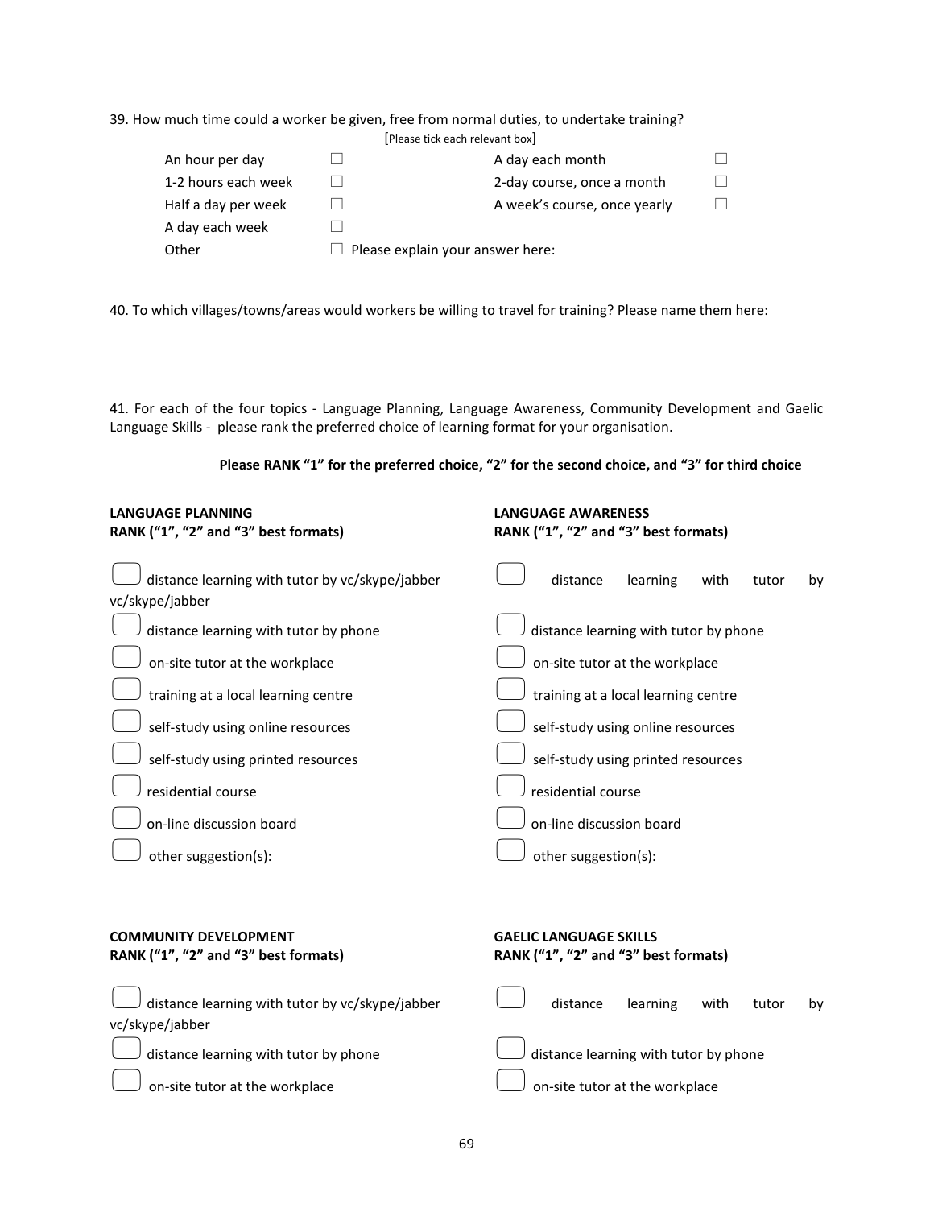39. How much time could a worker be given, free from normal duties, to undertake training?

[Please tick each relevant box]

| | | | |
|---|---|---|---|
| An hour per day | ☐ | A day each month | ☐ |
| 1-2 hours each week | ☐ | 2-day course, once a month | ☐ |
| Half a day per week | ☐ | A week's course, once yearly | ☐ |
| A day each week | ☐ | | |
| Other | ☐ Please explain your answer here: | | |

40. To which villages/towns/areas would workers be willing to travel for training? Please name them here:

41. For each of the four topics - Language Planning, Language Awareness, Community Development and Gaelic Language Skills - please rank the preferred choice of learning format for your organisation.

**Please RANK "1" for the preferred choice, "2" for the second choice, and "3" for third choice**

**LANGUAGE PLANNING**
**RANK ("1", "2" and "3" best formats)**

- ☐ distance learning with tutor by vc/skype/jabber vc/skype/jabber
- ☐ distance learning with tutor by phone
- ☐ on-site tutor at the workplace
- ☐ training at a local learning centre
- ☐ self-study using online resources
- ☐ self-study using printed resources
- ☐ residential course
- ☐ on-line discussion board
- ☐ other suggestion(s):

**LANGUAGE AWARENESS**
**RANK ("1", "2" and "3" best formats)**

- ☐ distance learning with tutor by
- ☐ distance learning with tutor by phone
- ☐ on-site tutor at the workplace
- ☐ training at a local learning centre
- ☐ self-study using online resources
- ☐ self-study using printed resources
- ☐ residential course
- ☐ on-line discussion board
- ☐ other suggestion(s):

**COMMUNITY DEVELOPMENT**
**RANK ("1", "2" and "3" best formats)**

- ☐ distance learning with tutor by vc/skype/jabber vc/skype/jabber
- ☐ distance learning with tutor by phone
- ☐ on-site tutor at the workplace

**GAELIC LANGUAGE SKILLS**
**RANK ("1", "2" and "3" best formats)**

- ☐ distance learning with tutor by
- ☐ distance learning with tutor by phone
- ☐ on-site tutor at the workplace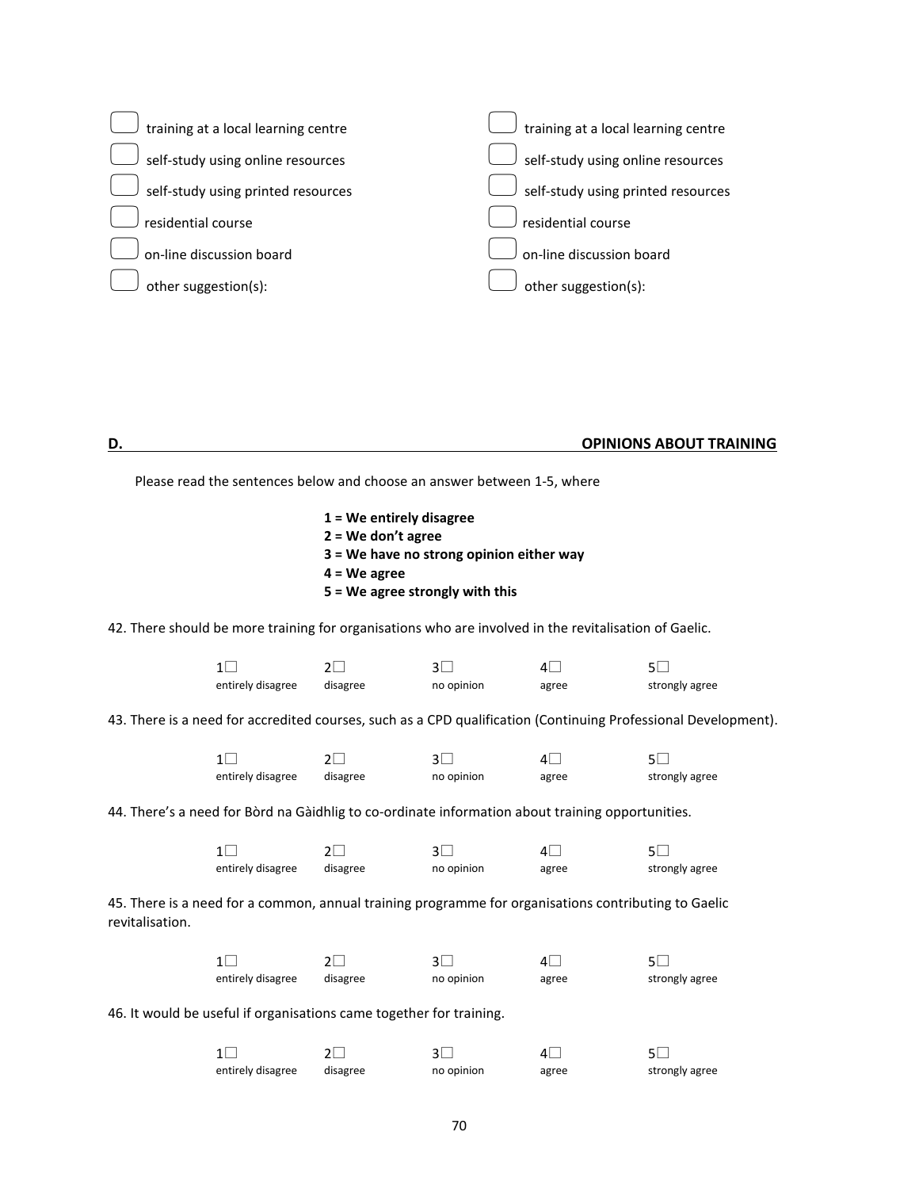| | |
|---|---|
| ☐ training at a local learning centre | ☐ training at a local learning centre |
| ☐ self-study using online resources | ☐ self-study using online resources |
| ☐ self-study using printed resources | ☐ self-study using printed resources |
| ☐ residential course | ☐ residential course |
| ☐ on-line discussion board | ☐ on-line discussion board |
| ☐ other suggestion(s): | ☐ other suggestion(s): |

## D. OPINIONS ABOUT TRAINING

Please read the sentences below and choose an answer between 1-5, where

**1 = We entirely disagree**
**2 = We don't agree**
**3 = We have no strong opinion either way**
**4 = We agree**
**5 = We agree strongly with this**

42. There should be more training for organisations who are involved in the revitalisation of Gaelic.

| 1☐ | 2☐ | 3☐ | 4☐ | 5☐ |
|---|---|---|---|---|
| entirely disagree | disagree | no opinion | agree | strongly agree |

43. There is a need for accredited courses, such as a CPD qualification (Continuing Professional Development).

| 1☐ | 2☐ | 3☐ | 4☐ | 5☐ |
|---|---|---|---|---|
| entirely disagree | disagree | no opinion | agree | strongly agree |

44. There's a need for Bòrd na Gàidhlig to co-ordinate information about training opportunities.

| 1☐ | 2☐ | 3☐ | 4☐ | 5☐ |
|---|---|---|---|---|
| entirely disagree | disagree | no opinion | agree | strongly agree |

45. There is a need for a common, annual training programme for organisations contributing to Gaelic revitalisation.

| 1☐ | 2☐ | 3☐ | 4☐ | 5☐ |
|---|---|---|---|---|
| entirely disagree | disagree | no opinion | agree | strongly agree |

46. It would be useful if organisations came together for training.

| 1☐ | 2☐ | 3☐ | 4☐ | 5☐ |
|---|---|---|---|---|
| entirely disagree | disagree | no opinion | agree | strongly agree |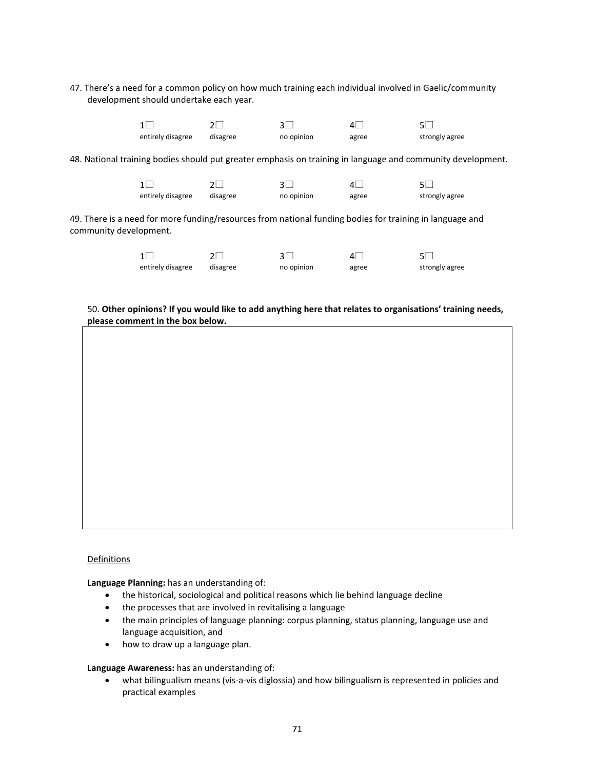47. There's a need for a common policy on how much training each individual involved in Gaelic/community development should undertake each year.

| 1☐ | 2☐ | 3☐ | 4☐ | 5☐ |
|---|---|---|---|---|
| entirely disagree | disagree | no opinion | agree | strongly agree |

48. National training bodies should put greater emphasis on training in language and community development.

| 1☐ | 2☐ | 3☐ | 4☐ | 5☐ |
|---|---|---|---|---|
| entirely disagree | disagree | no opinion | agree | strongly agree |

49. There is a need for more funding/resources from national funding bodies for training in language and community development.

| 1☐ | 2☐ | 3☐ | 4☐ | 5☐ |
|---|---|---|---|---|
| entirely disagree | disagree | no opinion | agree | strongly agree |

50. **Other opinions? If you would like to add anything here that relates to organisations' training needs, please comment in the box below.**

| |
|---|
| |

Definitions

**Language Planning:** has an understanding of:

- the historical, sociological and political reasons which lie behind language decline
- the processes that are involved in revitalising a language
- the main principles of language planning: corpus planning, status planning, language use and language acquisition, and
- how to draw up a language plan.

**Language Awareness:** has an understanding of:

- what bilingualism means (vis-a-vis diglossia) and how bilingualism is represented in policies and practical examples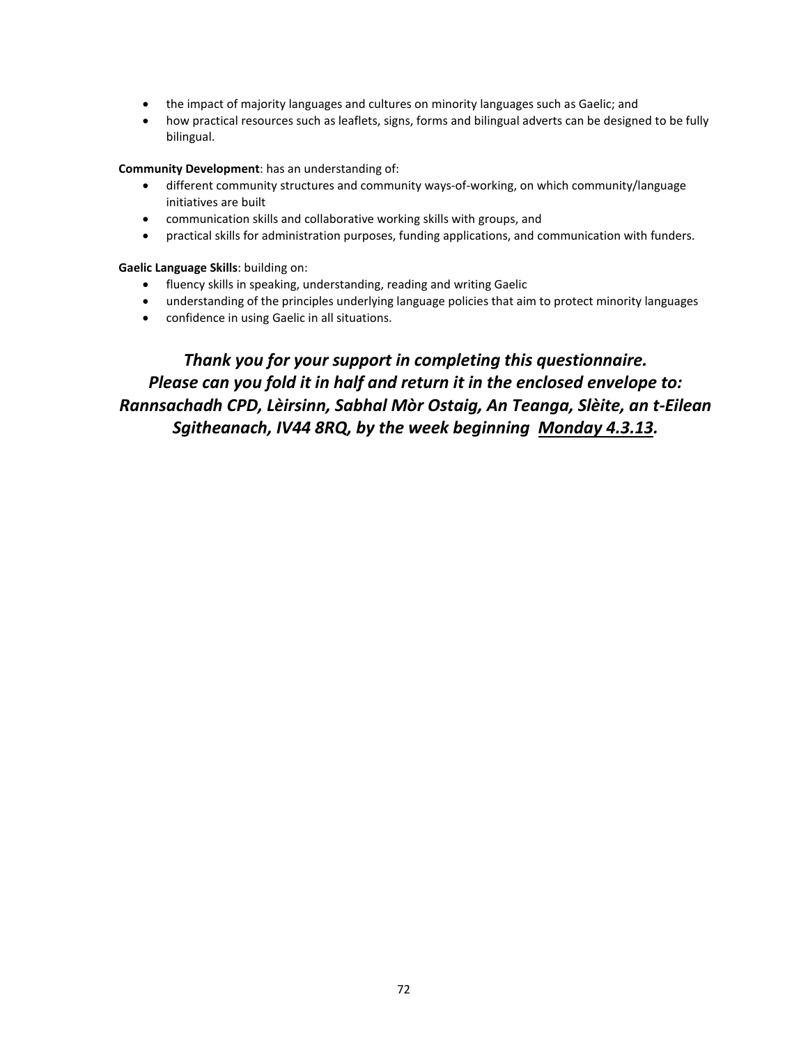- the impact of majority languages and cultures on minority languages such as Gaelic; and
- how practical resources such as leaflets, signs, forms and bilingual adverts can be designed to be fully bilingual.

**Community Development**: has an understanding of:

- different community structures and community ways-of-working, on which community/language initiatives are built
- communication skills and collaborative working skills with groups, and
- practical skills for administration purposes, funding applications, and communication with funders.

**Gaelic Language Skills**: building on:

- fluency skills in speaking, understanding, reading and writing Gaelic
- understanding of the principles underlying language policies that aim to protect minority languages
- confidence in using Gaelic in all situations.

***Thank you for your support in completing this questionnaire. Please can you fold it in half and return it in the enclosed envelope to: Rannsachadh CPD, Lèirsinn, Sabhal Mòr Ostaig, An Teanga, Slèite, an t-Eilean Sgitheanach, IV44 8RQ, by the week beginning <u>Monday 4.3.13</u>.***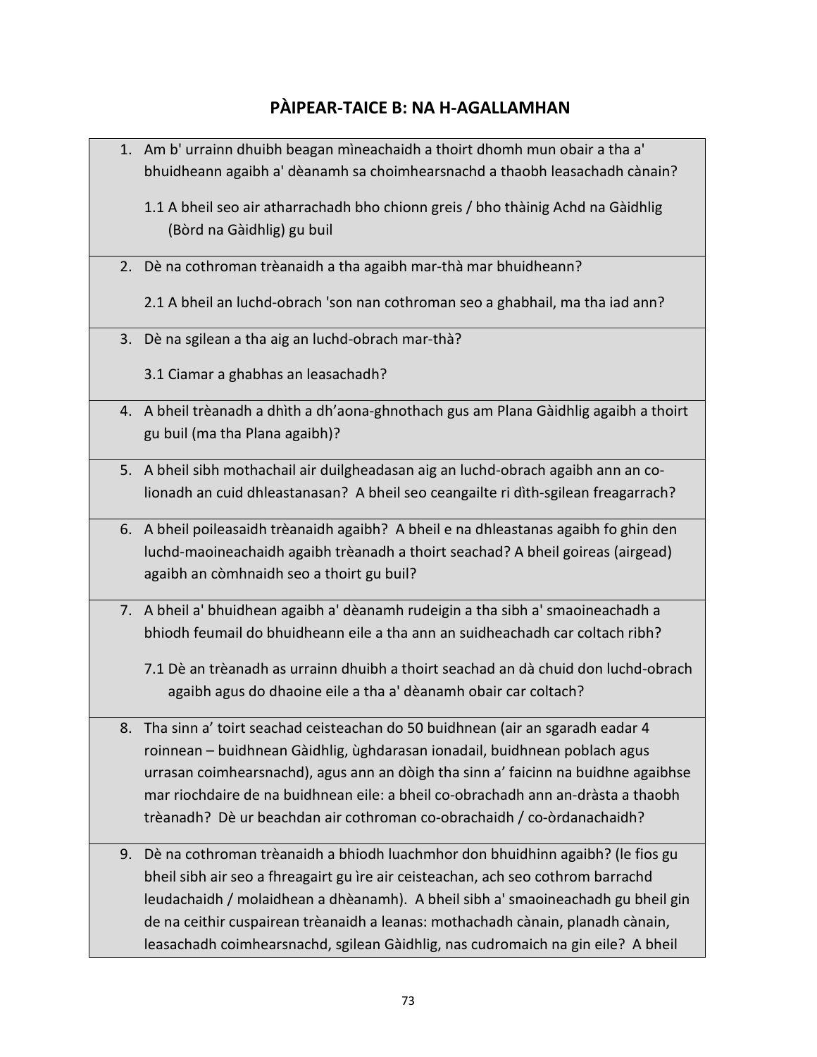# PÀIPEAR-TAICE B: NA H-AGALLAMHAN

1. Am b' urrainn dhuibh beagan mìneachaidh a thoirt dhomh mun obair a tha a' bhuidheann agaibh a' dèanamh sa choimhearsnachd a thaobh leasachadh cànain?

    1.1 A bheil seo air atharrachadh bho chionn greis / bho thàinig Achd na Gàidhlig (Bòrd na Gàidhlig) gu buil

2. Dè na cothroman trèanaidh a tha agaibh mar-thà mar bhuidheann?

    2.1 A bheil an luchd-obrach 'son nan cothroman seo a ghabhail, ma tha iad ann?

3. Dè na sgilean a tha aig an luchd-obrach mar-thà?

    3.1 Ciamar a ghabhas an leasachadh?

4. A bheil trèanadh a dhìth a dh'aona-ghnothach gus am Plana Gàidhlig agaibh a thoirt gu buil (ma tha Plana agaibh)?

5. A bheil sibh mothachail air duilgheadasan aig an luchd-obrach agaibh ann an co-lionadh an cuid dhleastanasan? A bheil seo ceangailte ri dìth-sgilean freagarrach?

6. A bheil poileasaidh trèanaidh agaibh? A bheil e na dhleastanas agaibh fo ghin den luchd-maoineachaidh agaibh trèanadh a thoirt seachad? A bheil goireas (airgead) agaibh an còmhnaidh seo a thoirt gu buil?

7. A bheil a' bhuidhean agaibh a' dèanamh rudeigin a tha sibh a' smaoineachadh a bhiodh feumail do bhuidheann eile a tha ann an suidheachadh car coltach ribh?

    7.1 Dè an trèanadh as urrainn dhuibh a thoirt seachad an dà chuid don luchd-obrach agaibh agus do dhaoine eile a tha a' dèanamh obair car coltach?

8. Tha sinn a' toirt seachad ceisteachan do 50 buidhnean (air an sgaradh eadar 4 roinnean – buidhnean Gàidhlig, ùghdarasan ionadail, buidhnean poblach agus urrasan coimhearsnachd), agus ann an dòigh tha sinn a' faicinn na buidhne agaibhse mar riochdaire de na buidhnean eile: a bheil co-obrachadh ann an-dràsta a thaobh trèanadh? Dè ur beachdan air cothroman co-obrachaidh / co-òrdanachaidh?

9. Dè na cothroman trèanaidh a bhiodh luachmhor don bhuidhinn agaibh? (le fios gu bheil sibh air seo a fhreagairt gu ìre air ceisteachan, ach seo cothrom barrachd leudachaidh / molaidhean a dhèanamh). A bheil sibh a' smaoineachadh gu bheil gin de na ceithir cuspairean trèanaidh a leanas: mothachadh cànain, planadh cànain, leasachadh coimhearsnachd, sgilean Gàidhlig, nas cudromaich na gin eile? A bheil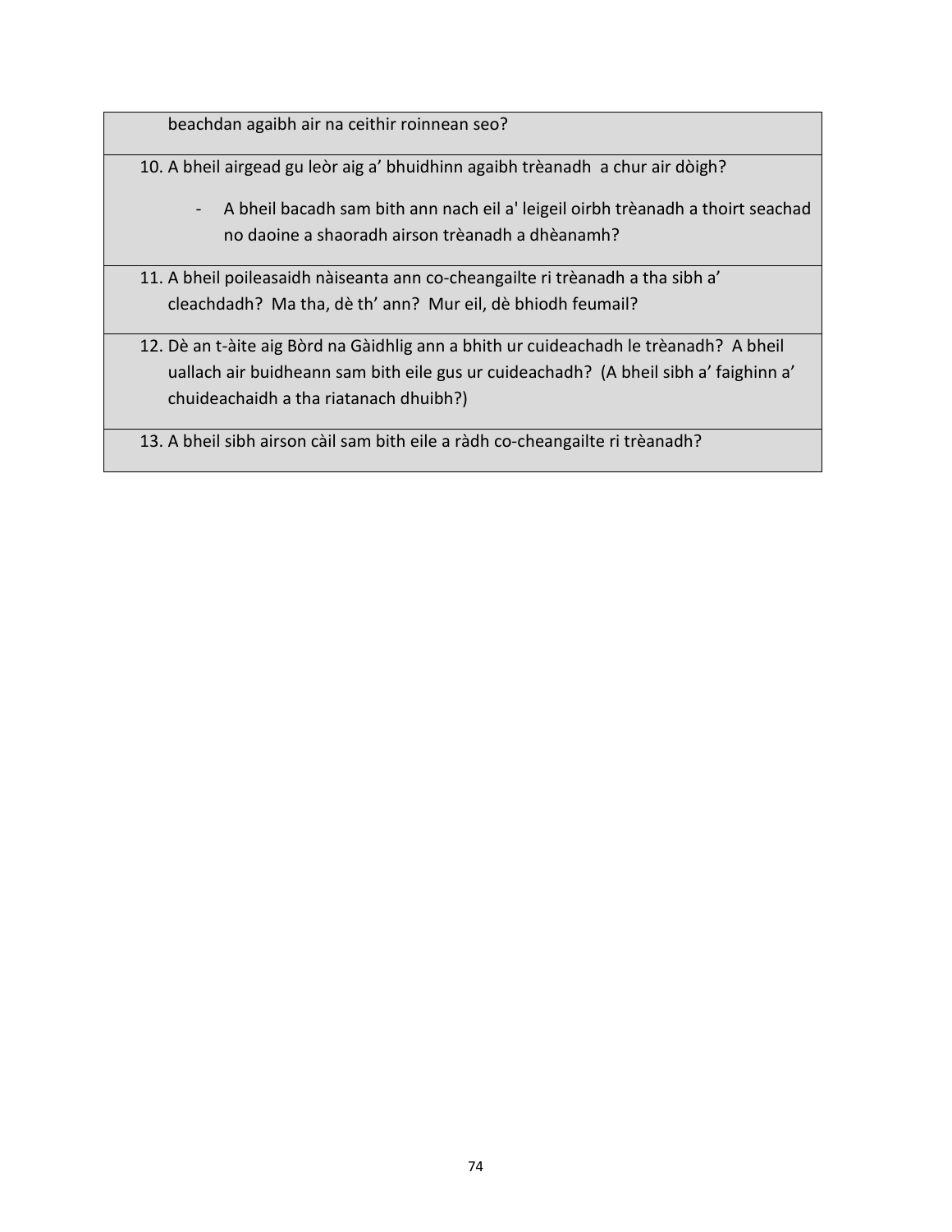| |
|---|
| beachdan agaibh air na ceithir roinnean seo? |
| 10. A bheil airgead gu leòr aig a' bhuidhinn agaibh trèanadh a chur air dòigh?<br><br>- A bheil bacadh sam bith ann nach eil a' leigeil oirbh trèanadh a thoirt seachad no daoine a shaoradh airson trèanadh a dhèanamh? |
| 11. A bheil poileasaidh nàiseanta ann co-cheangailte ri trèanadh a tha sibh a' cleachdadh? Ma tha, dè th' ann? Mur eil, dè bhiodh feumail? |
| 12. Dè an t-àite aig Bòrd na Gàidhlig ann a bhith ur cuideachadh le trèanadh? A bheil uallach air buidheann sam bith eile gus ur cuideachadh? (A bheil sibh a' faighinn a' chuideachaidh a tha riatanach dhuibh?) |
| 13. A bheil sibh airson càil sam bith eile a ràdh co-cheangailte ri trèanadh? |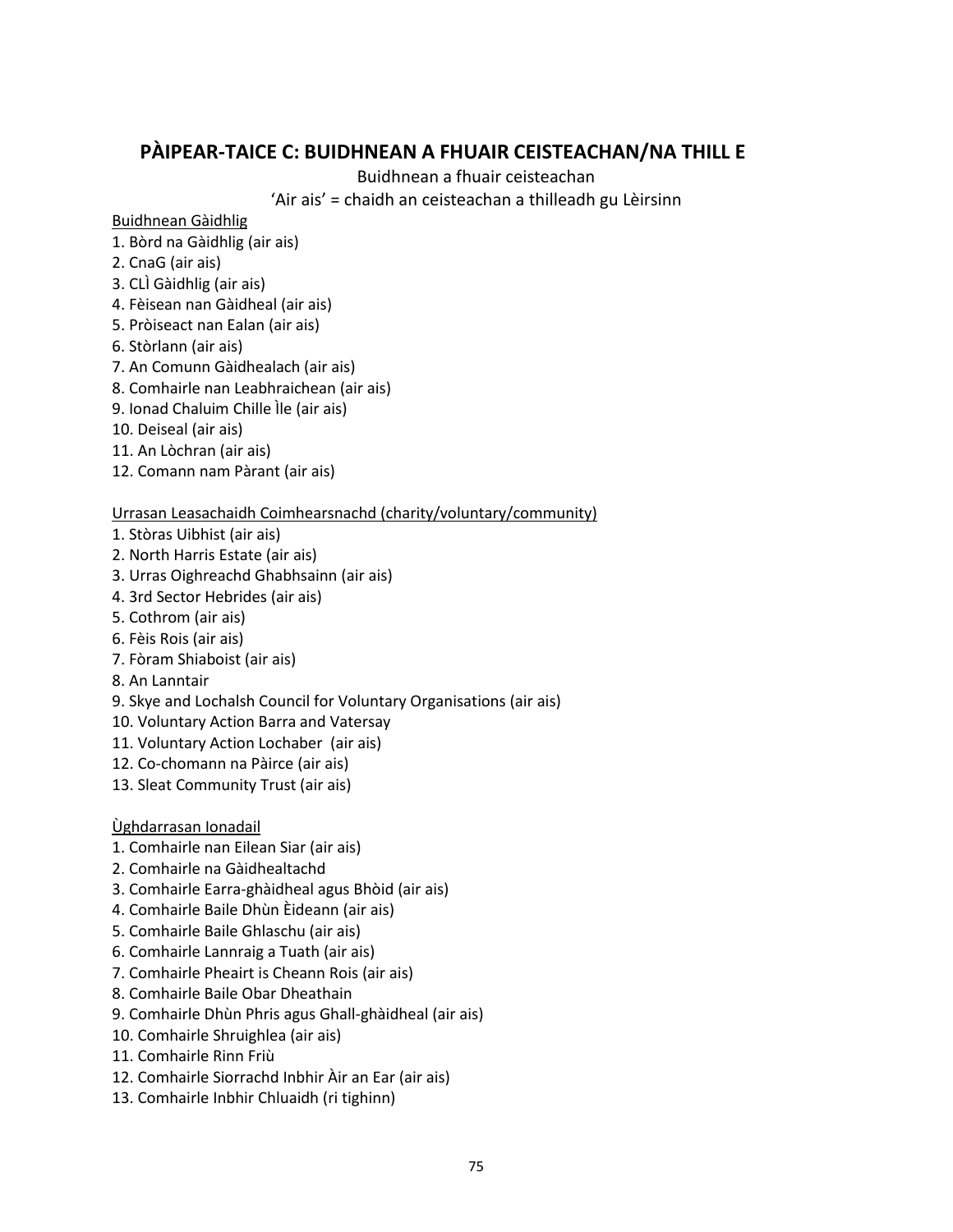## PÀIPEAR-TAICE C: BUIDHNEAN A FHUAIR CEISTEACHAN/NA THILL E

Buidhnean a fhuair ceisteachan

'Air ais' = chaidh an ceisteachan a thilleadh gu Lèirsinn

<u>Buidhnean Gàidhlig</u>

1. Bòrd na Gàidhlig (air ais)
2. CnaG (air ais)
3. CLÌ Gàidhlig (air ais)
4. Fèisean nan Gàidheal (air ais)
5. Pròiseact nan Ealan (air ais)
6. Stòrlann (air ais)
7. An Comunn Gàidhealach (air ais)
8. Comhairle nan Leabhraichean (air ais)
9. Ionad Chaluim Chille Ìle (air ais)
10. Deiseal (air ais)
11. An Lòchran (air ais)
12. Comann nam Pàrant (air ais)

<u>Urrasan Leasachaidh Coimhearsnachd (charity/voluntary/community)</u>

1. Stòras Uibhist (air ais)
2. North Harris Estate (air ais)
3. Urras Oighreachd Ghabhsainn (air ais)
4. 3rd Sector Hebrides (air ais)
5. Cothrom (air ais)
6. Fèis Rois (air ais)
7. Fòram Shiaboist (air ais)
8. An Lanntair
9. Skye and Lochalsh Council for Voluntary Organisations (air ais)
10. Voluntary Action Barra and Vatersay
11. Voluntary Action Lochaber (air ais)
12. Co-chomann na Pàirce (air ais)
13. Sleat Community Trust (air ais)

<u>Ùghdarrasan Ionadail</u>

1. Comhairle nan Eilean Siar (air ais)
2. Comhairle na Gàidhealtachd
3. Comhairle Earra-ghàidheal agus Bhòid (air ais)
4. Comhairle Baile Dhùn Èideann (air ais)
5. Comhairle Baile Ghlaschu (air ais)
6. Comhairle Lannraig a Tuath (air ais)
7. Comhairle Pheairt is Cheann Rois (air ais)
8. Comhairle Baile Obar Dheathain
9. Comhairle Dhùn Phris agus Ghall-ghàidheal (air ais)
10. Comhairle Shruighlea (air ais)
11. Comhairle Rinn Friù
12. Comhairle Siorrachd Inbhir Àir an Ear (air ais)
13. Comhairle Inbhir Chluaidh (ri tighinn)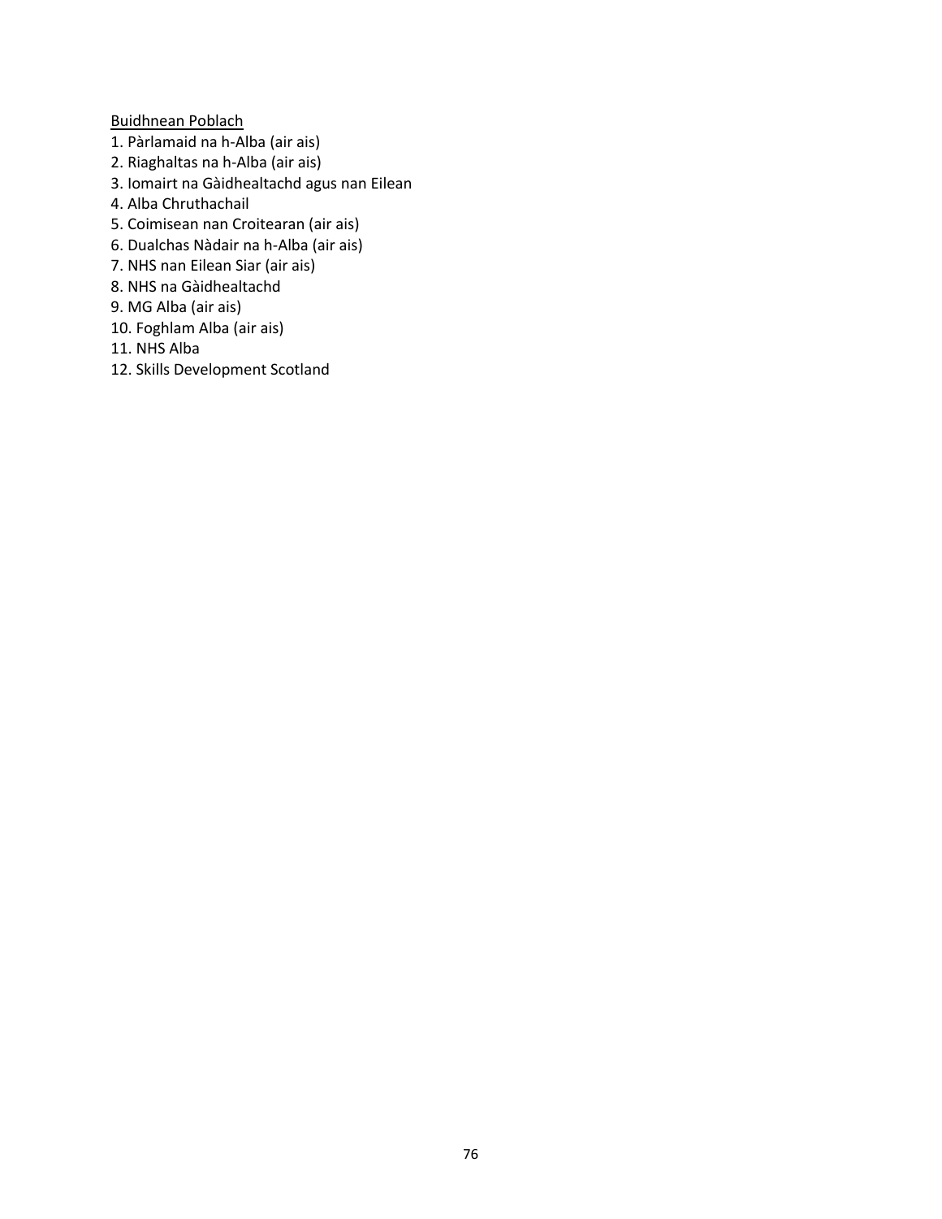Buidhnean Poblach

1. Pàrlamaid na h-Alba (air ais)
2. Riaghaltas na h-Alba (air ais)
3. Iomairt na Gàidhealtachd agus nan Eilean
4. Alba Chruthachail
5. Coimisean nan Croitearan (air ais)
6. Dualchas Nàdair na h-Alba (air ais)
7. NHS nan Eilean Siar (air ais)
8. NHS na Gàidhealtachd
9. MG Alba (air ais)
10. Foghlam Alba (air ais)
11. NHS Alba
12. Skills Development Scotland